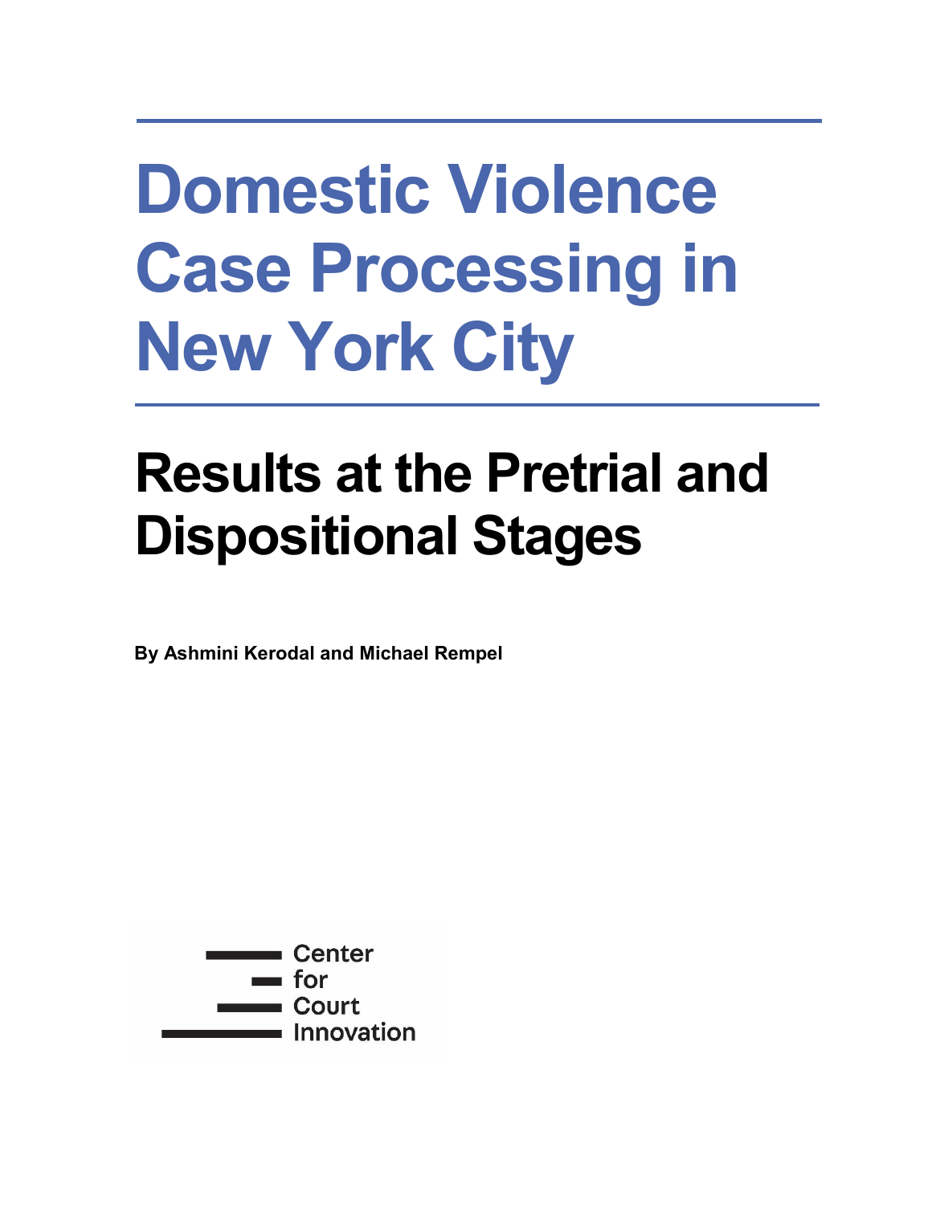# Domestic Violence Case Processing in New York City

## Results at the Pretrial and Dispositional Stages

**By Ashmini Kerodal and Michael Rempel**

Center for Court Innovation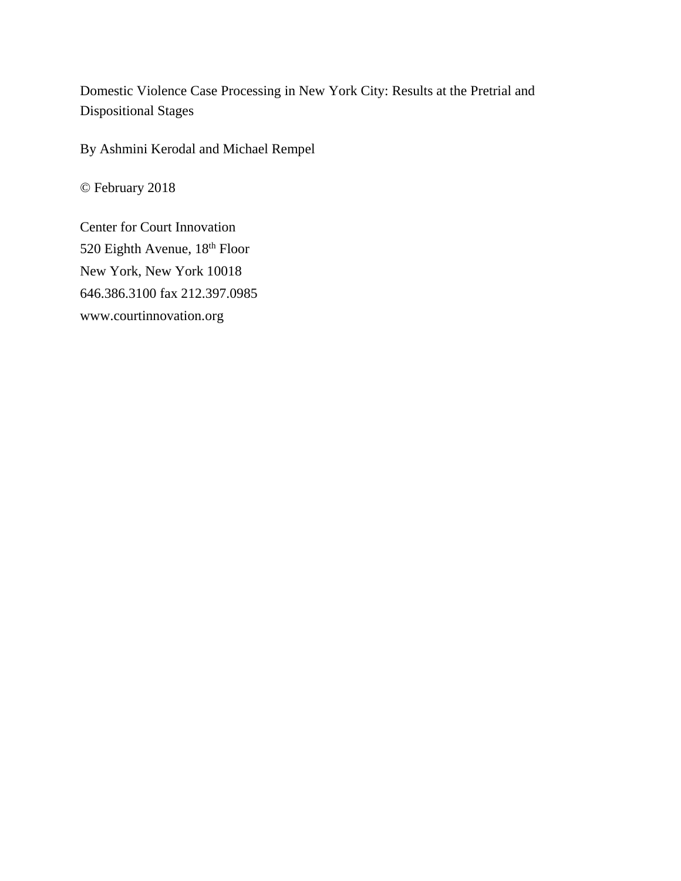Domestic Violence Case Processing in New York City: Results at the Pretrial and Dispositional Stages

By Ashmini Kerodal and Michael Rempel

© February 2018

Center for Court Innovation
520 Eighth Avenue, 18th Floor
New York, New York 10018
646.386.3100 fax 212.397.0985
www.courtinnovation.org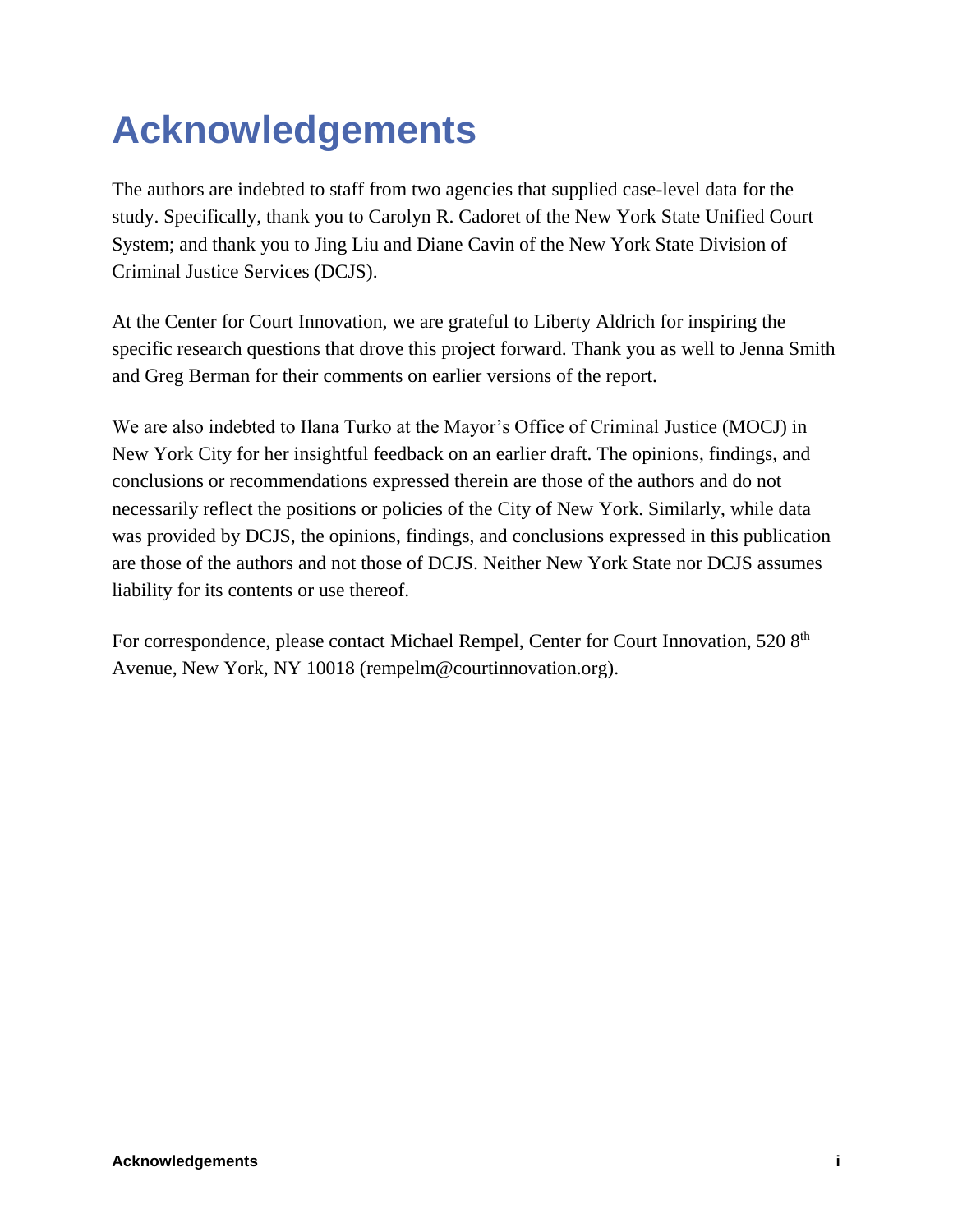# Acknowledgements

The authors are indebted to staff from two agencies that supplied case-level data for the study. Specifically, thank you to Carolyn R. Cadoret of the New York State Unified Court System; and thank you to Jing Liu and Diane Cavin of the New York State Division of Criminal Justice Services (DCJS).

At the Center for Court Innovation, we are grateful to Liberty Aldrich for inspiring the specific research questions that drove this project forward. Thank you as well to Jenna Smith and Greg Berman for their comments on earlier versions of the report.

We are also indebted to Ilana Turko at the Mayor's Office of Criminal Justice (MOCJ) in New York City for her insightful feedback on an earlier draft. The opinions, findings, and conclusions or recommendations expressed therein are those of the authors and do not necessarily reflect the positions or policies of the City of New York. Similarly, while data was provided by DCJS, the opinions, findings, and conclusions expressed in this publication are those of the authors and not those of DCJS. Neither New York State nor DCJS assumes liability for its contents or use thereof.

For correspondence, please contact Michael Rempel, Center for Court Innovation, 520 8th Avenue, New York, NY 10018 (rempelm@courtinnovation.org).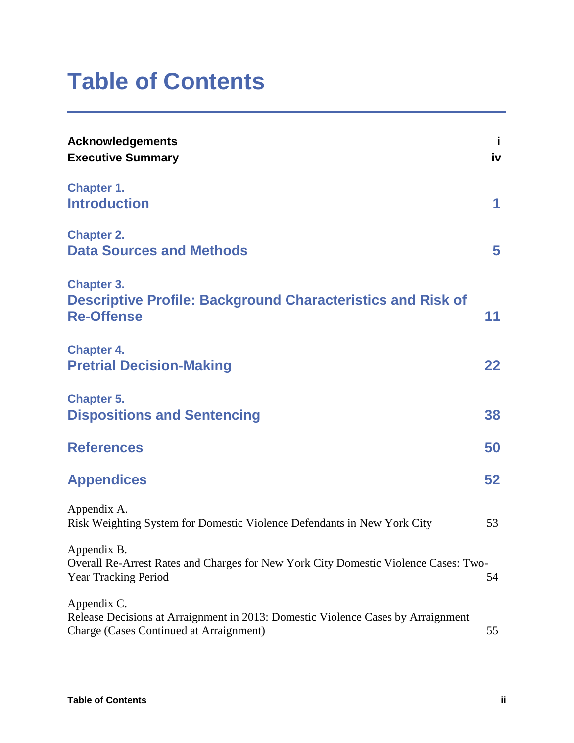# Table of Contents

| | |
|---|---|
| **Acknowledgements** | **i** |
| **Executive Summary** | **iv** |
| **Chapter 1.** **Introduction** | **1** |
| **Chapter 2.** **Data Sources and Methods** | **5** |
| **Chapter 3.** **Descriptive Profile: Background Characteristics and Risk of Re-Offense** | **11** |
| **Chapter 4.** **Pretrial Decision-Making** | **22** |
| **Chapter 5.** **Dispositions and Sentencing** | **38** |
| **References** | **50** |
| **Appendices** | **52** |
| Appendix A. Risk Weighting System for Domestic Violence Defendants in New York City | 53 |
| Appendix B. Overall Re-Arrest Rates and Charges for New York City Domestic Violence Cases: Two-Year Tracking Period | 54 |
| Appendix C. Release Decisions at Arraignment in 2013: Domestic Violence Cases by Arraignment Charge (Cases Continued at Arraignment) | 55 |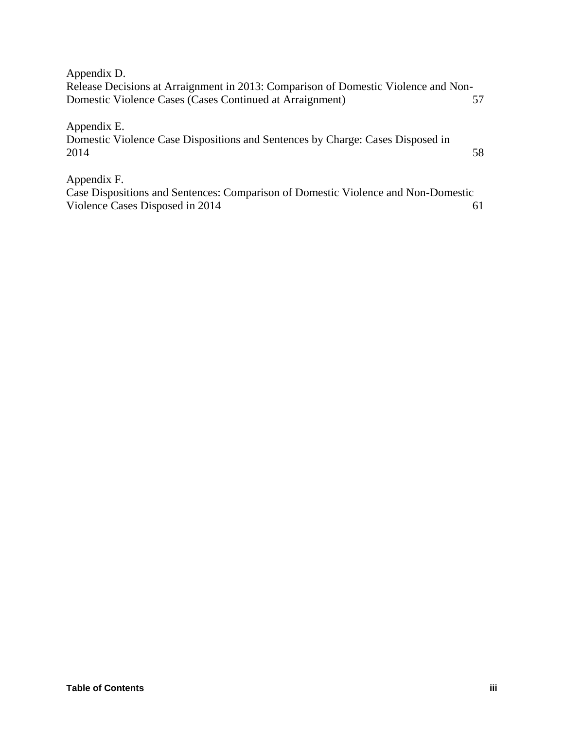Appendix D.
Release Decisions at Arraignment in 2013: Comparison of Domestic Violence and Non-Domestic Violence Cases (Cases Continued at Arraignment) 57

Appendix E.
Domestic Violence Case Dispositions and Sentences by Charge: Cases Disposed in 2014 58

Appendix F.
Case Dispositions and Sentences: Comparison of Domestic Violence and Non-Domestic Violence Cases Disposed in 2014 61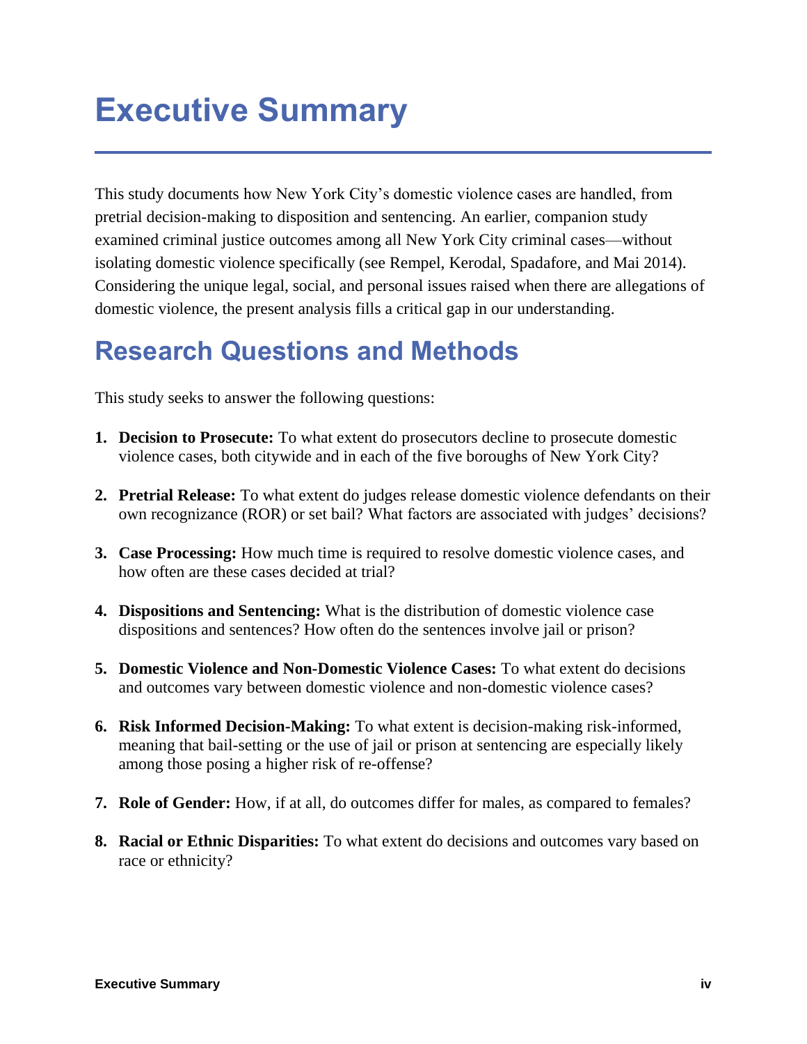# Executive Summary

This study documents how New York City's domestic violence cases are handled, from pretrial decision-making to disposition and sentencing. An earlier, companion study examined criminal justice outcomes among all New York City criminal cases—without isolating domestic violence specifically (see Rempel, Kerodal, Spadafore, and Mai 2014). Considering the unique legal, social, and personal issues raised when there are allegations of domestic violence, the present analysis fills a critical gap in our understanding.

## Research Questions and Methods

This study seeks to answer the following questions:

1. **Decision to Prosecute:** To what extent do prosecutors decline to prosecute domestic violence cases, both citywide and in each of the five boroughs of New York City?

2. **Pretrial Release:** To what extent do judges release domestic violence defendants on their own recognizance (ROR) or set bail? What factors are associated with judges' decisions?

3. **Case Processing:** How much time is required to resolve domestic violence cases, and how often are these cases decided at trial?

4. **Dispositions and Sentencing:** What is the distribution of domestic violence case dispositions and sentences? How often do the sentences involve jail or prison?

5. **Domestic Violence and Non-Domestic Violence Cases:** To what extent do decisions and outcomes vary between domestic violence and non-domestic violence cases?

6. **Risk Informed Decision-Making:** To what extent is decision-making risk-informed, meaning that bail-setting or the use of jail or prison at sentencing are especially likely among those posing a higher risk of re-offense?

7. **Role of Gender:** How, if at all, do outcomes differ for males, as compared to females?

8. **Racial or Ethnic Disparities:** To what extent do decisions and outcomes vary based on race or ethnicity?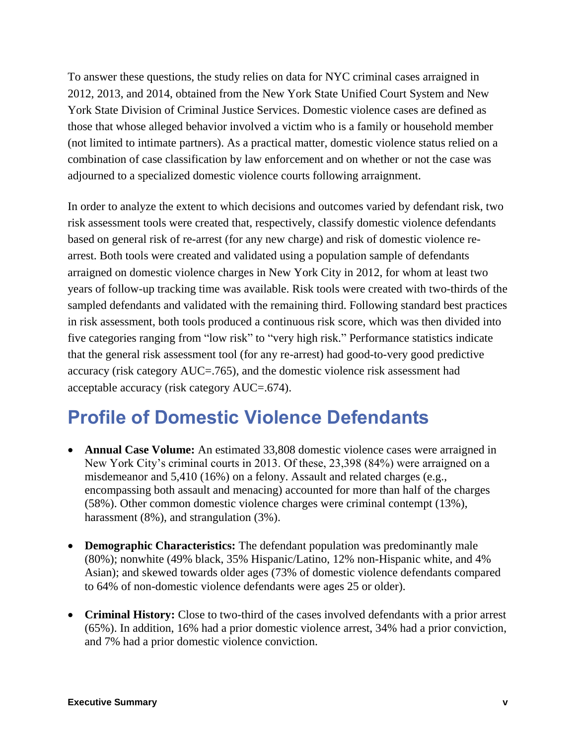To answer these questions, the study relies on data for NYC criminal cases arraigned in 2012, 2013, and 2014, obtained from the New York State Unified Court System and New York State Division of Criminal Justice Services. Domestic violence cases are defined as those that whose alleged behavior involved a victim who is a family or household member (not limited to intimate partners). As a practical matter, domestic violence status relied on a combination of case classification by law enforcement and on whether or not the case was adjourned to a specialized domestic violence courts following arraignment.

In order to analyze the extent to which decisions and outcomes varied by defendant risk, two risk assessment tools were created that, respectively, classify domestic violence defendants based on general risk of re-arrest (for any new charge) and risk of domestic violence re-arrest. Both tools were created and validated using a population sample of defendants arraigned on domestic violence charges in New York City in 2012, for whom at least two years of follow-up tracking time was available. Risk tools were created with two-thirds of the sampled defendants and validated with the remaining third. Following standard best practices in risk assessment, both tools produced a continuous risk score, which was then divided into five categories ranging from "low risk" to "very high risk." Performance statistics indicate that the general risk assessment tool (for any re-arrest) had good-to-very good predictive accuracy (risk category AUC=.765), and the domestic violence risk assessment had acceptable accuracy (risk category AUC=.674).

## Profile of Domestic Violence Defendants

- **Annual Case Volume:** An estimated 33,808 domestic violence cases were arraigned in New York City's criminal courts in 2013. Of these, 23,398 (84%) were arraigned on a misdemeanor and 5,410 (16%) on a felony. Assault and related charges (e.g., encompassing both assault and menacing) accounted for more than half of the charges (58%). Other common domestic violence charges were criminal contempt (13%), harassment (8%), and strangulation (3%).

- **Demographic Characteristics:** The defendant population was predominantly male (80%); nonwhite (49% black, 35% Hispanic/Latino, 12% non-Hispanic white, and 4% Asian); and skewed towards older ages (73% of domestic violence defendants compared to 64% of non-domestic violence defendants were ages 25 or older).

- **Criminal History:** Close to two-third of the cases involved defendants with a prior arrest (65%). In addition, 16% had a prior domestic violence arrest, 34% had a prior conviction, and 7% had a prior domestic violence conviction.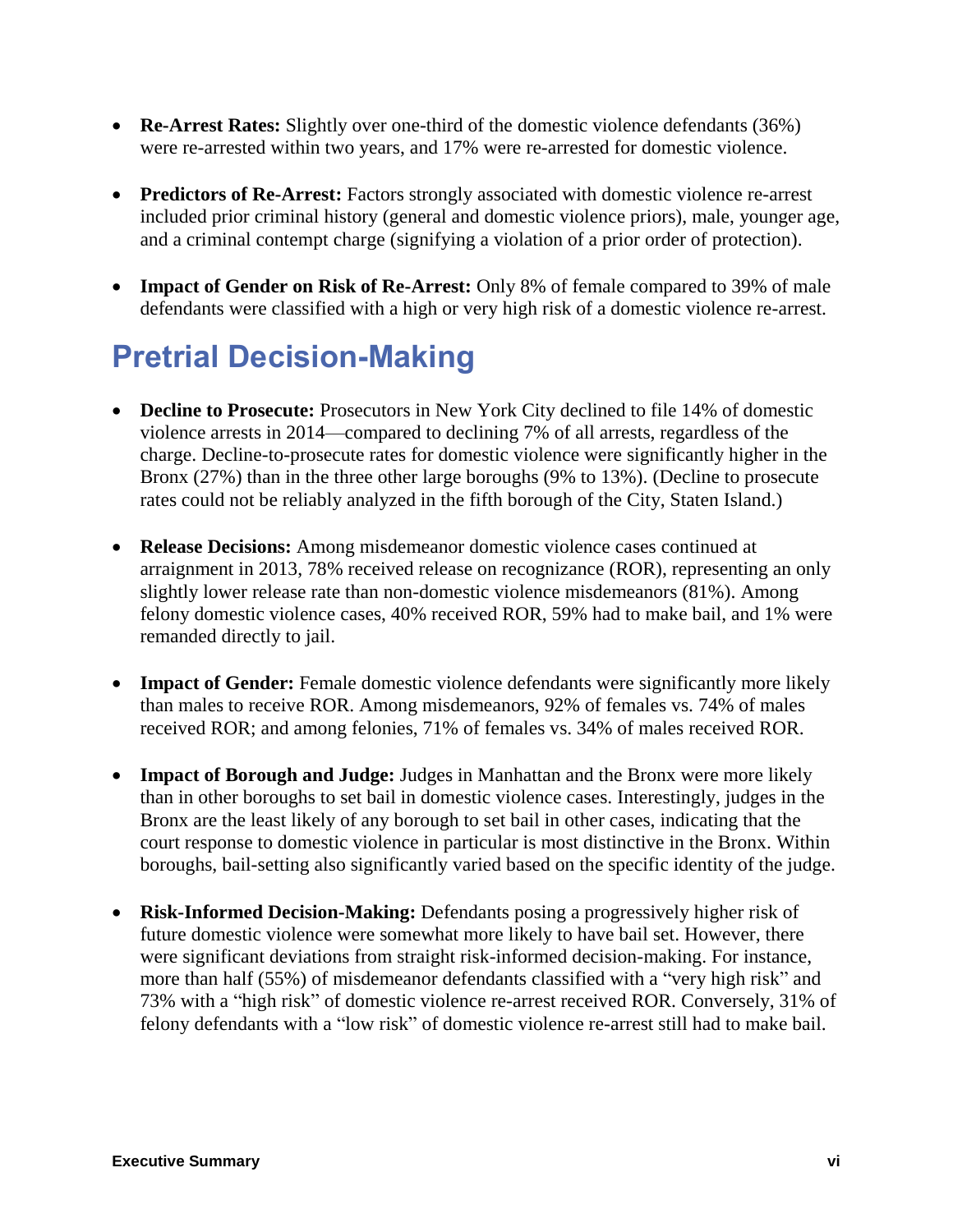- **Re-Arrest Rates:** Slightly over one-third of the domestic violence defendants (36%) were re-arrested within two years, and 17% were re-arrested for domestic violence.

- **Predictors of Re-Arrest:** Factors strongly associated with domestic violence re-arrest included prior criminal history (general and domestic violence priors), male, younger age, and a criminal contempt charge (signifying a violation of a prior order of protection).

- **Impact of Gender on Risk of Re-Arrest:** Only 8% of female compared to 39% of male defendants were classified with a high or very high risk of a domestic violence re-arrest.

## Pretrial Decision-Making

- **Decline to Prosecute:** Prosecutors in New York City declined to file 14% of domestic violence arrests in 2014—compared to declining 7% of all arrests, regardless of the charge. Decline-to-prosecute rates for domestic violence were significantly higher in the Bronx (27%) than in the three other large boroughs (9% to 13%). (Decline to prosecute rates could not be reliably analyzed in the fifth borough of the City, Staten Island.)

- **Release Decisions:** Among misdemeanor domestic violence cases continued at arraignment in 2013, 78% received release on recognizance (ROR), representing an only slightly lower release rate than non-domestic violence misdemeanors (81%). Among felony domestic violence cases, 40% received ROR, 59% had to make bail, and 1% were remanded directly to jail.

- **Impact of Gender:** Female domestic violence defendants were significantly more likely than males to receive ROR. Among misdemeanors, 92% of females vs. 74% of males received ROR; and among felonies, 71% of females vs. 34% of males received ROR.

- **Impact of Borough and Judge:** Judges in Manhattan and the Bronx were more likely than in other boroughs to set bail in domestic violence cases. Interestingly, judges in the Bronx are the least likely of any borough to set bail in other cases, indicating that the court response to domestic violence in particular is most distinctive in the Bronx. Within boroughs, bail-setting also significantly varied based on the specific identity of the judge.

- **Risk-Informed Decision-Making:** Defendants posing a progressively higher risk of future domestic violence were somewhat more likely to have bail set. However, there were significant deviations from straight risk-informed decision-making. For instance, more than half (55%) of misdemeanor defendants classified with a "very high risk" and 73% with a "high risk" of domestic violence re-arrest received ROR. Conversely, 31% of felony defendants with a "low risk" of domestic violence re-arrest still had to make bail.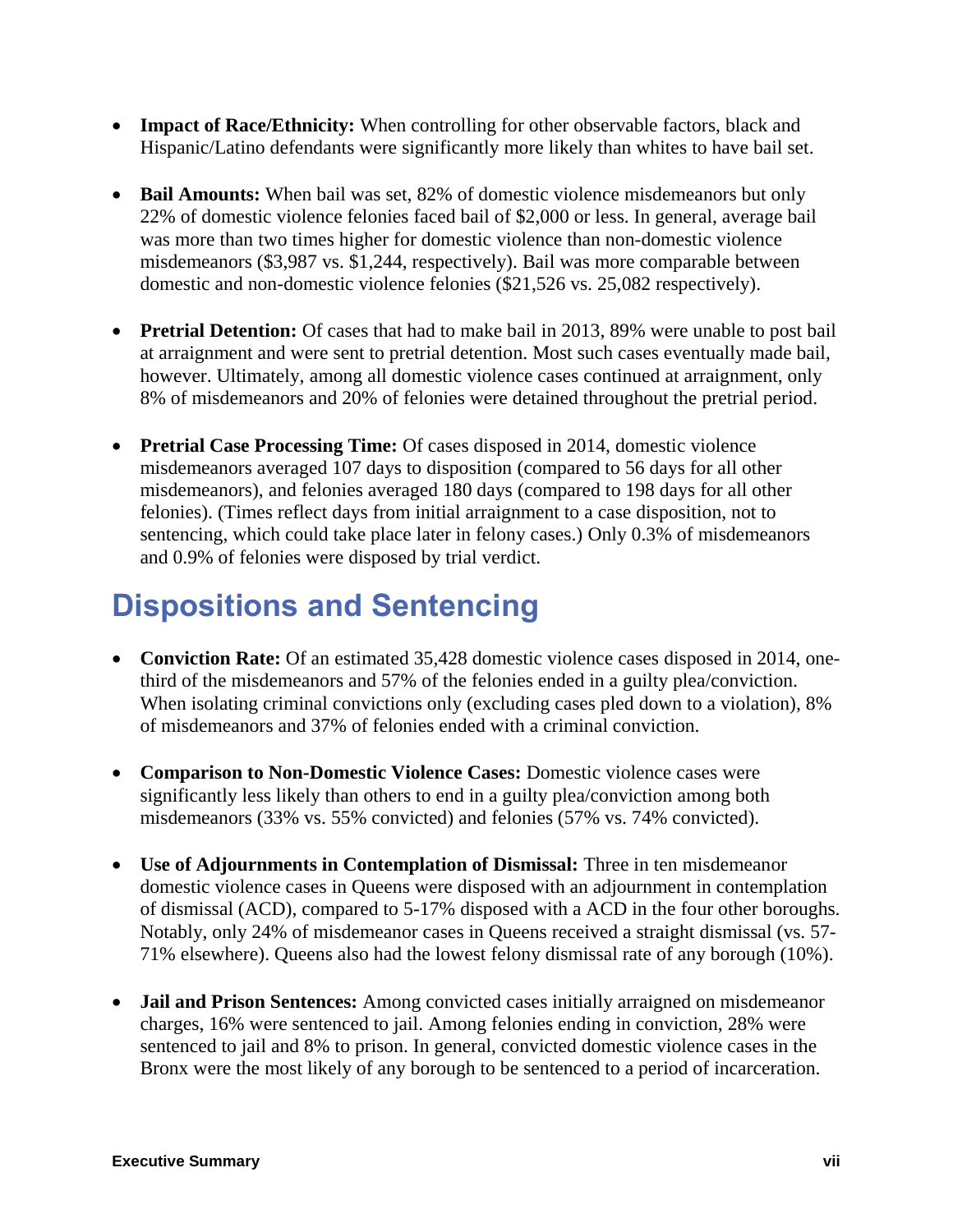- **Impact of Race/Ethnicity:** When controlling for other observable factors, black and Hispanic/Latino defendants were significantly more likely than whites to have bail set.

- **Bail Amounts:** When bail was set, 82% of domestic violence misdemeanors but only 22% of domestic violence felonies faced bail of $2,000 or less. In general, average bail was more than two times higher for domestic violence than non-domestic violence misdemeanors ($3,987 vs. $1,244, respectively). Bail was more comparable between domestic and non-domestic violence felonies ($21,526 vs. 25,082 respectively).

- **Pretrial Detention:** Of cases that had to make bail in 2013, 89% were unable to post bail at arraignment and were sent to pretrial detention. Most such cases eventually made bail, however. Ultimately, among all domestic violence cases continued at arraignment, only 8% of misdemeanors and 20% of felonies were detained throughout the pretrial period.

- **Pretrial Case Processing Time:** Of cases disposed in 2014, domestic violence misdemeanors averaged 107 days to disposition (compared to 56 days for all other misdemeanors), and felonies averaged 180 days (compared to 198 days for all other felonies). (Times reflect days from initial arraignment to a case disposition, not to sentencing, which could take place later in felony cases.) Only 0.3% of misdemeanors and 0.9% of felonies were disposed by trial verdict.

## Dispositions and Sentencing

- **Conviction Rate:** Of an estimated 35,428 domestic violence cases disposed in 2014, one-third of the misdemeanors and 57% of the felonies ended in a guilty plea/conviction. When isolating criminal convictions only (excluding cases pled down to a violation), 8% of misdemeanors and 37% of felonies ended with a criminal conviction.

- **Comparison to Non-Domestic Violence Cases:** Domestic violence cases were significantly less likely than others to end in a guilty plea/conviction among both misdemeanors (33% vs. 55% convicted) and felonies (57% vs. 74% convicted).

- **Use of Adjournments in Contemplation of Dismissal:** Three in ten misdemeanor domestic violence cases in Queens were disposed with an adjournment in contemplation of dismissal (ACD), compared to 5-17% disposed with a ACD in the four other boroughs. Notably, only 24% of misdemeanor cases in Queens received a straight dismissal (vs. 57-71% elsewhere). Queens also had the lowest felony dismissal rate of any borough (10%).

- **Jail and Prison Sentences:** Among convicted cases initially arraigned on misdemeanor charges, 16% were sentenced to jail. Among felonies ending in conviction, 28% were sentenced to jail and 8% to prison. In general, convicted domestic violence cases in the Bronx were the most likely of any borough to be sentenced to a period of incarceration.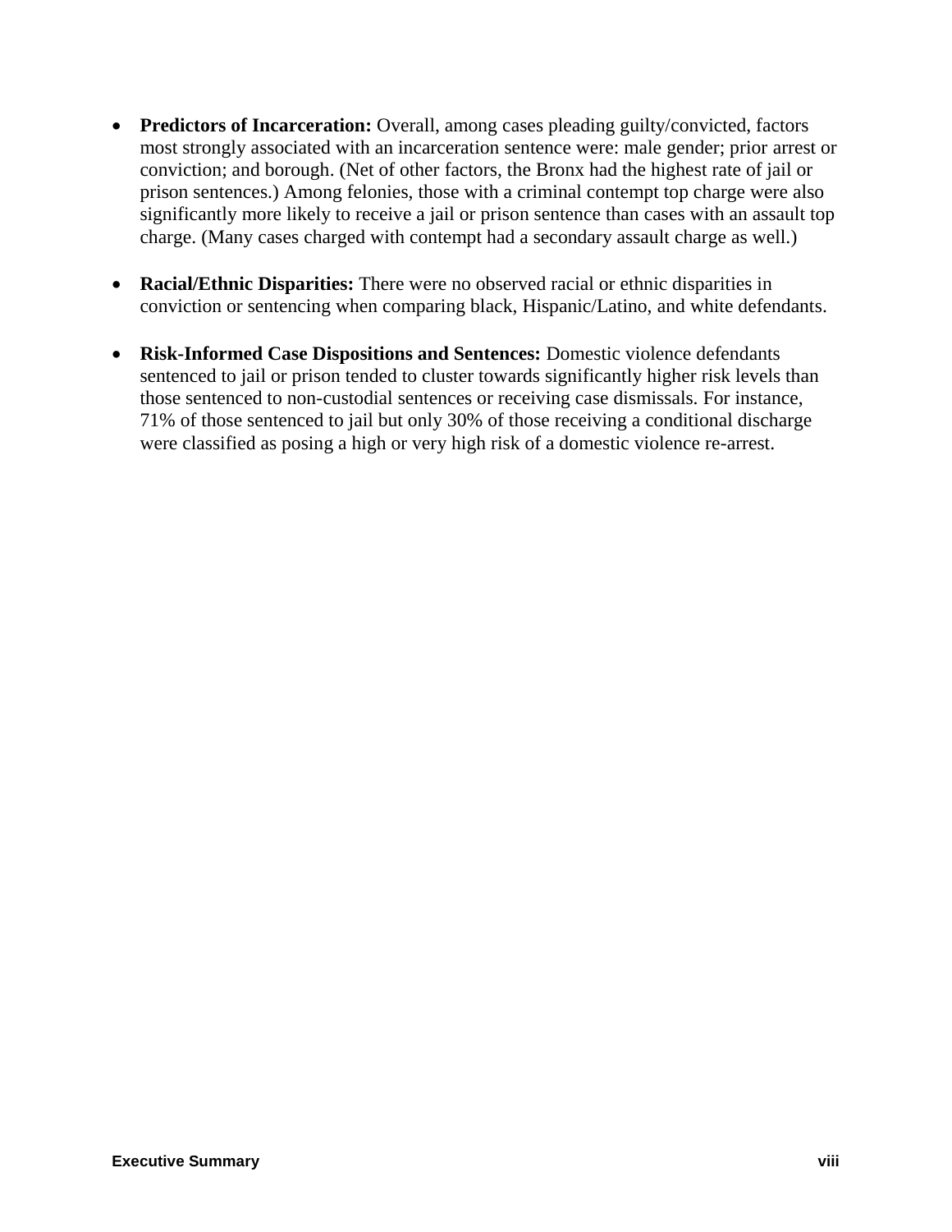- **Predictors of Incarceration:** Overall, among cases pleading guilty/convicted, factors most strongly associated with an incarceration sentence were: male gender; prior arrest or conviction; and borough. (Net of other factors, the Bronx had the highest rate of jail or prison sentences.) Among felonies, those with a criminal contempt top charge were also significantly more likely to receive a jail or prison sentence than cases with an assault top charge. (Many cases charged with contempt had a secondary assault charge as well.)

- **Racial/Ethnic Disparities:** There were no observed racial or ethnic disparities in conviction or sentencing when comparing black, Hispanic/Latino, and white defendants.

- **Risk-Informed Case Dispositions and Sentences:** Domestic violence defendants sentenced to jail or prison tended to cluster towards significantly higher risk levels than those sentenced to non-custodial sentences or receiving case dismissals. For instance, 71% of those sentenced to jail but only 30% of those receiving a conditional discharge were classified as posing a high or very high risk of a domestic violence re-arrest.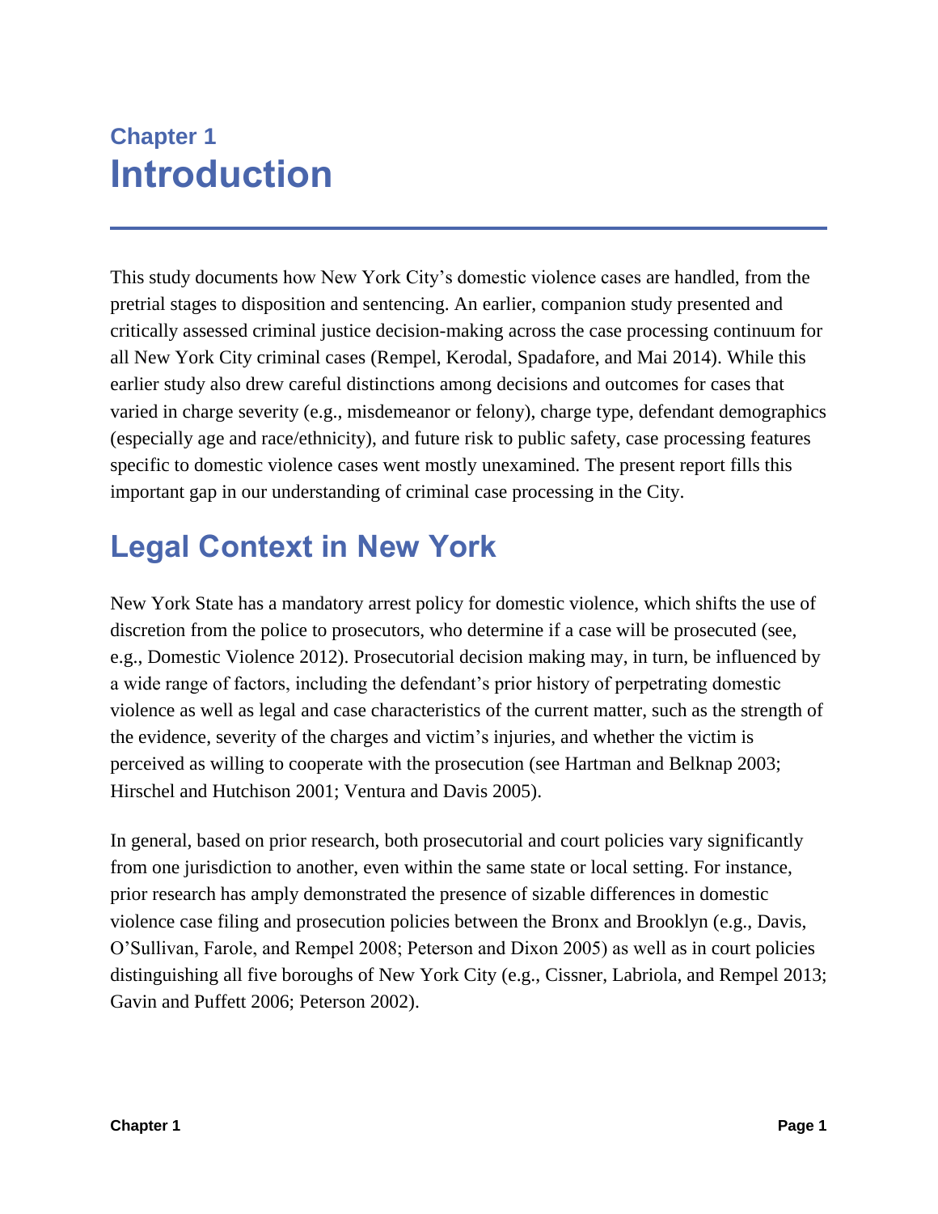# Chapter 1
# Introduction

This study documents how New York City's domestic violence cases are handled, from the pretrial stages to disposition and sentencing. An earlier, companion study presented and critically assessed criminal justice decision-making across the case processing continuum for all New York City criminal cases (Rempel, Kerodal, Spadafore, and Mai 2014). While this earlier study also drew careful distinctions among decisions and outcomes for cases that varied in charge severity (e.g., misdemeanor or felony), charge type, defendant demographics (especially age and race/ethnicity), and future risk to public safety, case processing features specific to domestic violence cases went mostly unexamined. The present report fills this important gap in our understanding of criminal case processing in the City.

## Legal Context in New York

New York State has a mandatory arrest policy for domestic violence, which shifts the use of discretion from the police to prosecutors, who determine if a case will be prosecuted (see, e.g., Domestic Violence 2012). Prosecutorial decision making may, in turn, be influenced by a wide range of factors, including the defendant's prior history of perpetrating domestic violence as well as legal and case characteristics of the current matter, such as the strength of the evidence, severity of the charges and victim's injuries, and whether the victim is perceived as willing to cooperate with the prosecution (see Hartman and Belknap 2003; Hirschel and Hutchison 2001; Ventura and Davis 2005).

In general, based on prior research, both prosecutorial and court policies vary significantly from one jurisdiction to another, even within the same state or local setting. For instance, prior research has amply demonstrated the presence of sizable differences in domestic violence case filing and prosecution policies between the Bronx and Brooklyn (e.g., Davis, O'Sullivan, Farole, and Rempel 2008; Peterson and Dixon 2005) as well as in court policies distinguishing all five boroughs of New York City (e.g., Cissner, Labriola, and Rempel 2013; Gavin and Puffett 2006; Peterson 2002).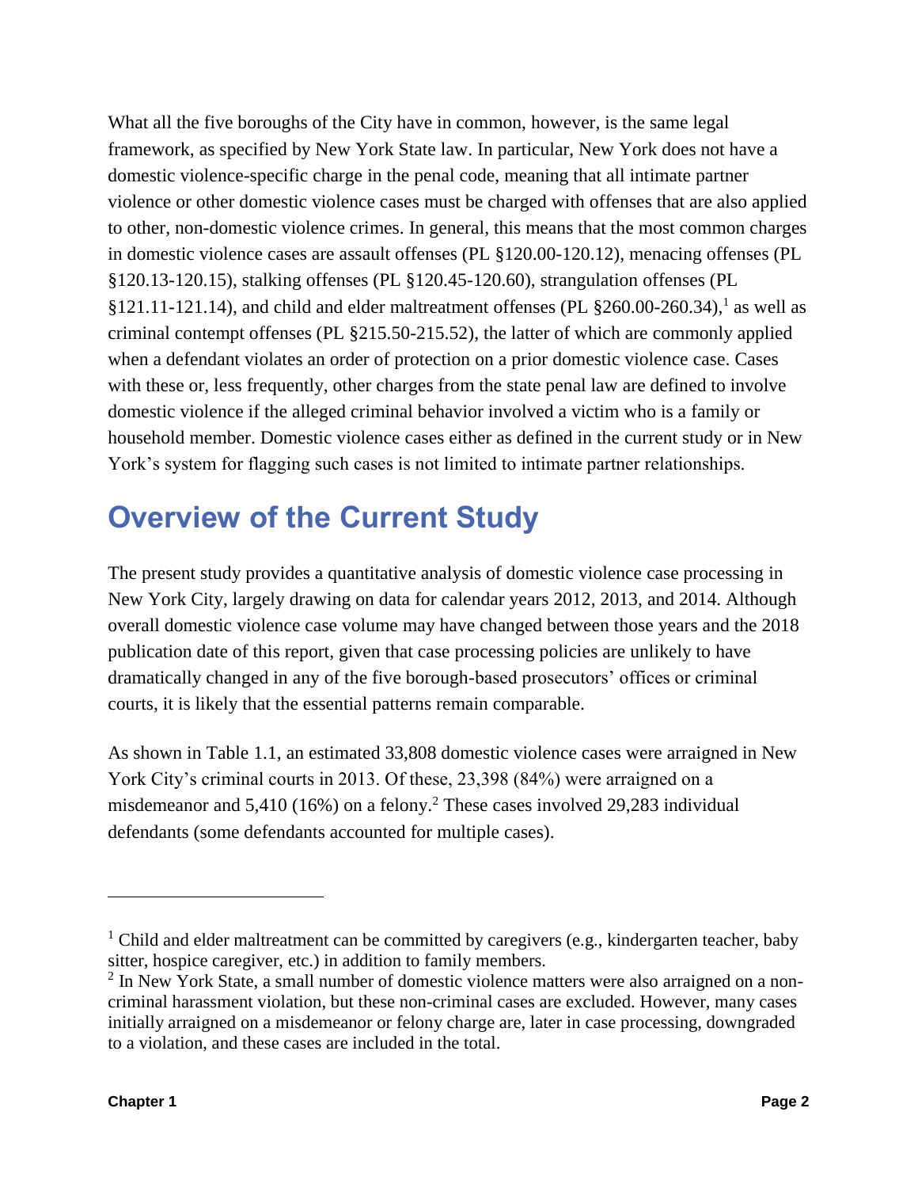What all the five boroughs of the City have in common, however, is the same legal framework, as specified by New York State law. In particular, New York does not have a domestic violence-specific charge in the penal code, meaning that all intimate partner violence or other domestic violence cases must be charged with offenses that are also applied to other, non-domestic violence crimes. In general, this means that the most common charges in domestic violence cases are assault offenses (PL §120.00-120.12), menacing offenses (PL §120.13-120.15), stalking offenses (PL §120.45-120.60), strangulation offenses (PL §121.11-121.14), and child and elder maltreatment offenses (PL §260.00-260.34),[1] as well as criminal contempt offenses (PL §215.50-215.52), the latter of which are commonly applied when a defendant violates an order of protection on a prior domestic violence case. Cases with these or, less frequently, other charges from the state penal law are defined to involve domestic violence if the alleged criminal behavior involved a victim who is a family or household member. Domestic violence cases either as defined in the current study or in New York's system for flagging such cases is not limited to intimate partner relationships.

## Overview of the Current Study

The present study provides a quantitative analysis of domestic violence case processing in New York City, largely drawing on data for calendar years 2012, 2013, and 2014. Although overall domestic violence case volume may have changed between those years and the 2018 publication date of this report, given that case processing policies are unlikely to have dramatically changed in any of the five borough-based prosecutors' offices or criminal courts, it is likely that the essential patterns remain comparable.

As shown in Table 1.1, an estimated 33,808 domestic violence cases were arraigned in New York City's criminal courts in 2013. Of these, 23,398 (84%) were arraigned on a misdemeanor and 5,410 (16%) on a felony.[2] These cases involved 29,283 individual defendants (some defendants accounted for multiple cases).

---

[1] Child and elder maltreatment can be committed by caregivers (e.g., kindergarten teacher, baby sitter, hospice caregiver, etc.) in addition to family members.

[2] In New York State, a small number of domestic violence matters were also arraigned on a non-criminal harassment violation, but these non-criminal cases are excluded. However, many cases initially arraigned on a misdemeanor or felony charge are, later in case processing, downgraded to a violation, and these cases are included in the total.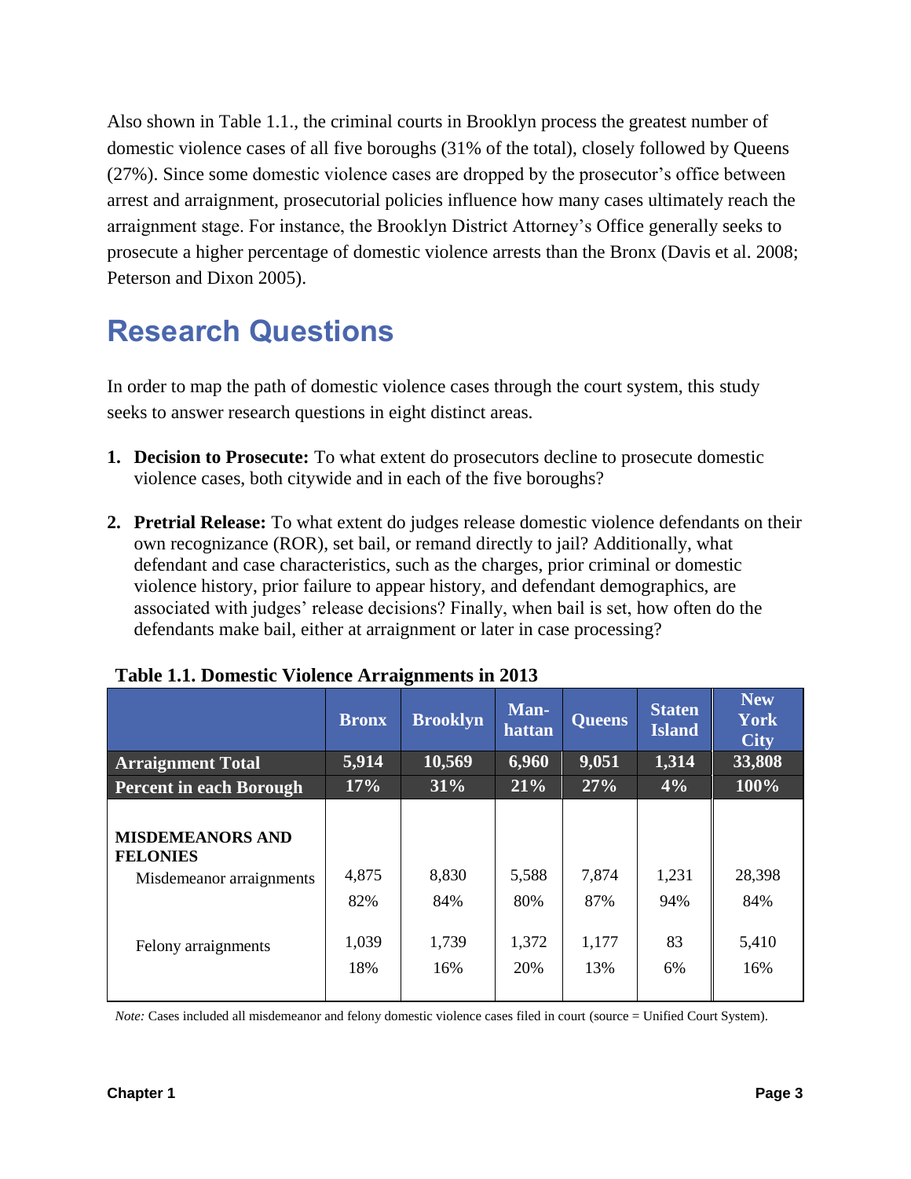Also shown in Table 1.1., the criminal courts in Brooklyn process the greatest number of domestic violence cases of all five boroughs (31% of the total), closely followed by Queens (27%). Since some domestic violence cases are dropped by the prosecutor's office between arrest and arraignment, prosecutorial policies influence how many cases ultimately reach the arraignment stage. For instance, the Brooklyn District Attorney's Office generally seeks to prosecute a higher percentage of domestic violence arrests than the Bronx (Davis et al. 2008; Peterson and Dixon 2005).

## Research Questions

In order to map the path of domestic violence cases through the court system, this study seeks to answer research questions in eight distinct areas.

1. **Decision to Prosecute:** To what extent do prosecutors decline to prosecute domestic violence cases, both citywide and in each of the five boroughs?

2. **Pretrial Release:** To what extent do judges release domestic violence defendants on their own recognizance (ROR), set bail, or remand directly to jail? Additionally, what defendant and case characteristics, such as the charges, prior criminal or domestic violence history, prior failure to appear history, and defendant demographics, are associated with judges' release decisions? Finally, when bail is set, how often do the defendants make bail, either at arraignment or later in case processing?

**Table 1.1. Domestic Violence Arraignments in 2013**

| | Bronx | Brooklyn | Man-hattan | Queens | Staten Island | New York City |
|---|---|---|---|---|---|---|
| **Arraignment Total** | **5,914** | **10,569** | **6,960** | **9,051** | **1,314** | **33,808** |
| **Percent in each Borough** | **17%** | **31%** | **21%** | **27%** | **4%** | **100%** |
| **MISDEMEANORS AND FELONIES** | | | | | | |
| Misdemeanor arraignments | 4,875 | 8,830 | 5,588 | 7,874 | 1,231 | 28,398 |
| | 82% | 84% | 80% | 87% | 94% | 84% |
| Felony arraignments | 1,039 | 1,739 | 1,372 | 1,177 | 83 | 5,410 |
| | 18% | 16% | 20% | 13% | 6% | 16% |

*Note:* Cases included all misdemeanor and felony domestic violence cases filed in court (source = Unified Court System).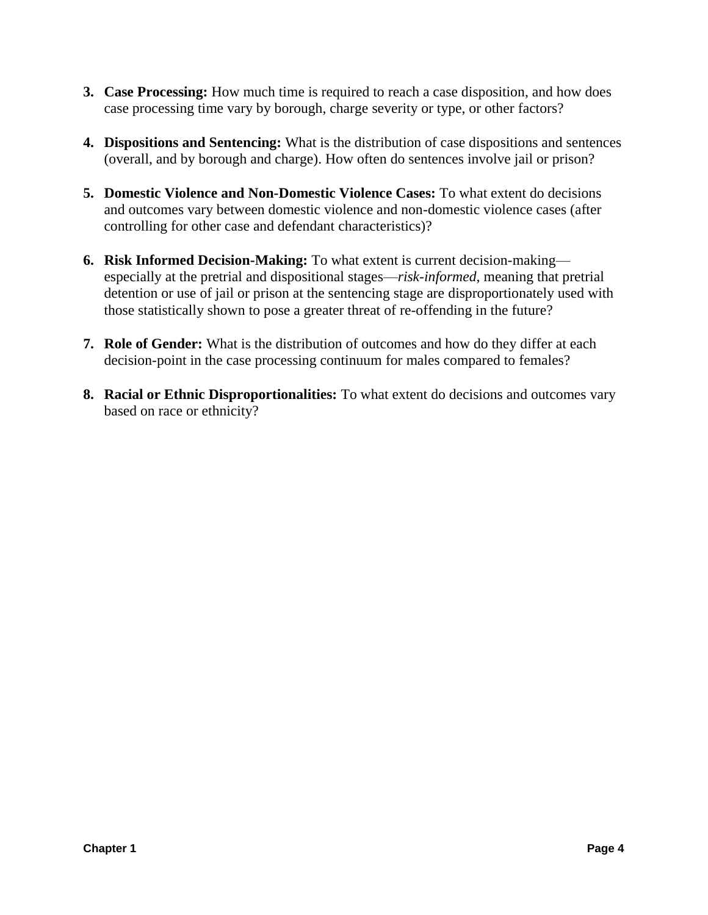3. **Case Processing:** How much time is required to reach a case disposition, and how does case processing time vary by borough, charge severity or type, or other factors?

4. **Dispositions and Sentencing:** What is the distribution of case dispositions and sentences (overall, and by borough and charge). How often do sentences involve jail or prison?

5. **Domestic Violence and Non-Domestic Violence Cases:** To what extent do decisions and outcomes vary between domestic violence and non-domestic violence cases (after controlling for other case and defendant characteristics)?

6. **Risk Informed Decision-Making:** To what extent is current decision-making—especially at the pretrial and dispositional stages—*risk-informed*, meaning that pretrial detention or use of jail or prison at the sentencing stage are disproportionately used with those statistically shown to pose a greater threat of re-offending in the future?

7. **Role of Gender:** What is the distribution of outcomes and how do they differ at each decision-point in the case processing continuum for males compared to females?

8. **Racial or Ethnic Disproportionalities:** To what extent do decisions and outcomes vary based on race or ethnicity?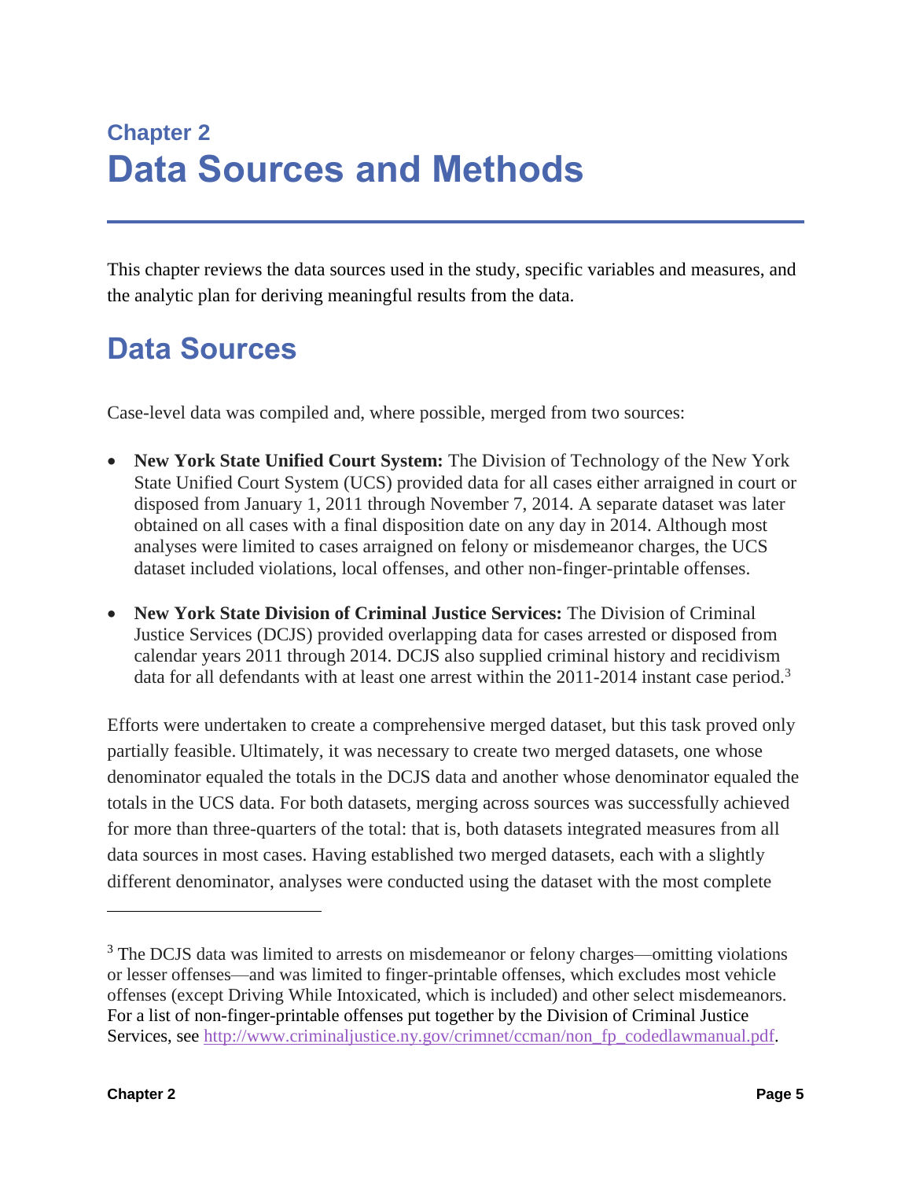# Chapter 2
# Data Sources and Methods

This chapter reviews the data sources used in the study, specific variables and measures, and the analytic plan for deriving meaningful results from the data.

## Data Sources

Case-level data was compiled and, where possible, merged from two sources:

- **New York State Unified Court System:** The Division of Technology of the New York State Unified Court System (UCS) provided data for all cases either arraigned in court or disposed from January 1, 2011 through November 7, 2014. A separate dataset was later obtained on all cases with a final disposition date on any day in 2014. Although most analyses were limited to cases arraigned on felony or misdemeanor charges, the UCS dataset included violations, local offenses, and other non-finger-printable offenses.

- **New York State Division of Criminal Justice Services:** The Division of Criminal Justice Services (DCJS) provided overlapping data for cases arrested or disposed from calendar years 2011 through 2014. DCJS also supplied criminal history and recidivism data for all defendants with at least one arrest within the 2011-2014 instant case period.[3]

Efforts were undertaken to create a comprehensive merged dataset, but this task proved only partially feasible. Ultimately, it was necessary to create two merged datasets, one whose denominator equaled the totals in the DCJS data and another whose denominator equaled the totals in the UCS data. For both datasets, merging across sources was successfully achieved for more than three-quarters of the total: that is, both datasets integrated measures from all data sources in most cases. Having established two merged datasets, each with a slightly different denominator, analyses were conducted using the dataset with the most complete

---

[3] The DCJS data was limited to arrests on misdemeanor or felony charges—omitting violations or lesser offenses—and was limited to finger-printable offenses, which excludes most vehicle offenses (except Driving While Intoxicated, which is included) and other select misdemeanors. For a list of non-finger-printable offenses put together by the Division of Criminal Justice Services, see http://www.criminaljustice.ny.gov/crimnet/ccman/non_fp_codedlawmanual.pdf.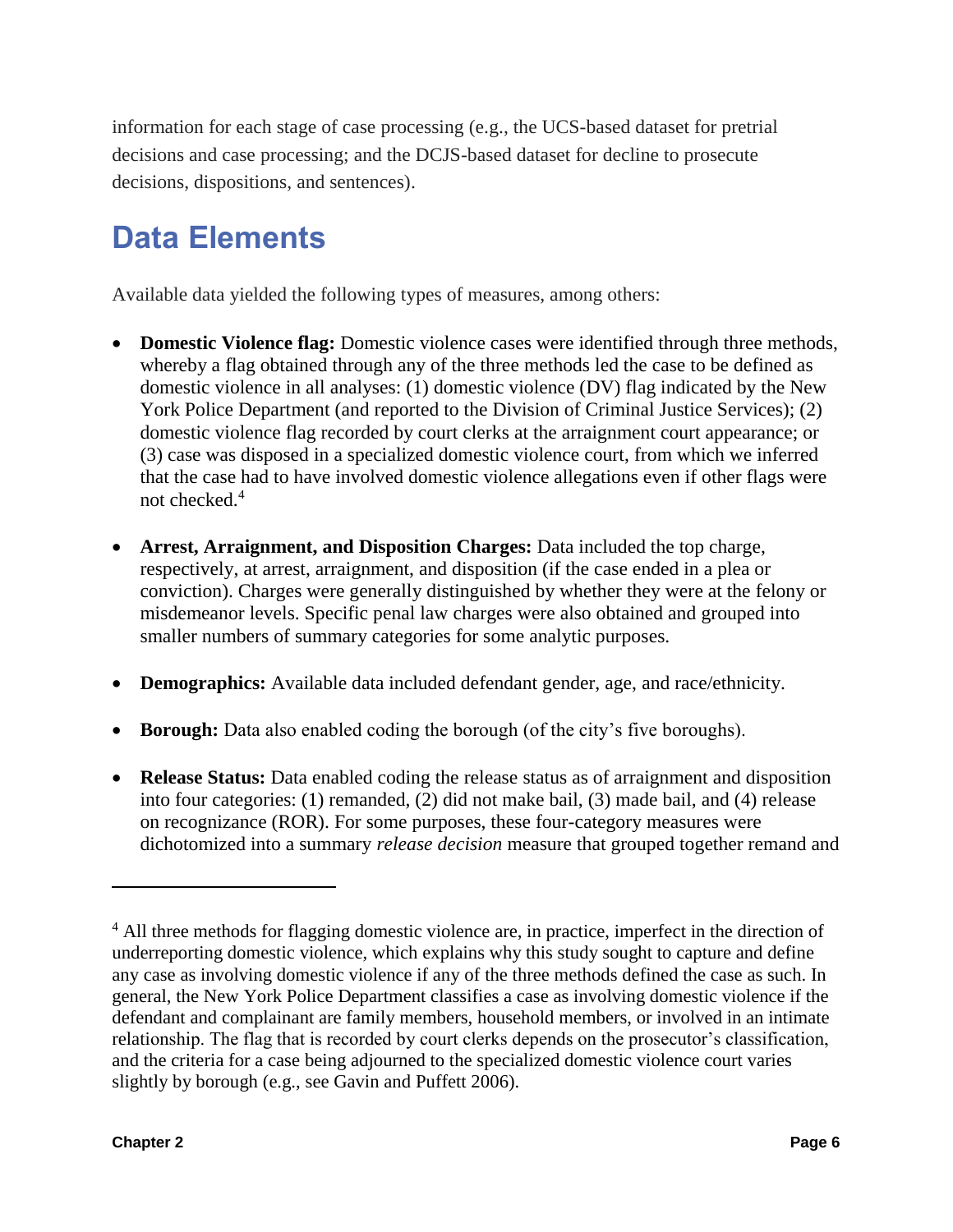information for each stage of case processing (e.g., the UCS-based dataset for pretrial decisions and case processing; and the DCJS-based dataset for decline to prosecute decisions, dispositions, and sentences).

## Data Elements

Available data yielded the following types of measures, among others:

- **Domestic Violence flag:** Domestic violence cases were identified through three methods, whereby a flag obtained through any of the three methods led the case to be defined as domestic violence in all analyses: (1) domestic violence (DV) flag indicated by the New York Police Department (and reported to the Division of Criminal Justice Services); (2) domestic violence flag recorded by court clerks at the arraignment court appearance; or (3) case was disposed in a specialized domestic violence court, from which we inferred that the case had to have involved domestic violence allegations even if other flags were not checked.[4]

- **Arrest, Arraignment, and Disposition Charges:** Data included the top charge, respectively, at arrest, arraignment, and disposition (if the case ended in a plea or conviction). Charges were generally distinguished by whether they were at the felony or misdemeanor levels. Specific penal law charges were also obtained and grouped into smaller numbers of summary categories for some analytic purposes.

- **Demographics:** Available data included defendant gender, age, and race/ethnicity.

- **Borough:** Data also enabled coding the borough (of the city's five boroughs).

- **Release Status:** Data enabled coding the release status as of arraignment and disposition into four categories: (1) remanded, (2) did not make bail, (3) made bail, and (4) release on recognizance (ROR). For some purposes, these four-category measures were dichotomized into a summary *release decision* measure that grouped together remand and

---

[4] All three methods for flagging domestic violence are, in practice, imperfect in the direction of underreporting domestic violence, which explains why this study sought to capture and define any case as involving domestic violence if any of the three methods defined the case as such. In general, the New York Police Department classifies a case as involving domestic violence if the defendant and complainant are family members, household members, or involved in an intimate relationship. The flag that is recorded by court clerks depends on the prosecutor's classification, and the criteria for a case being adjourned to the specialized domestic violence court varies slightly by borough (e.g., see Gavin and Puffett 2006).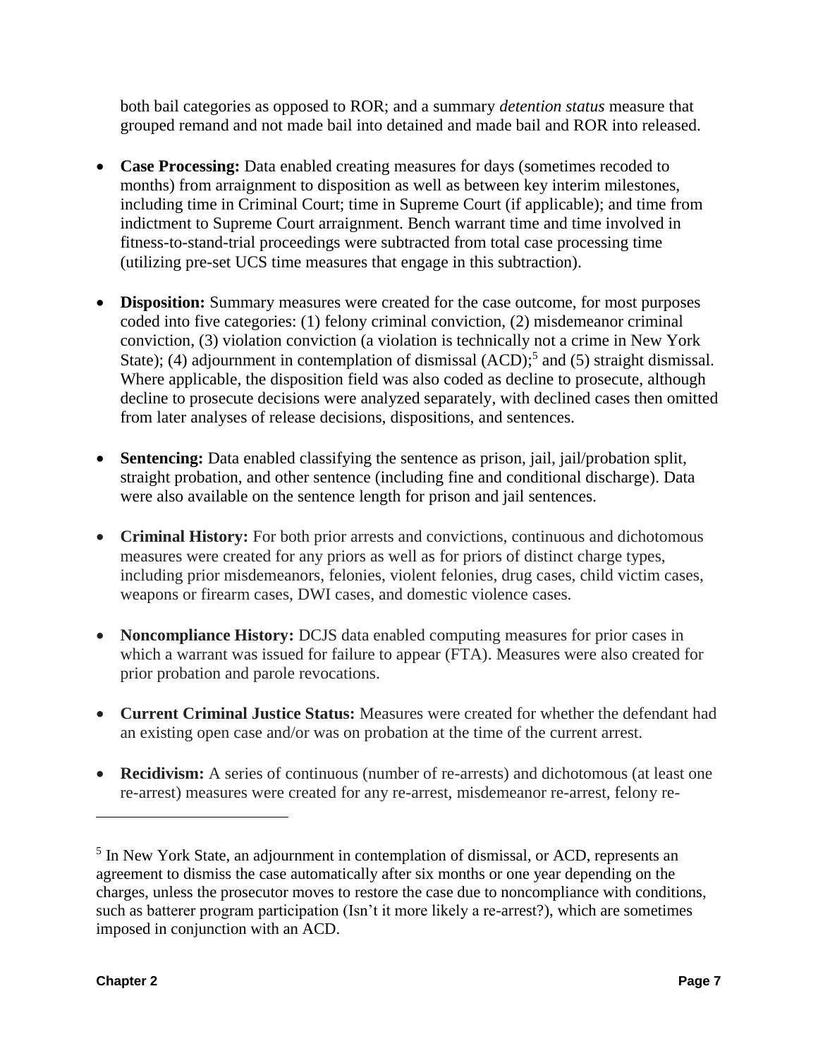both bail categories as opposed to ROR; and a summary *detention status* measure that grouped remand and not made bail into detained and made bail and ROR into released.

- **Case Processing:** Data enabled creating measures for days (sometimes recoded to months) from arraignment to disposition as well as between key interim milestones, including time in Criminal Court; time in Supreme Court (if applicable); and time from indictment to Supreme Court arraignment. Bench warrant time and time involved in fitness-to-stand-trial proceedings were subtracted from total case processing time (utilizing pre-set UCS time measures that engage in this subtraction).

- **Disposition:** Summary measures were created for the case outcome, for most purposes coded into five categories: (1) felony criminal conviction, (2) misdemeanor criminal conviction, (3) violation conviction (a violation is technically not a crime in New York State); (4) adjournment in contemplation of dismissal (ACD);[5] and (5) straight dismissal. Where applicable, the disposition field was also coded as decline to prosecute, although decline to prosecute decisions were analyzed separately, with declined cases then omitted from later analyses of release decisions, dispositions, and sentences.

- **Sentencing:** Data enabled classifying the sentence as prison, jail, jail/probation split, straight probation, and other sentence (including fine and conditional discharge). Data were also available on the sentence length for prison and jail sentences.

- **Criminal History:** For both prior arrests and convictions, continuous and dichotomous measures were created for any priors as well as for priors of distinct charge types, including prior misdemeanors, felonies, violent felonies, drug cases, child victim cases, weapons or firearm cases, DWI cases, and domestic violence cases.

- **Noncompliance History:** DCJS data enabled computing measures for prior cases in which a warrant was issued for failure to appear (FTA). Measures were also created for prior probation and parole revocations.

- **Current Criminal Justice Status:** Measures were created for whether the defendant had an existing open case and/or was on probation at the time of the current arrest.

- **Recidivism:** A series of continuous (number of re-arrests) and dichotomous (at least one re-arrest) measures were created for any re-arrest, misdemeanor re-arrest, felony re-

---

[5] In New York State, an adjournment in contemplation of dismissal, or ACD, represents an agreement to dismiss the case automatically after six months or one year depending on the charges, unless the prosecutor moves to restore the case due to noncompliance with conditions, such as batterer program participation (Isn't it more likely a re-arrest?), which are sometimes imposed in conjunction with an ACD.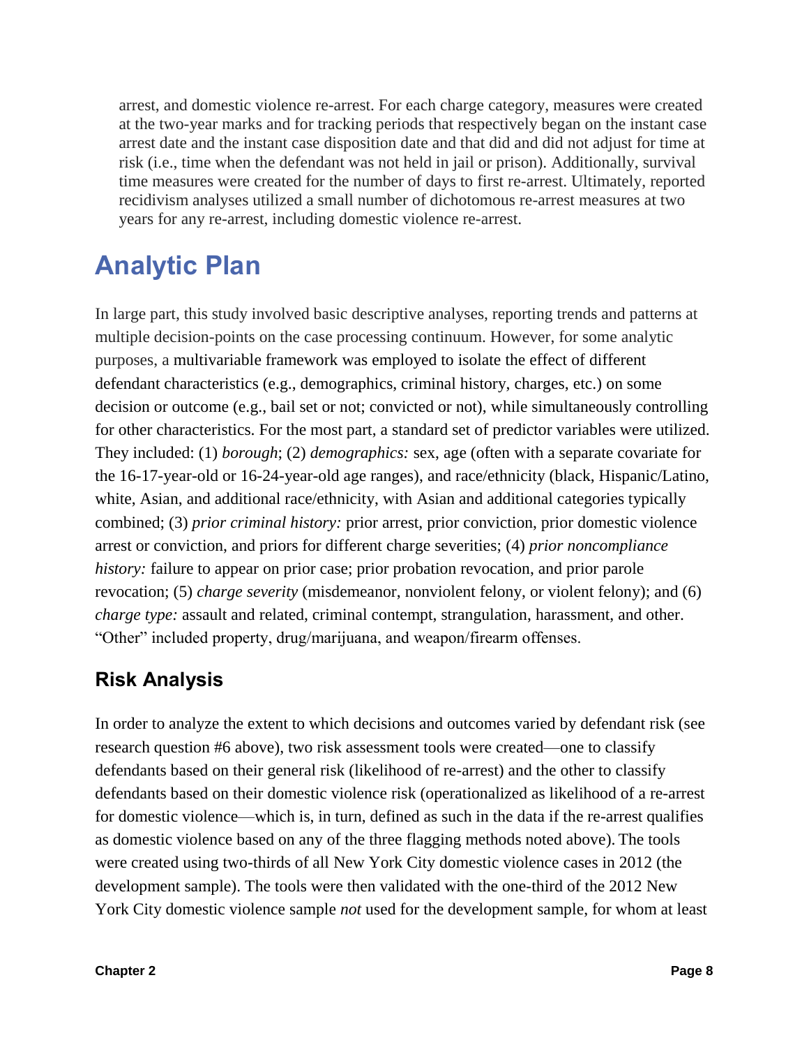arrest, and domestic violence re-arrest. For each charge category, measures were created at the two-year marks and for tracking periods that respectively began on the instant case arrest date and the instant case disposition date and that did and did not adjust for time at risk (i.e., time when the defendant was not held in jail or prison). Additionally, survival time measures were created for the number of days to first re-arrest. Ultimately, reported recidivism analyses utilized a small number of dichotomous re-arrest measures at two years for any re-arrest, including domestic violence re-arrest.

# Analytic Plan

In large part, this study involved basic descriptive analyses, reporting trends and patterns at multiple decision-points on the case processing continuum. However, for some analytic purposes, a multivariable framework was employed to isolate the effect of different defendant characteristics (e.g., demographics, criminal history, charges, etc.) on some decision or outcome (e.g., bail set or not; convicted or not), while simultaneously controlling for other characteristics. For the most part, a standard set of predictor variables were utilized. They included: (1) *borough*; (2) *demographics:* sex, age (often with a separate covariate for the 16-17-year-old or 16-24-year-old age ranges), and race/ethnicity (black, Hispanic/Latino, white, Asian, and additional race/ethnicity, with Asian and additional categories typically combined; (3) *prior criminal history:* prior arrest, prior conviction, prior domestic violence arrest or conviction, and priors for different charge severities; (4) *prior noncompliance history:* failure to appear on prior case; prior probation revocation, and prior parole revocation; (5) *charge severity* (misdemeanor, nonviolent felony, or violent felony); and (6) *charge type:* assault and related, criminal contempt, strangulation, harassment, and other. "Other" included property, drug/marijuana, and weapon/firearm offenses.

## Risk Analysis

In order to analyze the extent to which decisions and outcomes varied by defendant risk (see research question #6 above), two risk assessment tools were created—one to classify defendants based on their general risk (likelihood of re-arrest) and the other to classify defendants based on their domestic violence risk (operationalized as likelihood of a re-arrest for domestic violence—which is, in turn, defined as such in the data if the re-arrest qualifies as domestic violence based on any of the three flagging methods noted above). The tools were created using two-thirds of all New York City domestic violence cases in 2012 (the development sample). The tools were then validated with the one-third of the 2012 New York City domestic violence sample *not* used for the development sample, for whom at least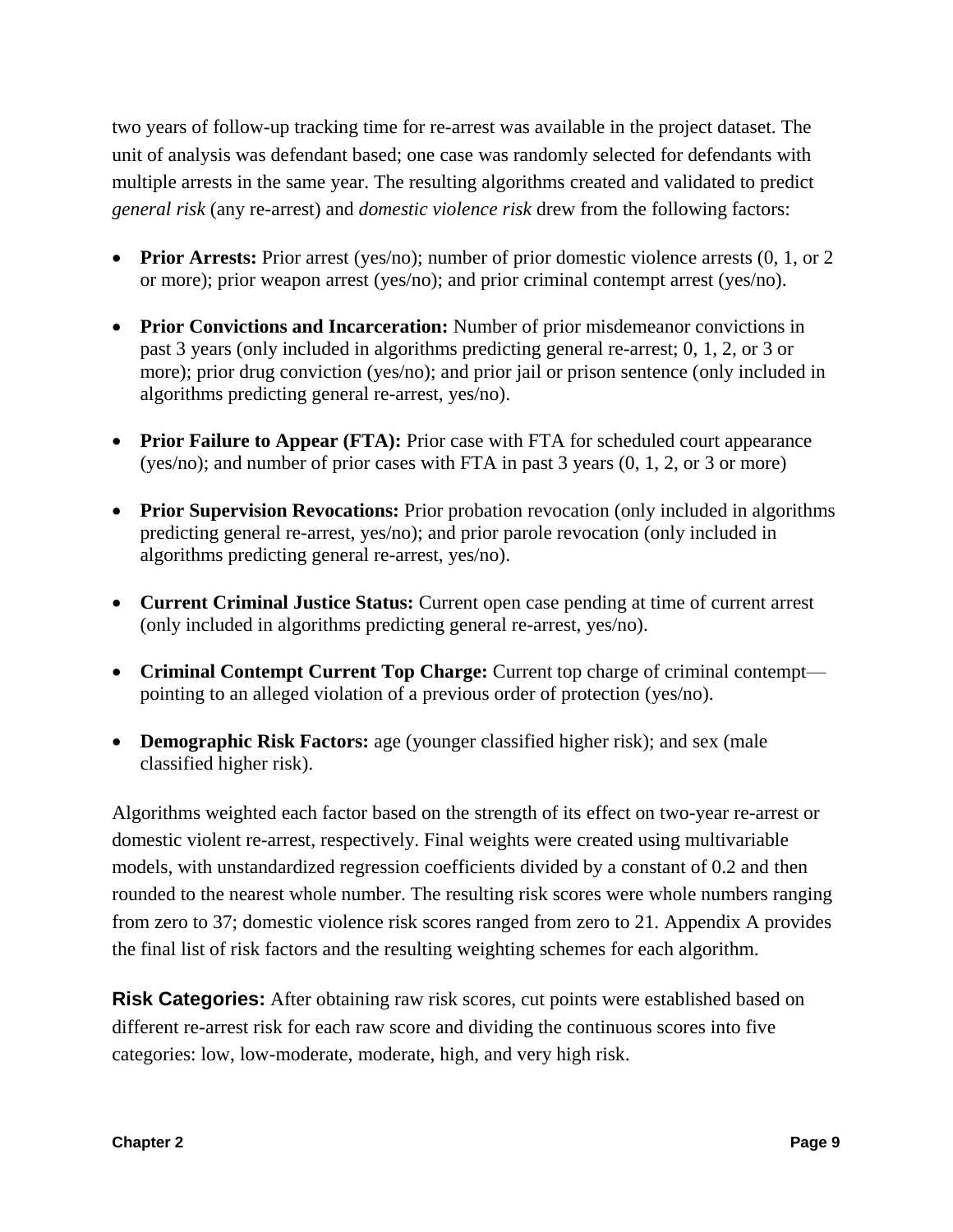two years of follow-up tracking time for re-arrest was available in the project dataset. The unit of analysis was defendant based; one case was randomly selected for defendants with multiple arrests in the same year. The resulting algorithms created and validated to predict *general risk* (any re-arrest) and *domestic violence risk* drew from the following factors:

- **Prior Arrests:** Prior arrest (yes/no); number of prior domestic violence arrests (0, 1, or 2 or more); prior weapon arrest (yes/no); and prior criminal contempt arrest (yes/no).

- **Prior Convictions and Incarceration:** Number of prior misdemeanor convictions in past 3 years (only included in algorithms predicting general re-arrest; 0, 1, 2, or 3 or more); prior drug conviction (yes/no); and prior jail or prison sentence (only included in algorithms predicting general re-arrest, yes/no).

- **Prior Failure to Appear (FTA):** Prior case with FTA for scheduled court appearance (yes/no); and number of prior cases with FTA in past 3 years (0, 1, 2, or 3 or more)

- **Prior Supervision Revocations:** Prior probation revocation (only included in algorithms predicting general re-arrest, yes/no); and prior parole revocation (only included in algorithms predicting general re-arrest, yes/no).

- **Current Criminal Justice Status:** Current open case pending at time of current arrest (only included in algorithms predicting general re-arrest, yes/no).

- **Criminal Contempt Current Top Charge:** Current top charge of criminal contempt—pointing to an alleged violation of a previous order of protection (yes/no).

- **Demographic Risk Factors:** age (younger classified higher risk); and sex (male classified higher risk).

Algorithms weighted each factor based on the strength of its effect on two-year re-arrest or domestic violent re-arrest, respectively. Final weights were created using multivariable models, with unstandardized regression coefficients divided by a constant of 0.2 and then rounded to the nearest whole number. The resulting risk scores were whole numbers ranging from zero to 37; domestic violence risk scores ranged from zero to 21. Appendix A provides the final list of risk factors and the resulting weighting schemes for each algorithm.

**Risk Categories:** After obtaining raw risk scores, cut points were established based on different re-arrest risk for each raw score and dividing the continuous scores into five categories: low, low-moderate, moderate, high, and very high risk.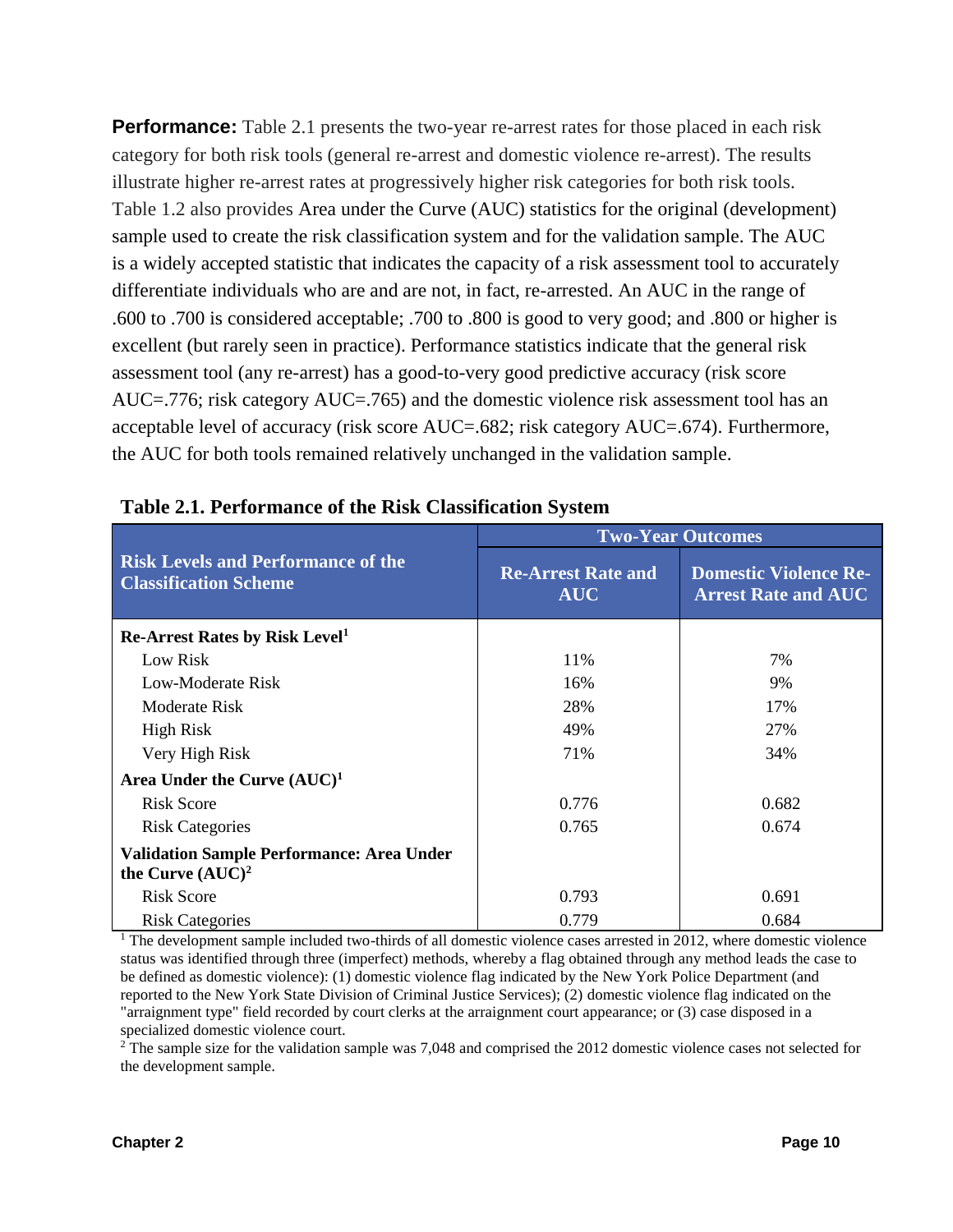**Performance:** Table 2.1 presents the two-year re-arrest rates for those placed in each risk category for both risk tools (general re-arrest and domestic violence re-arrest). The results illustrate higher re-arrest rates at progressively higher risk categories for both risk tools. Table 1.2 also provides Area under the Curve (AUC) statistics for the original (development) sample used to create the risk classification system and for the validation sample. The AUC is a widely accepted statistic that indicates the capacity of a risk assessment tool to accurately differentiate individuals who are and are not, in fact, re-arrested. An AUC in the range of .600 to .700 is considered acceptable; .700 to .800 is good to very good; and .800 or higher is excellent (but rarely seen in practice). Performance statistics indicate that the general risk assessment tool (any re-arrest) has a good-to-very good predictive accuracy (risk score AUC=.776; risk category AUC=.765) and the domestic violence risk assessment tool has an acceptable level of accuracy (risk score AUC=.682; risk category AUC=.674). Furthermore, the AUC for both tools remained relatively unchanged in the validation sample.

**Table 2.1. Performance of the Risk Classification System**

| Risk Levels and Performance of the Classification Scheme | Two-Year Outcomes | |
|---|---|---|
| | Re-Arrest Rate and AUC | Domestic Violence Re-Arrest Rate and AUC |
| **Re-Arrest Rates by Risk Level[1]** | | |
| Low Risk | 11% | 7% |
| Low-Moderate Risk | 16% | 9% |
| Moderate Risk | 28% | 17% |
| High Risk | 49% | 27% |
| Very High Risk | 71% | 34% |
| **Area Under the Curve (AUC)[1]** | | |
| Risk Score | 0.776 | 0.682 |
| Risk Categories | 0.765 | 0.674 |
| **Validation Sample Performance: Area Under the Curve (AUC)[2]** | | |
| Risk Score | 0.793 | 0.691 |
| Risk Categories | 0.779 | 0.684 |

[1] The development sample included two-thirds of all domestic violence cases arrested in 2012, where domestic violence status was identified through three (imperfect) methods, whereby a flag obtained through any method leads the case to be defined as domestic violence): (1) domestic violence flag indicated by the New York Police Department (and reported to the New York State Division of Criminal Justice Services); (2) domestic violence flag indicated on the "arraignment type" field recorded by court clerks at the arraignment court appearance; or (3) case disposed in a specialized domestic violence court.

[2] The sample size for the validation sample was 7,048 and comprised the 2012 domestic violence cases not selected for the development sample.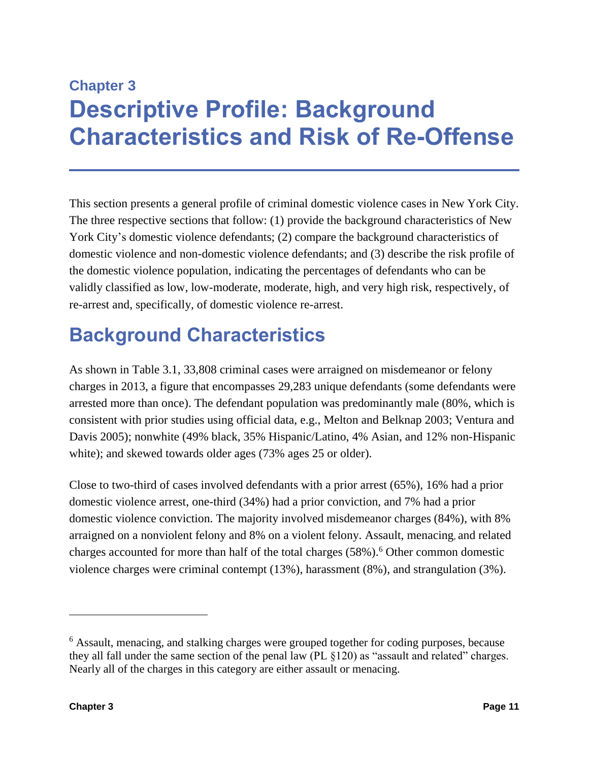# Chapter 3

# Descriptive Profile: Background Characteristics and Risk of Re-Offense

This section presents a general profile of criminal domestic violence cases in New York City. The three respective sections that follow: (1) provide the background characteristics of New York City's domestic violence defendants; (2) compare the background characteristics of domestic violence and non-domestic violence defendants; and (3) describe the risk profile of the domestic violence population, indicating the percentages of defendants who can be validly classified as low, low-moderate, moderate, high, and very high risk, respectively, of re-arrest and, specifically, of domestic violence re-arrest.

## Background Characteristics

As shown in Table 3.1, 33,808 criminal cases were arraigned on misdemeanor or felony charges in 2013, a figure that encompasses 29,283 unique defendants (some defendants were arrested more than once). The defendant population was predominantly male (80%, which is consistent with prior studies using official data, e.g., Melton and Belknap 2003; Ventura and Davis 2005); nonwhite (49% black, 35% Hispanic/Latino, 4% Asian, and 12% non-Hispanic white); and skewed towards older ages (73% ages 25 or older).

Close to two-third of cases involved defendants with a prior arrest (65%), 16% had a prior domestic violence arrest, one-third (34%) had a prior conviction, and 7% had a prior domestic violence conviction. The majority involved misdemeanor charges (84%), with 8% arraigned on a nonviolent felony and 8% on a violent felony. Assault, menacing, and related charges accounted for more than half of the total charges (58%).[6] Other common domestic violence charges were criminal contempt (13%), harassment (8%), and strangulation (3%).

[6] Assault, menacing, and stalking charges were grouped together for coding purposes, because they all fall under the same section of the penal law (PL §120) as "assault and related" charges. Nearly all of the charges in this category are either assault or menacing.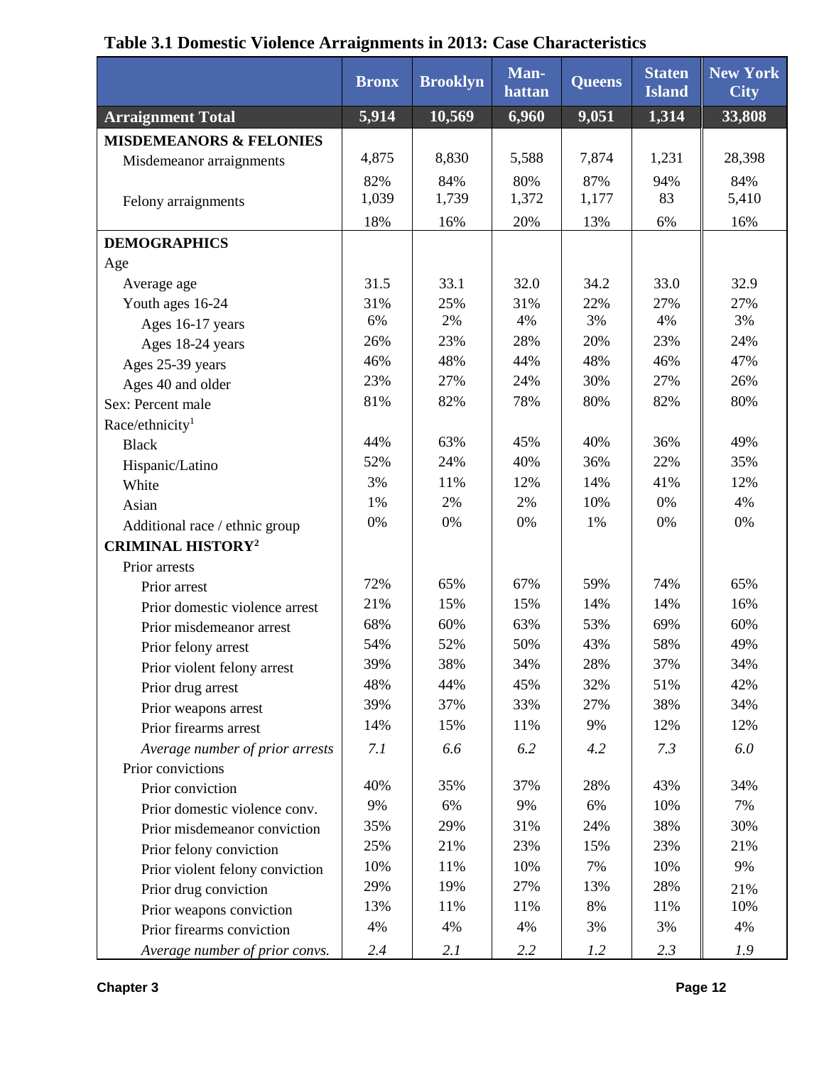## Table 3.1 Domestic Violence Arraignments in 2013: Case Characteristics

| | Bronx | Brooklyn | Manhattan | Queens | Staten Island | New York City |
|---|---|---|---|---|---|---|
| **Arraignment Total** | **5,914** | **10,569** | **6,960** | **9,051** | **1,314** | **33,808** |
| **MISDEMEANORS & FELONIES** | | | | | | |
| Misdemeanor arraignments | 4,875 | 8,830 | 5,588 | 7,874 | 1,231 | 28,398 |
| | 82% | 84% | 80% | 87% | 94% | 84% |
| Felony arraignments | 1,039 | 1,739 | 1,372 | 1,177 | 83 | 5,410 |
| | 18% | 16% | 20% | 13% | 6% | 16% |
| **DEMOGRAPHICS** | | | | | | |
| Age | | | | | | |
| Average age | 31.5 | 33.1 | 32.0 | 34.2 | 33.0 | 32.9 |
| Youth ages 16-24 | 31% | 25% | 31% | 22% | 27% | 27% |
| Ages 16-17 years | 6% | 2% | 4% | 3% | 4% | 3% |
| Ages 18-24 years | 26% | 23% | 28% | 20% | 23% | 24% |
| Ages 25-39 years | 46% | 48% | 44% | 48% | 46% | 47% |
| Ages 40 and older | 23% | 27% | 24% | 30% | 27% | 26% |
| Sex: Percent male | 81% | 82% | 78% | 80% | 82% | 80% |
| Race/ethnicity[1] | | | | | | |
| Black | 44% | 63% | 45% | 40% | 36% | 49% |
| Hispanic/Latino | 52% | 24% | 40% | 36% | 22% | 35% |
| White | 3% | 11% | 12% | 14% | 41% | 12% |
| Asian | 1% | 2% | 2% | 10% | 0% | 4% |
| Additional race / ethnic group | 0% | 0% | 0% | 1% | 0% | 0% |
| **CRIMINAL HISTORY[2]** | | | | | | |
| Prior arrests | | | | | | |
| Prior arrest | 72% | 65% | 67% | 59% | 74% | 65% |
| Prior domestic violence arrest | 21% | 15% | 15% | 14% | 14% | 16% |
| Prior misdemeanor arrest | 68% | 60% | 63% | 53% | 69% | 60% |
| Prior felony arrest | 54% | 52% | 50% | 43% | 58% | 49% |
| Prior violent felony arrest | 39% | 38% | 34% | 28% | 37% | 34% |
| Prior drug arrest | 48% | 44% | 45% | 32% | 51% | 42% |
| Prior weapons arrest | 39% | 37% | 33% | 27% | 38% | 34% |
| Prior firearms arrest | 14% | 15% | 11% | 9% | 12% | 12% |
| *Average number of prior arrests* | *7.1* | *6.6* | *6.2* | *4.2* | *7.3* | *6.0* |
| Prior convictions | | | | | | |
| Prior conviction | 40% | 35% | 37% | 28% | 43% | 34% |
| Prior domestic violence conv. | 9% | 6% | 9% | 6% | 10% | 7% |
| Prior misdemeanor conviction | 35% | 29% | 31% | 24% | 38% | 30% |
| Prior felony conviction | 25% | 21% | 23% | 15% | 23% | 21% |
| Prior violent felony conviction | 10% | 11% | 10% | 7% | 10% | 9% |
| Prior drug conviction | 29% | 19% | 27% | 13% | 28% | 21% |
| Prior weapons conviction | 13% | 11% | 11% | 8% | 11% | 10% |
| Prior firearms conviction | 4% | 4% | 4% | 3% | 3% | 4% |
| *Average number of prior convs.* | *2.4* | *2.1* | *2.2* | *1.2* | *2.3* | *1.9* |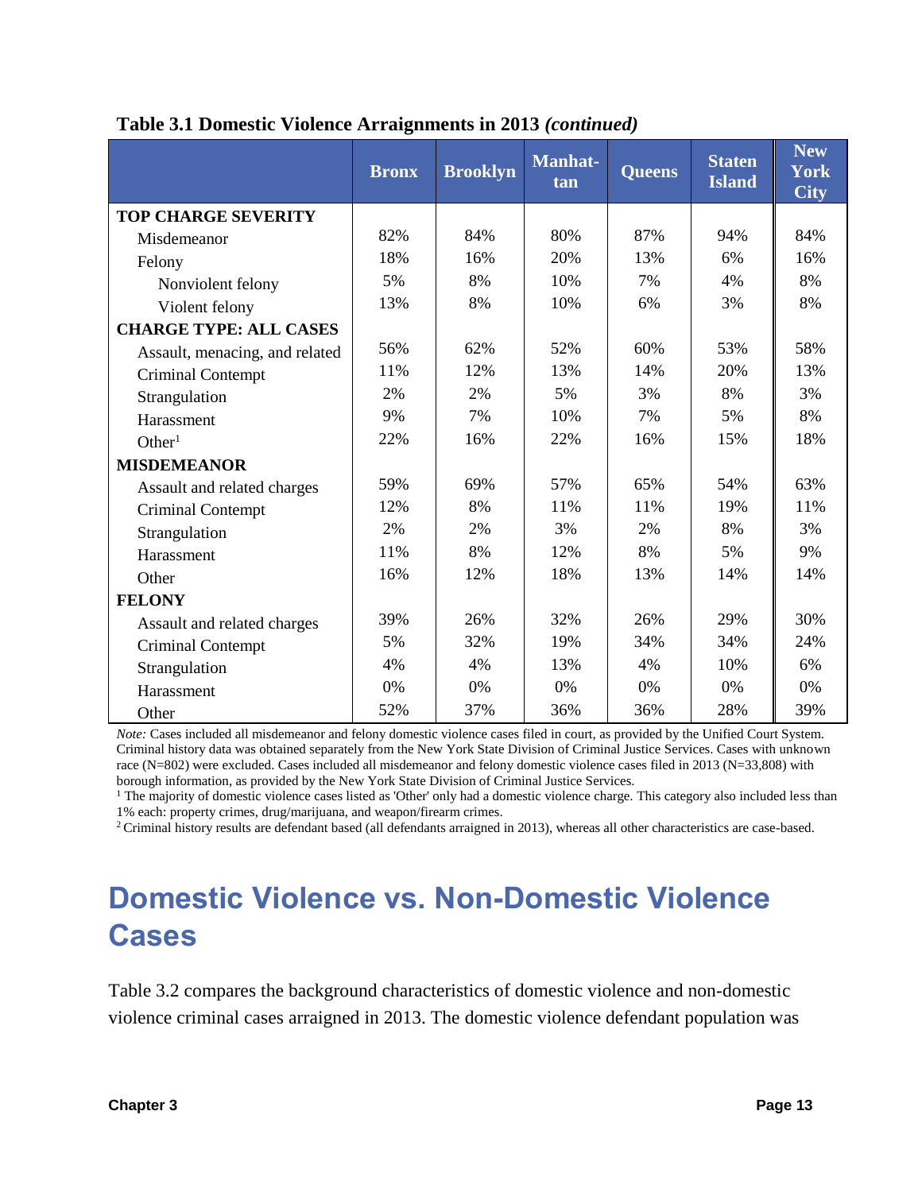**Table 3.1 Domestic Violence Arraignments in 2013 *(continued)***

| | Bronx | Brooklyn | Manhattan | Queens | Staten Island | New York City |
|---|---|---|---|---|---|---|
| **TOP CHARGE SEVERITY** | | | | | | |
| Misdemeanor | 82% | 84% | 80% | 87% | 94% | 84% |
| Felony | 18% | 16% | 20% | 13% | 6% | 16% |
| Nonviolent felony | 5% | 8% | 10% | 7% | 4% | 8% |
| Violent felony | 13% | 8% | 10% | 6% | 3% | 8% |
| **CHARGE TYPE: ALL CASES** | | | | | | |
| Assault, menacing, and related | 56% | 62% | 52% | 60% | 53% | 58% |
| Criminal Contempt | 11% | 12% | 13% | 14% | 20% | 13% |
| Strangulation | 2% | 2% | 5% | 3% | 8% | 3% |
| Harassment | 9% | 7% | 10% | 7% | 5% | 8% |
| Other[1] | 22% | 16% | 22% | 16% | 15% | 18% |
| **MISDEMEANOR** | | | | | | |
| Assault and related charges | 59% | 69% | 57% | 65% | 54% | 63% |
| Criminal Contempt | 12% | 8% | 11% | 11% | 19% | 11% |
| Strangulation | 2% | 2% | 3% | 2% | 8% | 3% |
| Harassment | 11% | 8% | 12% | 8% | 5% | 9% |
| Other | 16% | 12% | 18% | 13% | 14% | 14% |
| **FELONY** | | | | | | |
| Assault and related charges | 39% | 26% | 32% | 26% | 29% | 30% |
| Criminal Contempt | 5% | 32% | 19% | 34% | 34% | 24% |
| Strangulation | 4% | 4% | 13% | 4% | 10% | 6% |
| Harassment | 0% | 0% | 0% | 0% | 0% | 0% |
| Other | 52% | 37% | 36% | 36% | 28% | 39% |

*Note:* Cases included all misdemeanor and felony domestic violence cases filed in court, as provided by the Unified Court System. Criminal history data was obtained separately from the New York State Division of Criminal Justice Services. Cases with unknown race (N=802) were excluded. Cases included all misdemeanor and felony domestic violence cases filed in 2013 (N=33,808) with borough information, as provided by the New York State Division of Criminal Justice Services.

[1] The majority of domestic violence cases listed as 'Other' only had a domestic violence charge. This category also included less than 1% each: property crimes, drug/marijuana, and weapon/firearm crimes.

[2] Criminal history results are defendant based (all defendants arraigned in 2013), whereas all other characteristics are case-based.

# Domestic Violence vs. Non-Domestic Violence Cases

Table 3.2 compares the background characteristics of domestic violence and non-domestic violence criminal cases arraigned in 2013. The domestic violence defendant population was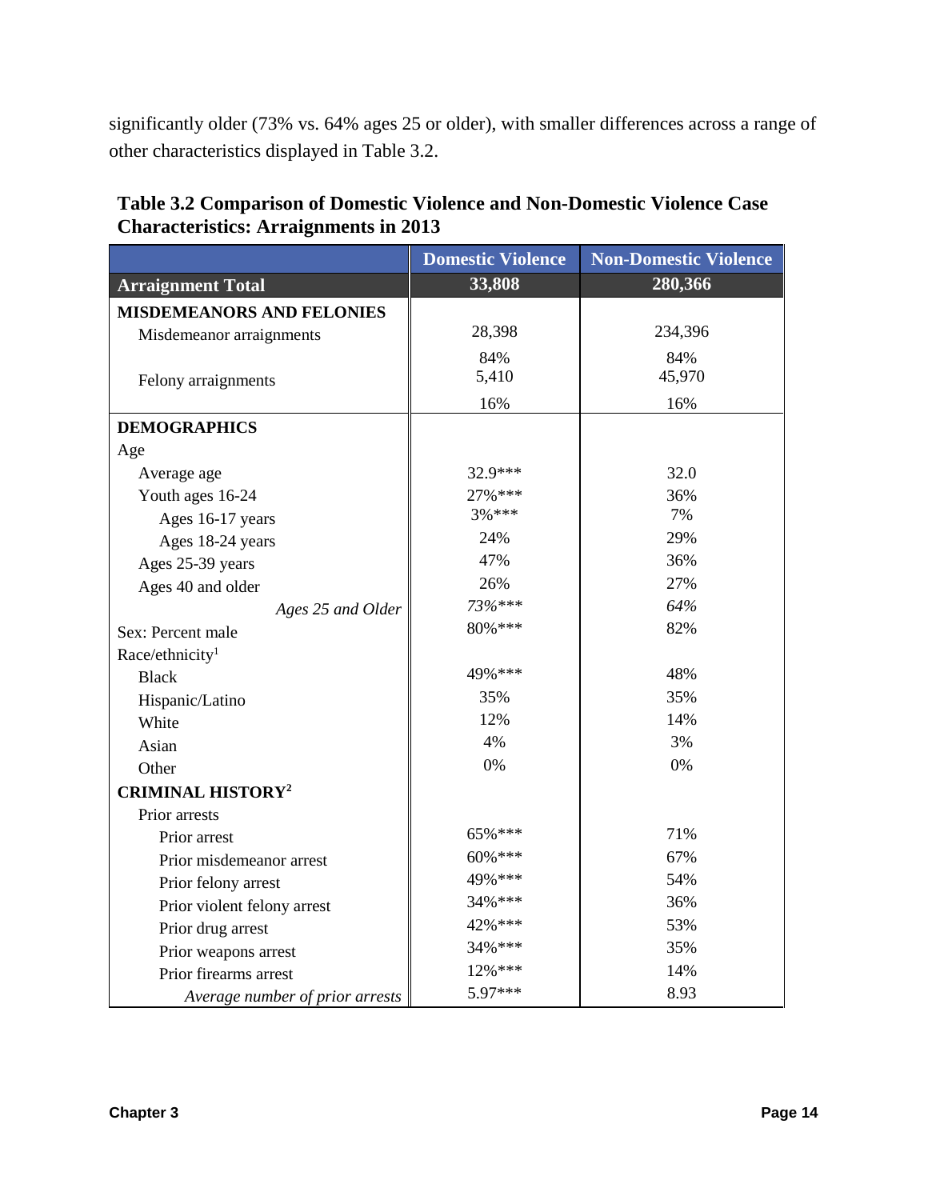significantly older (73% vs. 64% ages 25 or older), with smaller differences across a range of other characteristics displayed in Table 3.2.

**Table 3.2 Comparison of Domestic Violence and Non-Domestic Violence Case Characteristics: Arraignments in 2013**

| | Domestic Violence | Non-Domestic Violence |
|---|---|---|
| **Arraignment Total** | **33,808** | **280,366** |
| **MISDEMEANORS AND FELONIES** | | |
| Misdemeanor arraignments | 28,398 | 234,396 |
| | 84% | 84% |
| Felony arraignments | 5,410 | 45,970 |
| | 16% | 16% |
| **DEMOGRAPHICS** | | |
| Age | | |
| Average age | 32.9*** | 32.0 |
| Youth ages 16-24 | 27%*** | 36% |
| Ages 16-17 years | 3%*** | 7% |
| Ages 18-24 years | 24% | 29% |
| Ages 25-39 years | 47% | 36% |
| Ages 40 and older | 26% | 27% |
| *Ages 25 and Older* | *73%**** | *64%* |
| Sex: Percent male | 80%*** | 82% |
| Race/ethnicity[1] | | |
| Black | 49%*** | 48% |
| Hispanic/Latino | 35% | 35% |
| White | 12% | 14% |
| Asian | 4% | 3% |
| Other | 0% | 0% |
| **CRIMINAL HISTORY[2]** | | |
| Prior arrests | | |
| Prior arrest | 65%*** | 71% |
| Prior misdemeanor arrest | 60%*** | 67% |
| Prior felony arrest | 49%*** | 54% |
| Prior violent felony arrest | 34%*** | 36% |
| Prior drug arrest | 42%*** | 53% |
| Prior weapons arrest | 34%*** | 35% |
| Prior firearms arrest | 12%*** | 14% |
| *Average number of prior arrests* | 5.97*** | 8.93 |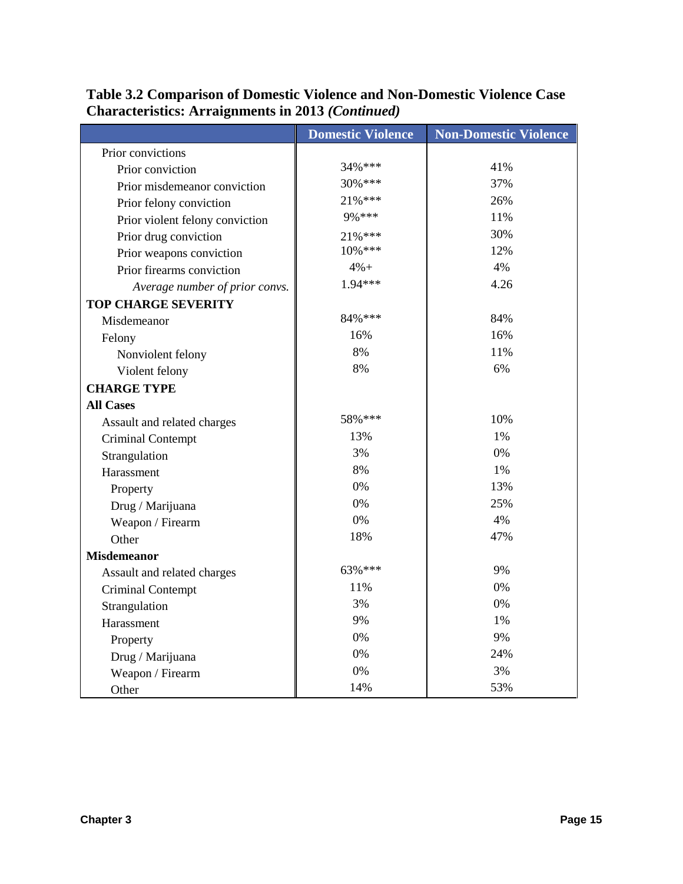**Table 3.2 Comparison of Domestic Violence and Non-Domestic Violence Case Characteristics: Arraignments in 2013 *(Continued)***

| | Domestic Violence | Non-Domestic Violence |
|---|---|---|
| Prior convictions | | |
| Prior conviction | 34%*** | 41% |
| Prior misdemeanor conviction | 30%*** | 37% |
| Prior felony conviction | 21%*** | 26% |
| Prior violent felony conviction | 9%*** | 11% |
| Prior drug conviction | 21%*** | 30% |
| Prior weapons conviction | 10%*** | 12% |
| Prior firearms conviction | 4%+ | 4% |
| *Average number of prior convs.* | 1.94*** | 4.26 |
| **TOP CHARGE SEVERITY** | | |
| Misdemeanor | 84%*** | 84% |
| Felony | 16% | 16% |
| Nonviolent felony | 8% | 11% |
| Violent felony | 8% | 6% |
| **CHARGE TYPE** | | |
| **All Cases** | | |
| Assault and related charges | 58%*** | 10% |
| Criminal Contempt | 13% | 1% |
| Strangulation | 3% | 0% |
| Harassment | 8% | 1% |
| Property | 0% | 13% |
| Drug / Marijuana | 0% | 25% |
| Weapon / Firearm | 0% | 4% |
| Other | 18% | 47% |
| **Misdemeanor** | | |
| Assault and related charges | 63%*** | 9% |
| Criminal Contempt | 11% | 0% |
| Strangulation | 3% | 0% |
| Harassment | 9% | 1% |
| Property | 0% | 9% |
| Drug / Marijuana | 0% | 24% |
| Weapon / Firearm | 0% | 3% |
| Other | 14% | 53% |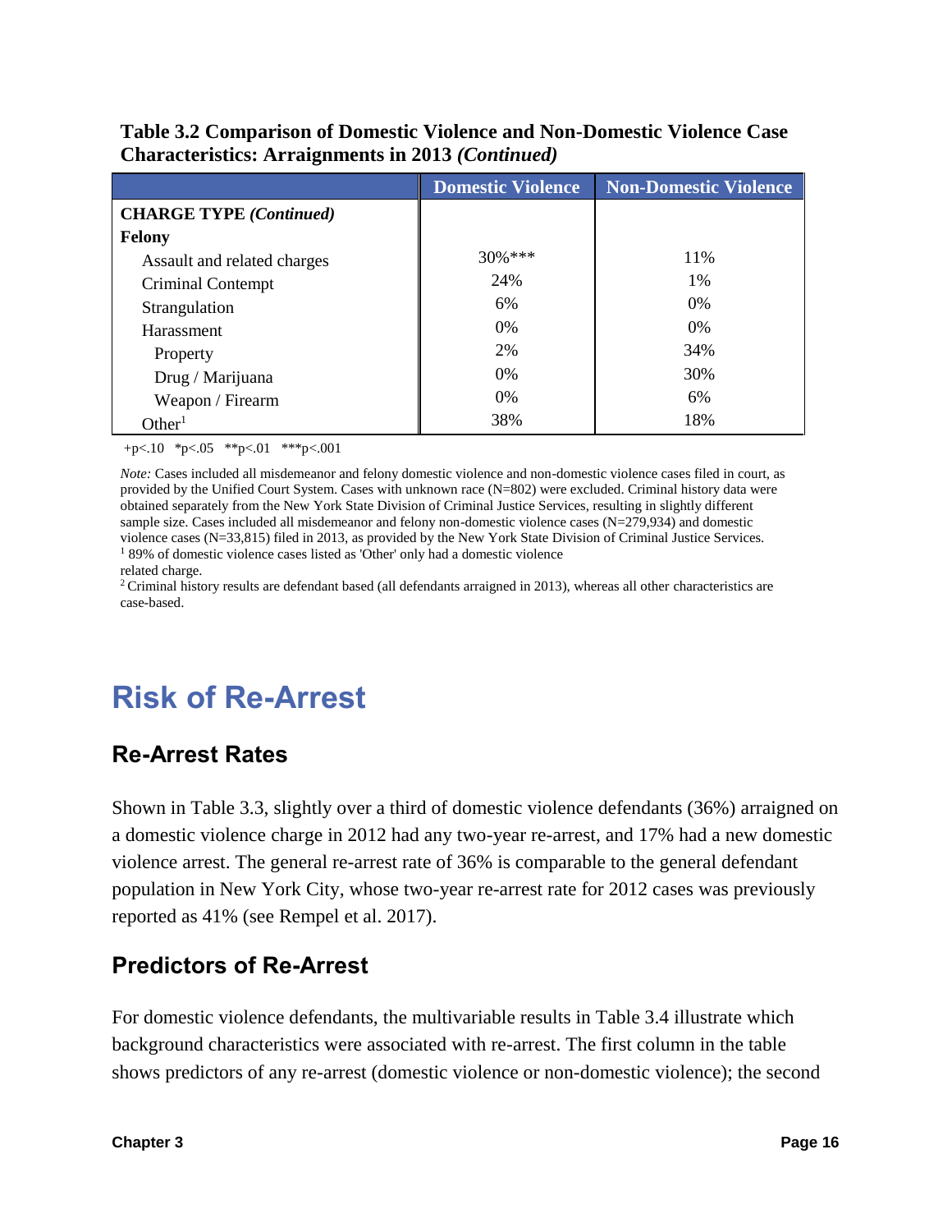**Table 3.2 Comparison of Domestic Violence and Non-Domestic Violence Case Characteristics: Arraignments in 2013 *(Continued)***

| | Domestic Violence | Non-Domestic Violence |
|---|---|---|
| **CHARGE TYPE *(Continued)*** | | |
| **Felony** | | |
| Assault and related charges | 30%*** | 11% |
| Criminal Contempt | 24% | 1% |
| Strangulation | 6% | 0% |
| Harassment | 0% | 0% |
| Property | 2% | 34% |
| Drug / Marijuana | 0% | 30% |
| Weapon / Firearm | 0% | 6% |
| Other[1] | 38% | 18% |

+p<.10 *p<.05 **p<.01 ***p<.001

*Note:* Cases included all misdemeanor and felony domestic violence and non-domestic violence cases filed in court, as provided by the Unified Court System. Cases with unknown race (N=802) were excluded. Criminal history data were obtained separately from the New York State Division of Criminal Justice Services, resulting in slightly different sample size. Cases included all misdemeanor and felony non-domestic violence cases (N=279,934) and domestic violence cases (N=33,815) filed in 2013, as provided by the New York State Division of Criminal Justice Services.
[1] 89% of domestic violence cases listed as 'Other' only had a domestic violence related charge.
[2] Criminal history results are defendant based (all defendants arraigned in 2013), whereas all other characteristics are case-based.

# Risk of Re-Arrest

## Re-Arrest Rates

Shown in Table 3.3, slightly over a third of domestic violence defendants (36%) arraigned on a domestic violence charge in 2012 had any two-year re-arrest, and 17% had a new domestic violence arrest. The general re-arrest rate of 36% is comparable to the general defendant population in New York City, whose two-year re-arrest rate for 2012 cases was previously reported as 41% (see Rempel et al. 2017).

## Predictors of Re-Arrest

For domestic violence defendants, the multivariable results in Table 3.4 illustrate which background characteristics were associated with re-arrest. The first column in the table shows predictors of any re-arrest (domestic violence or non-domestic violence); the second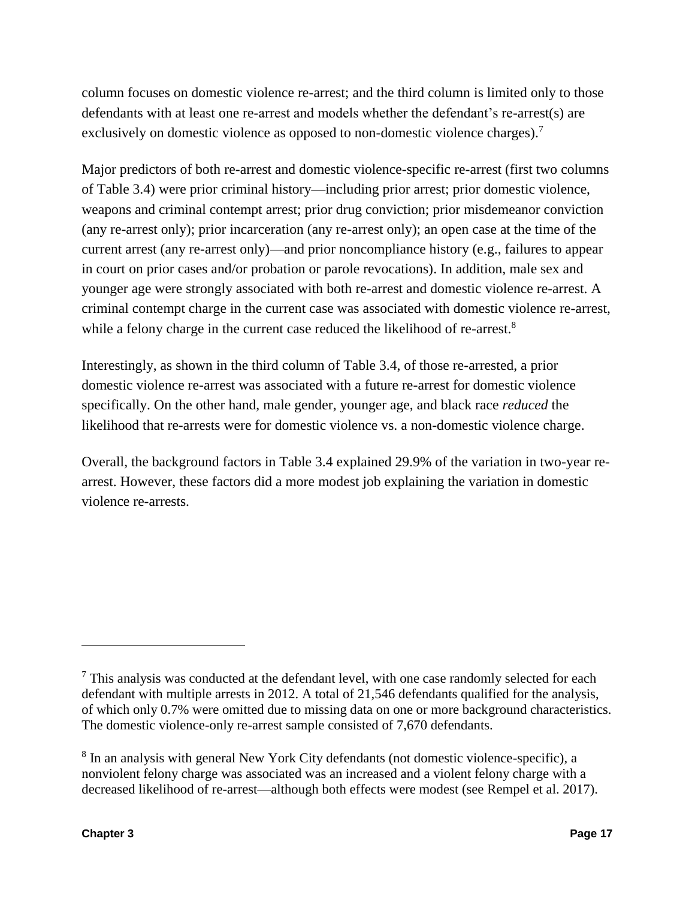column focuses on domestic violence re-arrest; and the third column is limited only to those defendants with at least one re-arrest and models whether the defendant's re-arrest(s) are exclusively on domestic violence as opposed to non-domestic violence charges).[7]

Major predictors of both re-arrest and domestic violence-specific re-arrest (first two columns of Table 3.4) were prior criminal history—including prior arrest; prior domestic violence, weapons and criminal contempt arrest; prior drug conviction; prior misdemeanor conviction (any re-arrest only); prior incarceration (any re-arrest only); an open case at the time of the current arrest (any re-arrest only)—and prior noncompliance history (e.g., failures to appear in court on prior cases and/or probation or parole revocations). In addition, male sex and younger age were strongly associated with both re-arrest and domestic violence re-arrest. A criminal contempt charge in the current case was associated with domestic violence re-arrest, while a felony charge in the current case reduced the likelihood of re-arrest.[8]

Interestingly, as shown in the third column of Table 3.4, of those re-arrested, a prior domestic violence re-arrest was associated with a future re-arrest for domestic violence specifically. On the other hand, male gender, younger age, and black race *reduced* the likelihood that re-arrests were for domestic violence vs. a non-domestic violence charge.

Overall, the background factors in Table 3.4 explained 29.9% of the variation in two-year re-arrest. However, these factors did a more modest job explaining the variation in domestic violence re-arrests.

---

[7] This analysis was conducted at the defendant level, with one case randomly selected for each defendant with multiple arrests in 2012. A total of 21,546 defendants qualified for the analysis, of which only 0.7% were omitted due to missing data on one or more background characteristics. The domestic violence-only re-arrest sample consisted of 7,670 defendants.

[8] In an analysis with general New York City defendants (not domestic violence-specific), a nonviolent felony charge was associated was an increased and a violent felony charge with a decreased likelihood of re-arrest—although both effects were modest (see Rempel et al. 2017).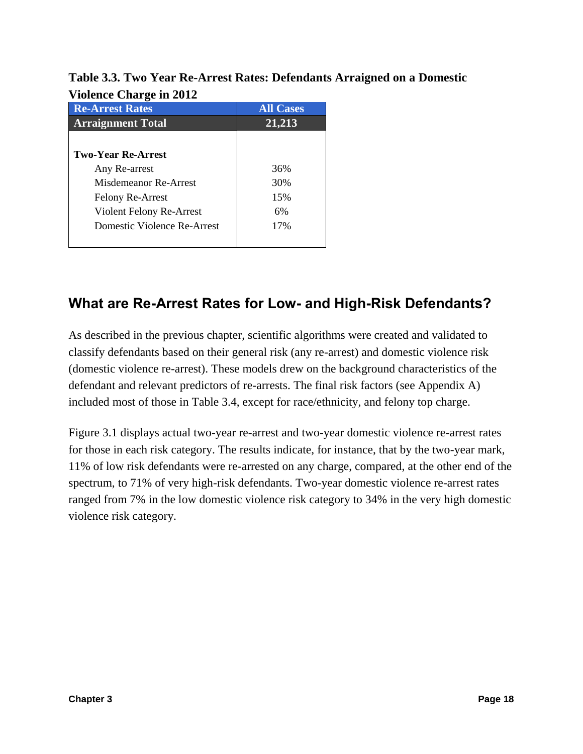**Table 3.3. Two Year Re-Arrest Rates: Defendants Arraigned on a Domestic Violence Charge in 2012**

| Re-Arrest Rates | All Cases |
|---|---|
| **Arraignment Total** | **21,213** |
| **Two-Year Re-Arrest** | |
| Any Re-arrest | 36% |
| Misdemeanor Re-Arrest | 30% |
| Felony Re-Arrest | 15% |
| Violent Felony Re-Arrest | 6% |
| Domestic Violence Re-Arrest | 17% |

## What are Re-Arrest Rates for Low- and High-Risk Defendants?

As described in the previous chapter, scientific algorithms were created and validated to classify defendants based on their general risk (any re-arrest) and domestic violence risk (domestic violence re-arrest). These models drew on the background characteristics of the defendant and relevant predictors of re-arrests. The final risk factors (see Appendix A) included most of those in Table 3.4, except for race/ethnicity, and felony top charge.

Figure 3.1 displays actual two-year re-arrest and two-year domestic violence re-arrest rates for those in each risk category. The results indicate, for instance, that by the two-year mark, 11% of low risk defendants were re-arrested on any charge, compared, at the other end of the spectrum, to 71% of very high-risk defendants. Two-year domestic violence re-arrest rates ranged from 7% in the low domestic violence risk category to 34% in the very high domestic violence risk category.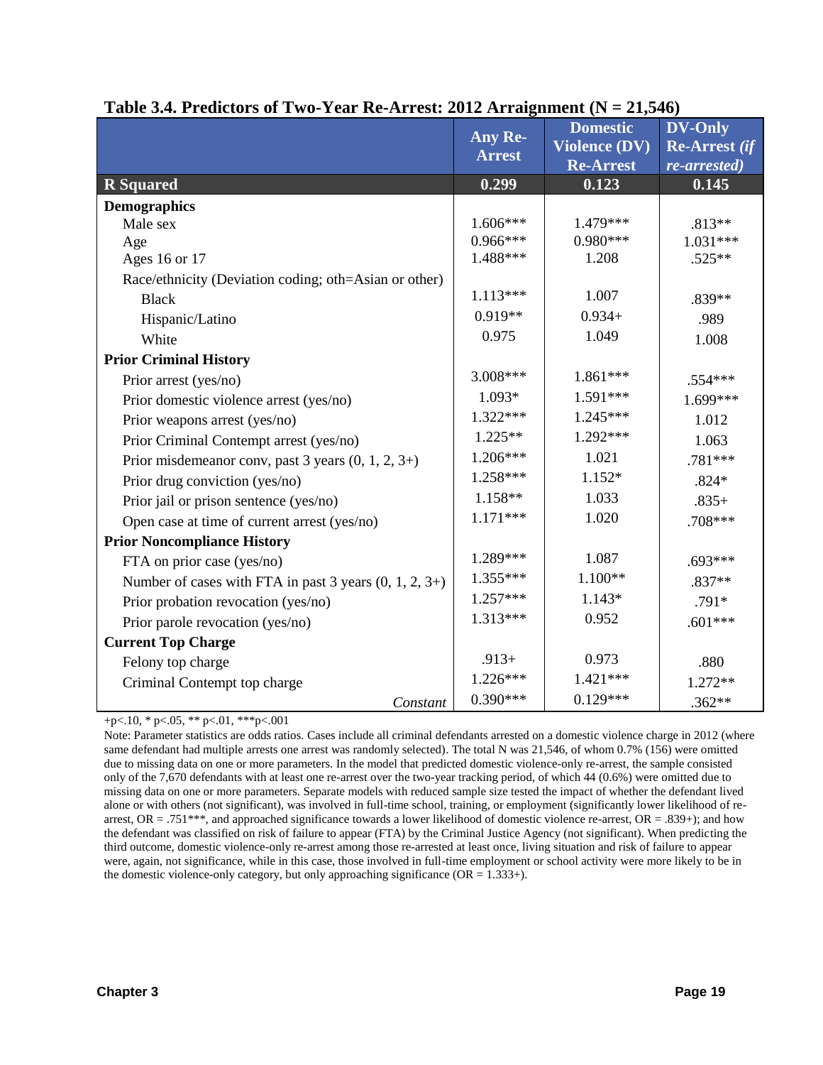**Table 3.4. Predictors of Two-Year Re-Arrest: 2012 Arraignment (N = 21,546)**

| | Any Re-Arrest | Domestic Violence (DV) Re-Arrest | DV-Only Re-Arrest *(if re-arrested)* |
|---|---|---|---|
| **R Squared** | **0.299** | **0.123** | **0.145** |
| **Demographics** | | | |
| Male sex | 1.606*** | 1.479*** | .813** |
| Age | 0.966*** | 0.980*** | 1.031*** |
| Ages 16 or 17 | 1.488*** | 1.208 | .525** |
| Race/ethnicity (Deviation coding; oth=Asian or other) | | | |
| Black | 1.113*** | 1.007 | .839** |
| Hispanic/Latino | 0.919** | 0.934+ | .989 |
| White | 0.975 | 1.049 | 1.008 |
| **Prior Criminal History** | | | |
| Prior arrest (yes/no) | 3.008*** | 1.861*** | .554*** |
| Prior domestic violence arrest (yes/no) | 1.093* | 1.591*** | 1.699*** |
| Prior weapons arrest (yes/no) | 1.322*** | 1.245*** | 1.012 |
| Prior Criminal Contempt arrest (yes/no) | 1.225** | 1.292*** | 1.063 |
| Prior misdemeanor conv, past 3 years (0, 1, 2, 3+) | 1.206*** | 1.021 | .781*** |
| Prior drug conviction (yes/no) | 1.258*** | 1.152* | .824* |
| Prior jail or prison sentence (yes/no) | 1.158** | 1.033 | .835+ |
| Open case at time of current arrest (yes/no) | 1.171*** | 1.020 | .708*** |
| **Prior Noncompliance History** | | | |
| FTA on prior case (yes/no) | 1.289*** | 1.087 | .693*** |
| Number of cases with FTA in past 3 years (0, 1, 2, 3+) | 1.355*** | 1.100** | .837** |
| Prior probation revocation (yes/no) | 1.257*** | 1.143* | .791* |
| Prior parole revocation (yes/no) | 1.313*** | 0.952 | .601*** |
| **Current Top Charge** | | | |
| Felony top charge | .913+ | 0.973 | .880 |
| Criminal Contempt top charge | 1.226*** | 1.421*** | 1.272** |
| *Constant* | 0.390*** | 0.129*** | .362** |

+p<.10, * p<.05, ** p<.01, ***p<.001

Note: Parameter statistics are odds ratios. Cases include all criminal defendants arrested on a domestic violence charge in 2012 (where same defendant had multiple arrests one arrest was randomly selected). The total N was 21,546, of whom 0.7% (156) were omitted due to missing data on one or more parameters. In the model that predicted domestic violence-only re-arrest, the sample consisted only of the 7,670 defendants with at least one re-arrest over the two-year tracking period, of which 44 (0.6%) were omitted due to missing data on one or more parameters. Separate models with reduced sample size tested the impact of whether the defendant lived alone or with others (not significant), was involved in full-time school, training, or employment (significantly lower likelihood of re-arrest, OR = .751***, and approached significance towards a lower likelihood of domestic violence re-arrest, OR = .839+); and how the defendant was classified on risk of failure to appear (FTA) by the Criminal Justice Agency (not significant). When predicting the third outcome, domestic violence-only re-arrest among those re-arrested at least once, living situation and risk of failure to appear were, again, not significance, while in this case, those involved in full-time employment or school activity were more likely to be in the domestic violence-only category, but only approaching significance (OR = 1.333+).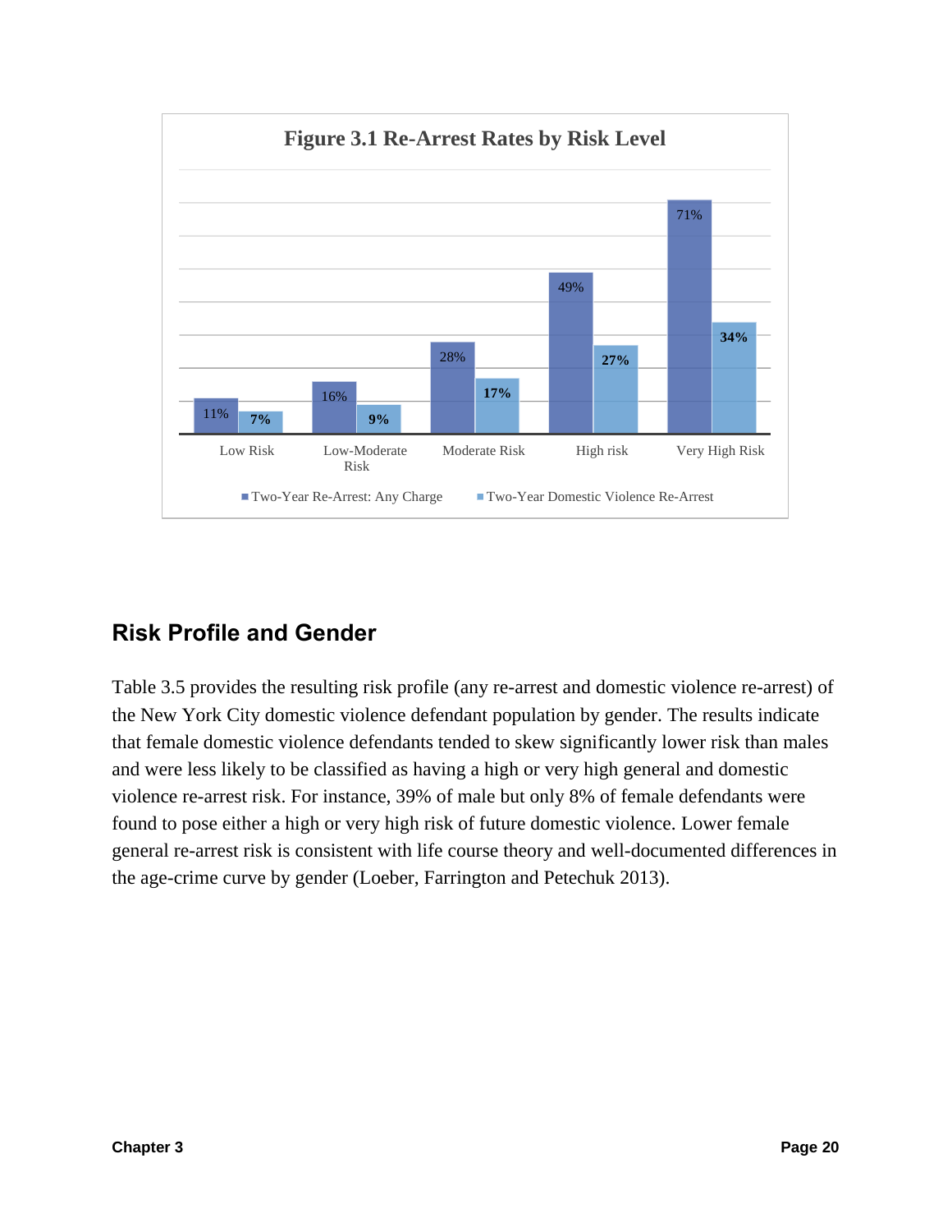**Figure 3.1 Re-Arrest Rates by Risk Level**

| Risk Level | Two-Year Re-Arrest: Any Charge | Two-Year Domestic Violence Re-Arrest |
|---|---|---|
| Low Risk | 11% | 7% |
| Low-Moderate Risk | 16% | 9% |
| Moderate Risk | 28% | 17% |
| High risk | 49% | 27% |
| Very High Risk | 71% | 34% |

## Risk Profile and Gender

Table 3.5 provides the resulting risk profile (any re-arrest and domestic violence re-arrest) of the New York City domestic violence defendant population by gender. The results indicate that female domestic violence defendants tended to skew significantly lower risk than males and were less likely to be classified as having a high or very high general and domestic violence re-arrest risk. For instance, 39% of male but only 8% of female defendants were found to pose either a high or very high risk of future domestic violence. Lower female general re-arrest risk is consistent with life course theory and well-documented differences in the age-crime curve by gender (Loeber, Farrington and Petechuk 2013).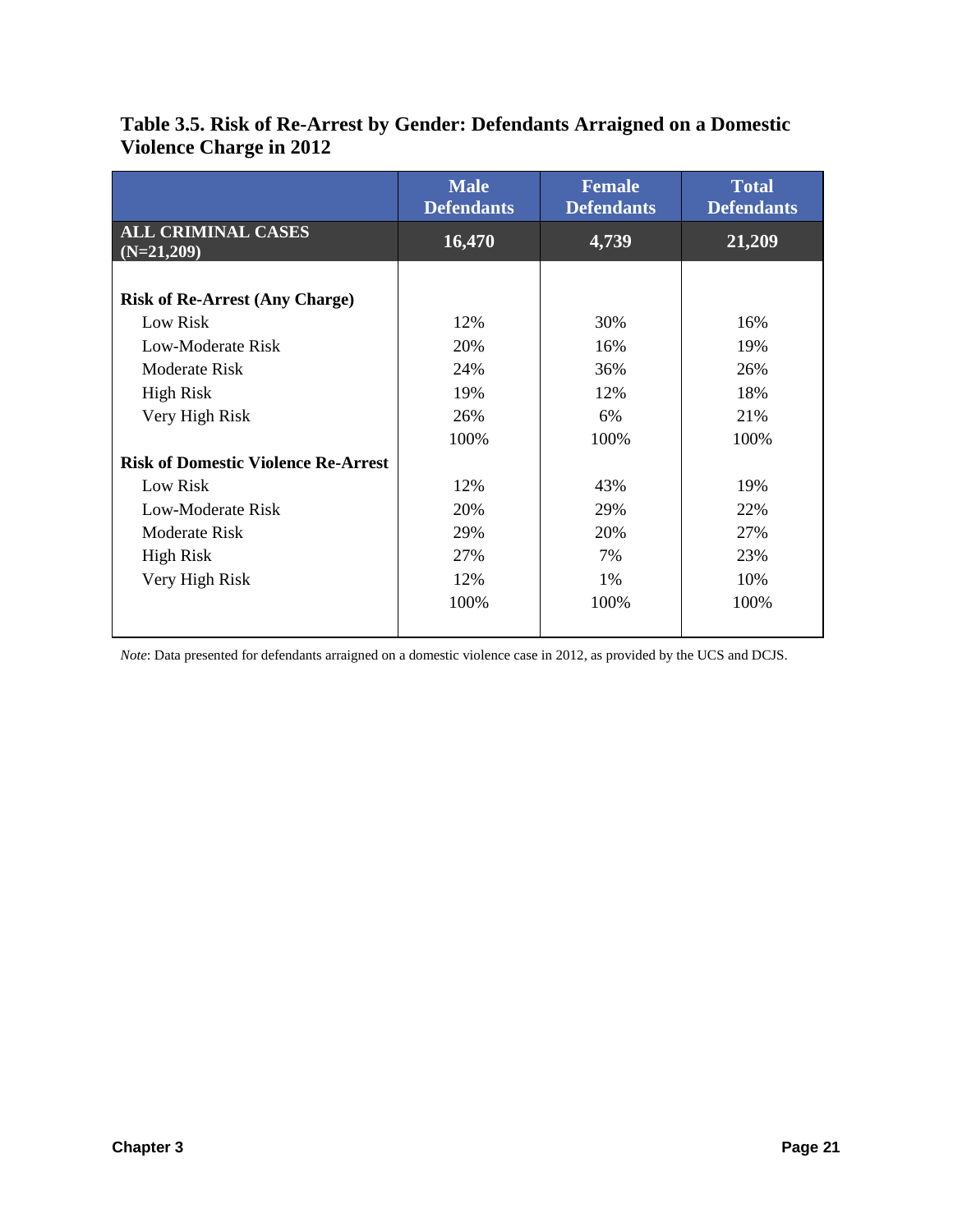**Table 3.5. Risk of Re-Arrest by Gender: Defendants Arraigned on a Domestic Violence Charge in 2012**

| | Male Defendants | Female Defendants | Total Defendants |
|---|---|---|---|
| **ALL CRIMINAL CASES (N=21,209)** | **16,470** | **4,739** | **21,209** |
| | | | |
| **Risk of Re-Arrest (Any Charge)** | | | |
| Low Risk | 12% | 30% | 16% |
| Low-Moderate Risk | 20% | 16% | 19% |
| Moderate Risk | 24% | 36% | 26% |
| High Risk | 19% | 12% | 18% |
| Very High Risk | 26% | 6% | 21% |
| | 100% | 100% | 100% |
| **Risk of Domestic Violence Re-Arrest** | | | |
| Low Risk | 12% | 43% | 19% |
| Low-Moderate Risk | 20% | 29% | 22% |
| Moderate Risk | 29% | 20% | 27% |
| High Risk | 27% | 7% | 23% |
| Very High Risk | 12% | 1% | 10% |
| | 100% | 100% | 100% |

*Note*: Data presented for defendants arraigned on a domestic violence case in 2012, as provided by the UCS and DCJS.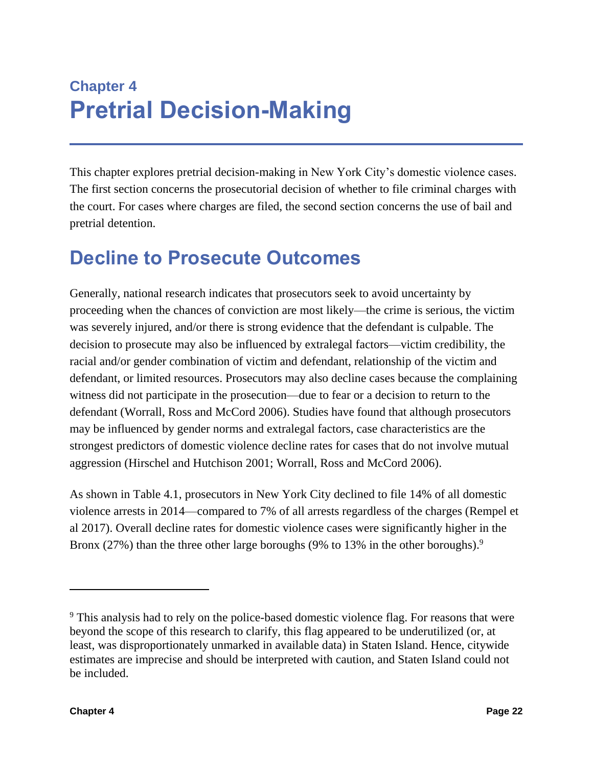# Chapter 4
# Pretrial Decision-Making

This chapter explores pretrial decision-making in New York City's domestic violence cases. The first section concerns the prosecutorial decision of whether to file criminal charges with the court. For cases where charges are filed, the second section concerns the use of bail and pretrial detention.

## Decline to Prosecute Outcomes

Generally, national research indicates that prosecutors seek to avoid uncertainty by proceeding when the chances of conviction are most likely—the crime is serious, the victim was severely injured, and/or there is strong evidence that the defendant is culpable. The decision to prosecute may also be influenced by extralegal factors—victim credibility, the racial and/or gender combination of victim and defendant, relationship of the victim and defendant, or limited resources. Prosecutors may also decline cases because the complaining witness did not participate in the prosecution—due to fear or a decision to return to the defendant (Worrall, Ross and McCord 2006). Studies have found that although prosecutors may be influenced by gender norms and extralegal factors, case characteristics are the strongest predictors of domestic violence decline rates for cases that do not involve mutual aggression (Hirschel and Hutchison 2001; Worrall, Ross and McCord 2006).

As shown in Table 4.1, prosecutors in New York City declined to file 14% of all domestic violence arrests in 2014—compared to 7% of all arrests regardless of the charges (Rempel et al 2017). Overall decline rates for domestic violence cases were significantly higher in the Bronx (27%) than the three other large boroughs (9% to 13% in the other boroughs).[9]

---

[9] This analysis had to rely on the police-based domestic violence flag. For reasons that were beyond the scope of this research to clarify, this flag appeared to be underutilized (or, at least, was disproportionately unmarked in available data) in Staten Island. Hence, citywide estimates are imprecise and should be interpreted with caution, and Staten Island could not be included.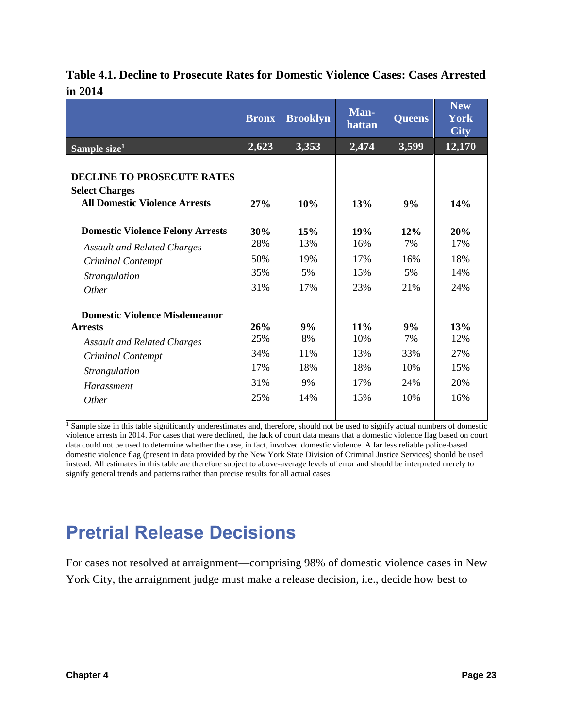**Table 4.1. Decline to Prosecute Rates for Domestic Violence Cases: Cases Arrested in 2014**

| | Bronx | Brooklyn | Man-hattan | Queens | New York City |
|---|---|---|---|---|---|
| **Sample size[1]** | **2,623** | **3,353** | **2,474** | **3,599** | **12,170** |
| **DECLINE TO PROSECUTE RATES** | | | | | |
| **Select Charges** | | | | | |
| **All Domestic Violence Arrests** | **27%** | **10%** | **13%** | **9%** | **14%** |
| **Domestic Violence Felony Arrests** | **30%** | **15%** | **19%** | **12%** | **20%** |
| *Assault and Related Charges* | 28% | 13% | 16% | 7% | 17% |
| *Criminal Contempt* | 50% | 19% | 17% | 16% | 18% |
| *Strangulation* | 35% | 5% | 15% | 5% | 14% |
| *Other* | 31% | 17% | 23% | 21% | 24% |
| **Domestic Violence Misdemeanor Arrests** | **26%** | **9%** | **11%** | **9%** | **13%** |
| *Assault and Related Charges* | 25% | 8% | 10% | 7% | 12% |
| *Criminal Contempt* | 34% | 11% | 13% | 33% | 27% |
| *Strangulation* | 17% | 18% | 18% | 10% | 15% |
| *Harassment* | 31% | 9% | 17% | 24% | 20% |
| *Other* | 25% | 14% | 15% | 10% | 16% |

[1] Sample size in this table significantly underestimates and, therefore, should not be used to signify actual numbers of domestic violence arrests in 2014. For cases that were declined, the lack of court data means that a domestic violence flag based on court data could not be used to determine whether the case, in fact, involved domestic violence. A far less reliable police-based domestic violence flag (present in data provided by the New York State Division of Criminal Justice Services) should be used instead. All estimates in this table are therefore subject to above-average levels of error and should be interpreted merely to signify general trends and patterns rather than precise results for all actual cases.

# Pretrial Release Decisions

For cases not resolved at arraignment—comprising 98% of domestic violence cases in New York City, the arraignment judge must make a release decision, i.e., decide how best to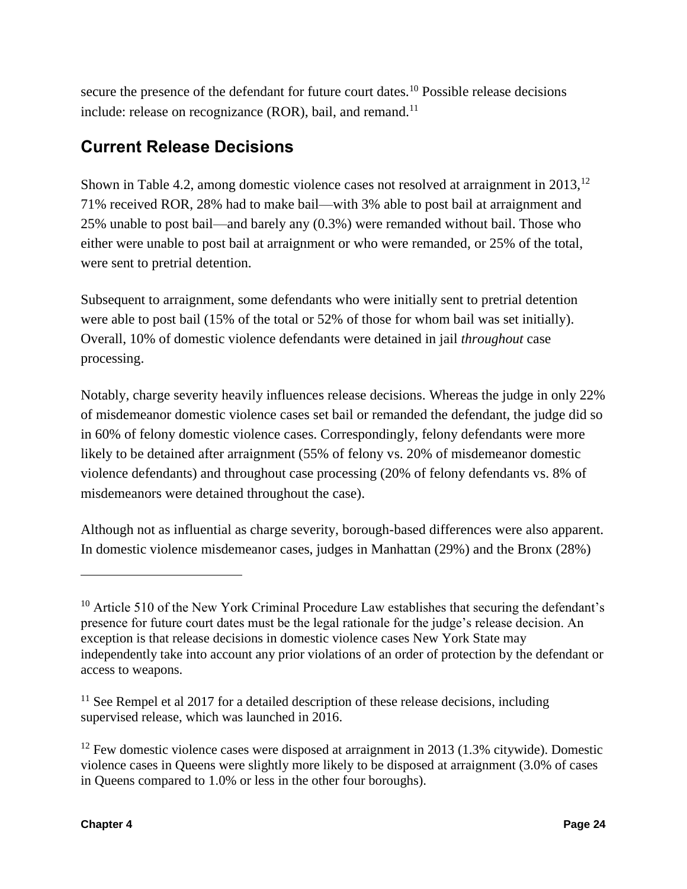secure the presence of the defendant for future court dates.[10] Possible release decisions include: release on recognizance (ROR), bail, and remand.[11]

## Current Release Decisions

Shown in Table 4.2, among domestic violence cases not resolved at arraignment in 2013,[12] 71% received ROR, 28% had to make bail—with 3% able to post bail at arraignment and 25% unable to post bail—and barely any (0.3%) were remanded without bail. Those who either were unable to post bail at arraignment or who were remanded, or 25% of the total, were sent to pretrial detention.

Subsequent to arraignment, some defendants who were initially sent to pretrial detention were able to post bail (15% of the total or 52% of those for whom bail was set initially). Overall, 10% of domestic violence defendants were detained in jail *throughout* case processing.

Notably, charge severity heavily influences release decisions. Whereas the judge in only 22% of misdemeanor domestic violence cases set bail or remanded the defendant, the judge did so in 60% of felony domestic violence cases. Correspondingly, felony defendants were more likely to be detained after arraignment (55% of felony vs. 20% of misdemeanor domestic violence defendants) and throughout case processing (20% of felony defendants vs. 8% of misdemeanors were detained throughout the case).

Although not as influential as charge severity, borough-based differences were also apparent. In domestic violence misdemeanor cases, judges in Manhattan (29%) and the Bronx (28%)

---

[10] Article 510 of the New York Criminal Procedure Law establishes that securing the defendant's presence for future court dates must be the legal rationale for the judge's release decision. An exception is that release decisions in domestic violence cases New York State may independently take into account any prior violations of an order of protection by the defendant or access to weapons.

[11] See Rempel et al 2017 for a detailed description of these release decisions, including supervised release, which was launched in 2016.

[12] Few domestic violence cases were disposed at arraignment in 2013 (1.3% citywide). Domestic violence cases in Queens were slightly more likely to be disposed at arraignment (3.0% of cases in Queens compared to 1.0% or less in the other four boroughs).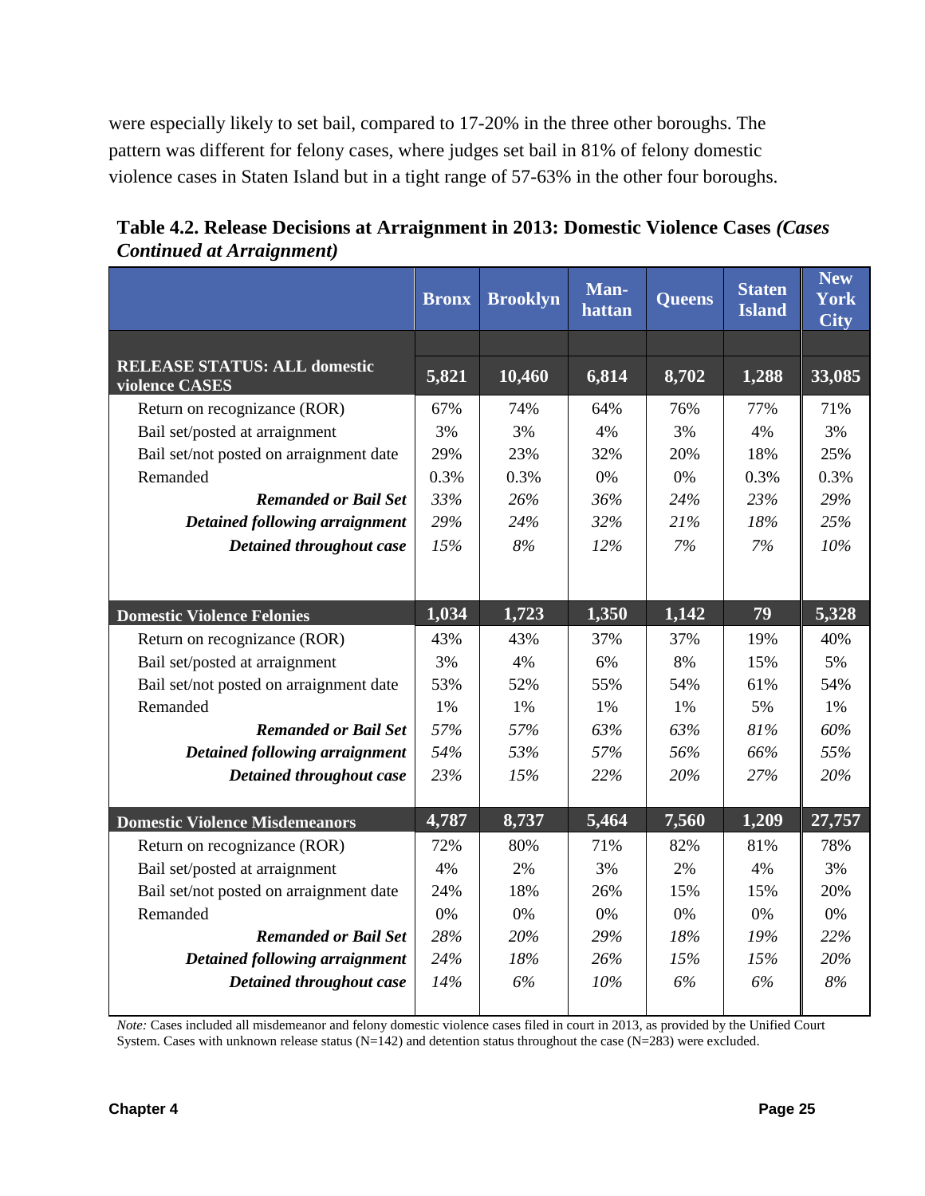were especially likely to set bail, compared to 17-20% in the three other boroughs. The pattern was different for felony cases, where judges set bail in 81% of felony domestic violence cases in Staten Island but in a tight range of 57-63% in the other four boroughs.

**Table 4.2. Release Decisions at Arraignment in 2013: Domestic Violence Cases *(Cases Continued at Arraignment)***

| | Bronx | Brooklyn | Manhattan | Queens | Staten Island | New York City |
|---|---|---|---|---|---|---|
| **RELEASE STATUS: ALL domestic violence CASES** | **5,821** | **10,460** | **6,814** | **8,702** | **1,288** | **33,085** |
| Return on recognizance (ROR) | 67% | 74% | 64% | 76% | 77% | 71% |
| Bail set/posted at arraignment | 3% | 3% | 4% | 3% | 4% | 3% |
| Bail set/not posted on arraignment date | 29% | 23% | 32% | 20% | 18% | 25% |
| Remanded | 0.3% | 0.3% | 0% | 0% | 0.3% | 0.3% |
| ***Remanded or Bail Set*** | *33%* | *26%* | *36%* | *24%* | *23%* | *29%* |
| ***Detained following arraignment*** | *29%* | *24%* | *32%* | *21%* | *18%* | *25%* |
| ***Detained throughout case*** | *15%* | *8%* | *12%* | *7%* | *7%* | *10%* |
| **Domestic Violence Felonies** | **1,034** | **1,723** | **1,350** | **1,142** | **79** | **5,328** |
| Return on recognizance (ROR) | 43% | 43% | 37% | 37% | 19% | 40% |
| Bail set/posted at arraignment | 3% | 4% | 6% | 8% | 15% | 5% |
| Bail set/not posted on arraignment date | 53% | 52% | 55% | 54% | 61% | 54% |
| Remanded | 1% | 1% | 1% | 1% | 5% | 1% |
| ***Remanded or Bail Set*** | *57%* | *57%* | *63%* | *63%* | *81%* | *60%* |
| ***Detained following arraignment*** | *54%* | *53%* | *57%* | *56%* | *66%* | *55%* |
| ***Detained throughout case*** | *23%* | *15%* | *22%* | *20%* | *27%* | *20%* |
| **Domestic Violence Misdemeanors** | **4,787** | **8,737** | **5,464** | **7,560** | **1,209** | **27,757** |
| Return on recognizance (ROR) | 72% | 80% | 71% | 82% | 81% | 78% |
| Bail set/posted at arraignment | 4% | 2% | 3% | 2% | 4% | 3% |
| Bail set/not posted on arraignment date | 24% | 18% | 26% | 15% | 15% | 20% |
| Remanded | 0% | 0% | 0% | 0% | 0% | 0% |
| ***Remanded or Bail Set*** | *28%* | *20%* | *29%* | *18%* | *19%* | *22%* |
| ***Detained following arraignment*** | *24%* | *18%* | *26%* | *15%* | *15%* | *20%* |
| ***Detained throughout case*** | *14%* | *6%* | *10%* | *6%* | *6%* | *8%* |

*Note:* Cases included all misdemeanor and felony domestic violence cases filed in court in 2013, as provided by the Unified Court System. Cases with unknown release status (N=142) and detention status throughout the case (N=283) were excluded.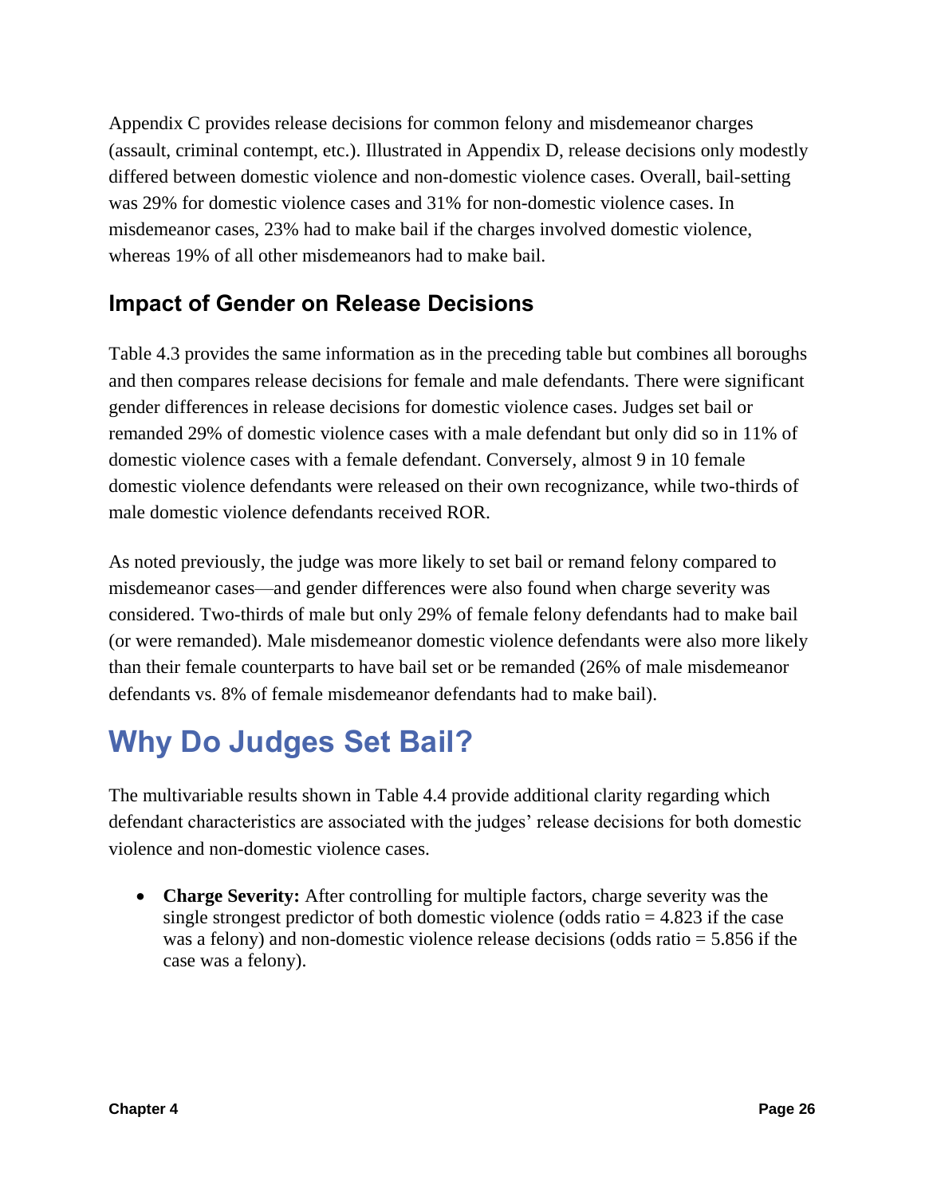Appendix C provides release decisions for common felony and misdemeanor charges (assault, criminal contempt, etc.). Illustrated in Appendix D, release decisions only modestly differed between domestic violence and non-domestic violence cases. Overall, bail-setting was 29% for domestic violence cases and 31% for non-domestic violence cases. In misdemeanor cases, 23% had to make bail if the charges involved domestic violence, whereas 19% of all other misdemeanors had to make bail.

### Impact of Gender on Release Decisions

Table 4.3 provides the same information as in the preceding table but combines all boroughs and then compares release decisions for female and male defendants. There were significant gender differences in release decisions for domestic violence cases. Judges set bail or remanded 29% of domestic violence cases with a male defendant but only did so in 11% of domestic violence cases with a female defendant. Conversely, almost 9 in 10 female domestic violence defendants were released on their own recognizance, while two-thirds of male domestic violence defendants received ROR.

As noted previously, the judge was more likely to set bail or remand felony compared to misdemeanor cases—and gender differences were also found when charge severity was considered. Two-thirds of male but only 29% of female felony defendants had to make bail (or were remanded). Male misdemeanor domestic violence defendants were also more likely than their female counterparts to have bail set or be remanded (26% of male misdemeanor defendants vs. 8% of female misdemeanor defendants had to make bail).

## Why Do Judges Set Bail?

The multivariable results shown in Table 4.4 provide additional clarity regarding which defendant characteristics are associated with the judges' release decisions for both domestic violence and non-domestic violence cases.

- **Charge Severity:** After controlling for multiple factors, charge severity was the single strongest predictor of both domestic violence (odds ratio = 4.823 if the case was a felony) and non-domestic violence release decisions (odds ratio = 5.856 if the case was a felony).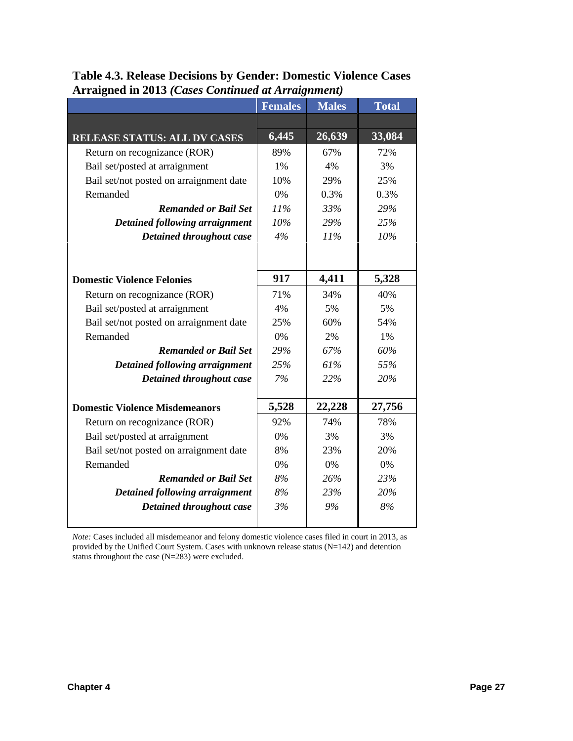**Table 4.3. Release Decisions by Gender: Domestic Violence Cases Arraigned in 2013 *(Cases Continued at Arraignment)***

| | Females | Males | Total |
|---|---|---|---|
| **RELEASE STATUS: ALL DV CASES** | **6,445** | **26,639** | **33,084** |
| Return on recognizance (ROR) | 89% | 67% | 72% |
| Bail set/posted at arraignment | 1% | 4% | 3% |
| Bail set/not posted on arraignment date | 10% | 29% | 25% |
| Remanded | 0% | 0.3% | 0.3% |
| ***Remanded or Bail Set*** | *11%* | *33%* | *29%* |
| ***Detained following arraignment*** | *10%* | *29%* | *25%* |
| ***Detained throughout case*** | *4%* | *11%* | *10%* |
| | | | |
| **Domestic Violence Felonies** | **917** | **4,411** | **5,328** |
| Return on recognizance (ROR) | 71% | 34% | 40% |
| Bail set/posted at arraignment | 4% | 5% | 5% |
| Bail set/not posted on arraignment date | 25% | 60% | 54% |
| Remanded | 0% | 2% | 1% |
| ***Remanded or Bail Set*** | *29%* | *67%* | *60%* |
| ***Detained following arraignment*** | *25%* | *61%* | *55%* |
| ***Detained throughout case*** | *7%* | *22%* | *20%* |
| | | | |
| **Domestic Violence Misdemeanors** | **5,528** | **22,228** | **27,756** |
| Return on recognizance (ROR) | 92% | 74% | 78% |
| Bail set/posted at arraignment | 0% | 3% | 3% |
| Bail set/not posted on arraignment date | 8% | 23% | 20% |
| Remanded | 0% | 0% | 0% |
| ***Remanded or Bail Set*** | *8%* | *26%* | *23%* |
| ***Detained following arraignment*** | *8%* | *23%* | *20%* |
| ***Detained throughout case*** | *3%* | *9%* | *8%* |

*Note:* Cases included all misdemeanor and felony domestic violence cases filed in court in 2013, as provided by the Unified Court System. Cases with unknown release status (N=142) and detention status throughout the case (N=283) were excluded.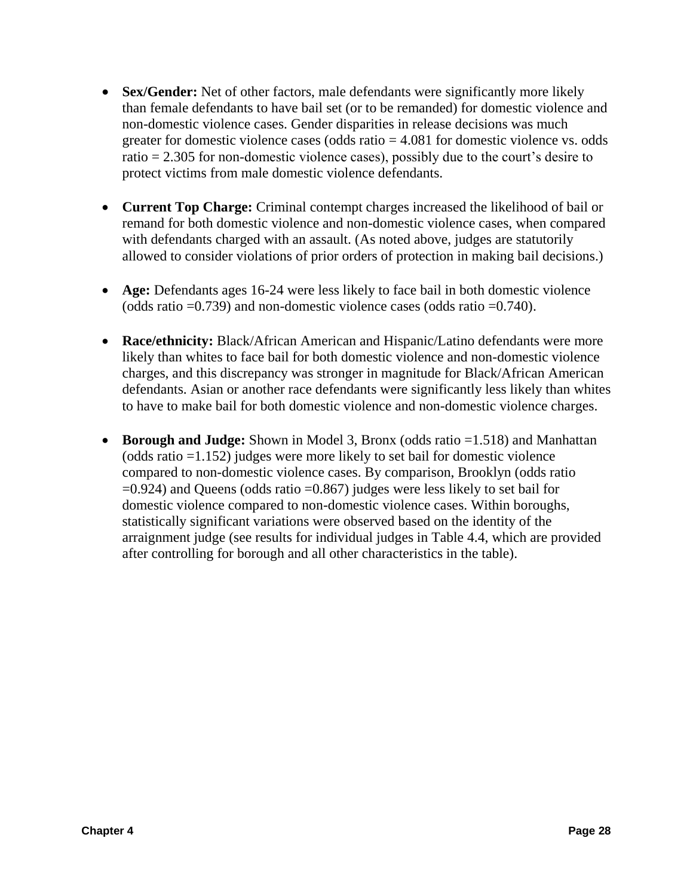- **Sex/Gender:** Net of other factors, male defendants were significantly more likely than female defendants to have bail set (or to be remanded) for domestic violence and non-domestic violence cases. Gender disparities in release decisions was much greater for domestic violence cases (odds ratio = 4.081 for domestic violence vs. odds ratio = 2.305 for non-domestic violence cases), possibly due to the court's desire to protect victims from male domestic violence defendants.

- **Current Top Charge:** Criminal contempt charges increased the likelihood of bail or remand for both domestic violence and non-domestic violence cases, when compared with defendants charged with an assault. (As noted above, judges are statutorily allowed to consider violations of prior orders of protection in making bail decisions.)

- **Age:** Defendants ages 16-24 were less likely to face bail in both domestic violence (odds ratio =0.739) and non-domestic violence cases (odds ratio =0.740).

- **Race/ethnicity:** Black/African American and Hispanic/Latino defendants were more likely than whites to face bail for both domestic violence and non-domestic violence charges, and this discrepancy was stronger in magnitude for Black/African American defendants. Asian or another race defendants were significantly less likely than whites to have to make bail for both domestic violence and non-domestic violence charges.

- **Borough and Judge:** Shown in Model 3, Bronx (odds ratio =1.518) and Manhattan (odds ratio =1.152) judges were more likely to set bail for domestic violence compared to non-domestic violence cases. By comparison, Brooklyn (odds ratio =0.924) and Queens (odds ratio =0.867) judges were less likely to set bail for domestic violence compared to non-domestic violence cases. Within boroughs, statistically significant variations were observed based on the identity of the arraignment judge (see results for individual judges in Table 4.4, which are provided after controlling for borough and all other characteristics in the table).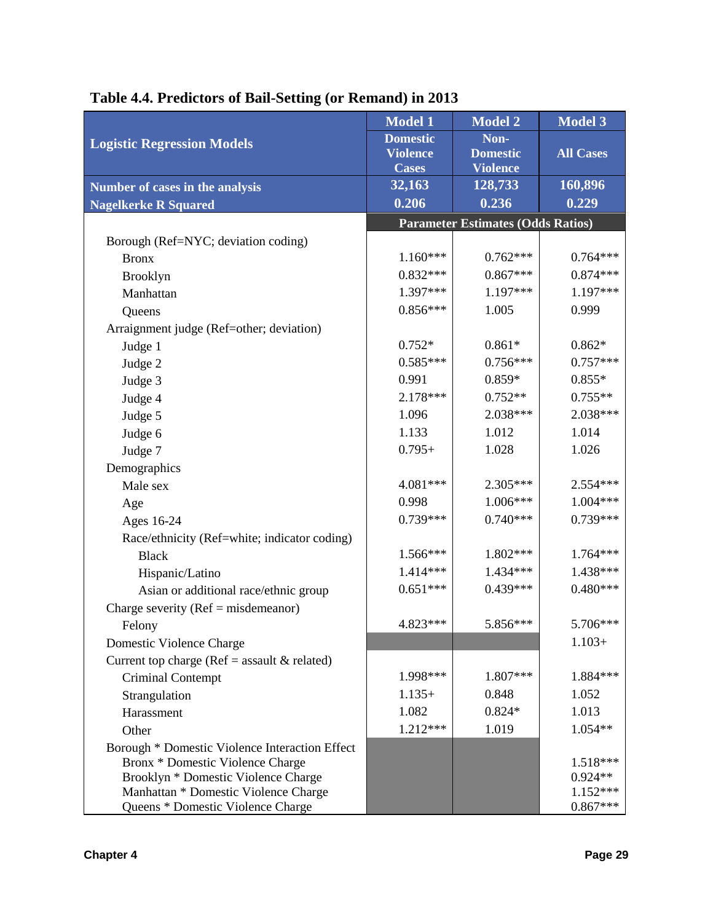**Table 4.4. Predictors of Bail-Setting (or Remand) in 2013**

| Logistic Regression Models | Model 1<br>Domestic Violence Cases | Model 2<br>Non-Domestic Violence | Model 3<br>All Cases |
|---|---|---|---|
| Number of cases in the analysis | 32,163 | 128,733 | 160,896 |
| Nagelkerke R Squared | 0.206 | 0.236 | 0.229 |
| | Parameter Estimates (Odds Ratios) | | |
| Borough (Ref=NYC; deviation coding) | | | |
| Bronx | 1.160*** | 0.762*** | 0.764*** |
| Brooklyn | 0.832*** | 0.867*** | 0.874*** |
| Manhattan | 1.397*** | 1.197*** | 1.197*** |
| Queens | 0.856*** | 1.005 | 0.999 |
| Arraignment judge (Ref=other; deviation) | | | |
| Judge 1 | 0.752* | 0.861* | 0.862* |
| Judge 2 | 0.585*** | 0.756*** | 0.757*** |
| Judge 3 | 0.991 | 0.859* | 0.855* |
| Judge 4 | 2.178*** | 0.752** | 0.755** |
| Judge 5 | 1.096 | 2.038*** | 2.038*** |
| Judge 6 | 1.133 | 1.012 | 1.014 |
| Judge 7 | 0.795+ | 1.028 | 1.026 |
| Demographics | | | |
| Male sex | 4.081*** | 2.305*** | 2.554*** |
| Age | 0.998 | 1.006*** | 1.004*** |
| Ages 16-24 | 0.739*** | 0.740*** | 0.739*** |
| Race/ethnicity (Ref=white; indicator coding) | | | |
| Black | 1.566*** | 1.802*** | 1.764*** |
| Hispanic/Latino | 1.414*** | 1.434*** | 1.438*** |
| Asian or additional race/ethnic group | 0.651*** | 0.439*** | 0.480*** |
| Charge severity (Ref = misdemeanor) | | | |
| Felony | 4.823*** | 5.856*** | 5.706*** |
| Domestic Violence Charge | | | 1.103+ |
| Current top charge (Ref = assault & related) | | | |
| Criminal Contempt | 1.998*** | 1.807*** | 1.884*** |
| Strangulation | 1.135+ | 0.848 | 1.052 |
| Harassment | 1.082 | 0.824* | 1.013 |
| Other | 1.212*** | 1.019 | 1.054** |
| Borough * Domestic Violence Interaction Effect | | | |
| Bronx * Domestic Violence Charge | | | 1.518*** |
| Brooklyn * Domestic Violence Charge | | | 0.924** |
| Manhattan * Domestic Violence Charge | | | 1.152*** |
| Queens * Domestic Violence Charge | | | 0.867*** |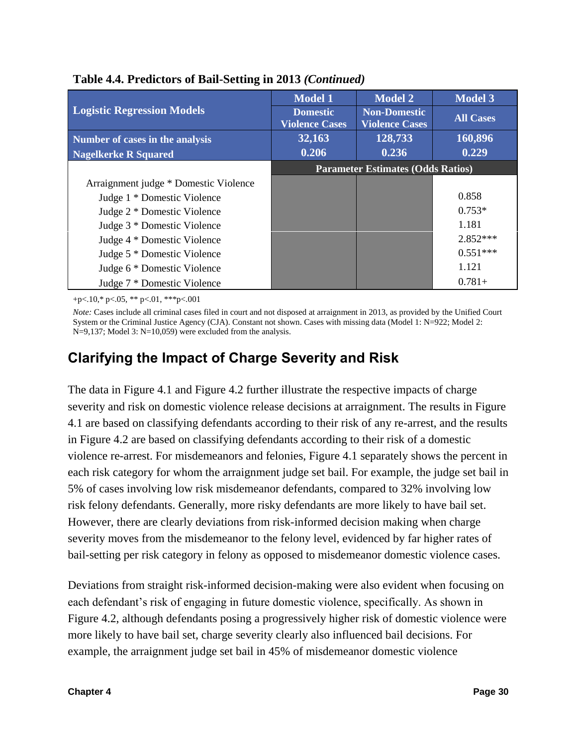**Table 4.4. Predictors of Bail-Setting in 2013 *(Continued)***

| Logistic Regression Models | Model 1<br>Domestic Violence Cases | Model 2<br>Non-Domestic Violence Cases | Model 3<br>All Cases |
|---|---|---|---|
| Number of cases in the analysis | 32,163 | 128,733 | 160,896 |
| Nagelkerke R Squared | 0.206 | 0.236 | 0.229 |
| | Parameter Estimates (Odds Ratios) | | |
| Arraignment judge * Domestic Violence | | | |
| Judge 1 * Domestic Violence | | | 0.858 |
| Judge 2 * Domestic Violence | | | 0.753* |
| Judge 3 * Domestic Violence | | | 1.181 |
| Judge 4 * Domestic Violence | | | 2.852*** |
| Judge 5 * Domestic Violence | | | 0.551*** |
| Judge 6 * Domestic Violence | | | 1.121 |
| Judge 7 * Domestic Violence | | | 0.781+ |

+p<.10,* p<.05, ** p<.01, ***p<.001

*Note:* Cases include all criminal cases filed in court and not disposed at arraignment in 2013, as provided by the Unified Court System or the Criminal Justice Agency (CJA). Constant not shown. Cases with missing data (Model 1: N=922; Model 2: N=9,137; Model 3: N=10,059) were excluded from the analysis.

## Clarifying the Impact of Charge Severity and Risk

The data in Figure 4.1 and Figure 4.2 further illustrate the respective impacts of charge severity and risk on domestic violence release decisions at arraignment. The results in Figure 4.1 are based on classifying defendants according to their risk of any re-arrest, and the results in Figure 4.2 are based on classifying defendants according to their risk of a domestic violence re-arrest. For misdemeanors and felonies, Figure 4.1 separately shows the percent in each risk category for whom the arraignment judge set bail. For example, the judge set bail in 5% of cases involving low risk misdemeanor defendants, compared to 32% involving low risk felony defendants. Generally, more risky defendants are more likely to have bail set. However, there are clearly deviations from risk-informed decision making when charge severity moves from the misdemeanor to the felony level, evidenced by far higher rates of bail-setting per risk category in felony as opposed to misdemeanor domestic violence cases.

Deviations from straight risk-informed decision-making were also evident when focusing on each defendant's risk of engaging in future domestic violence, specifically. As shown in Figure 4.2, although defendants posing a progressively higher risk of domestic violence were more likely to have bail set, charge severity clearly also influenced bail decisions. For example, the arraignment judge set bail in 45% of misdemeanor domestic violence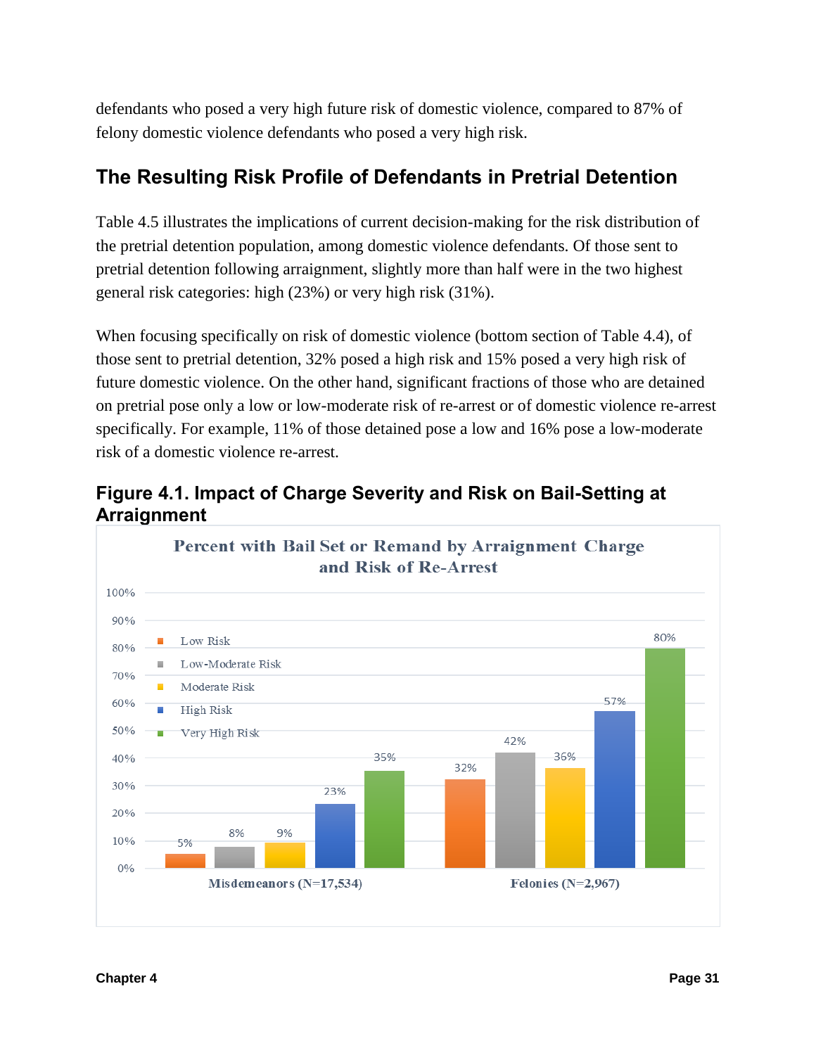defendants who posed a very high future risk of domestic violence, compared to 87% of felony domestic violence defendants who posed a very high risk.

## The Resulting Risk Profile of Defendants in Pretrial Detention

Table 4.5 illustrates the implications of current decision-making for the risk distribution of the pretrial detention population, among domestic violence defendants. Of those sent to pretrial detention following arraignment, slightly more than half were in the two highest general risk categories: high (23%) or very high risk (31%).

When focusing specifically on risk of domestic violence (bottom section of Table 4.4), of those sent to pretrial detention, 32% posed a high risk and 15% posed a very high risk of future domestic violence. On the other hand, significant fractions of those who are detained on pretrial pose only a low or low-moderate risk of re-arrest or of domestic violence re-arrest specifically. For example, 11% of those detained pose a low and 16% pose a low-moderate risk of a domestic violence re-arrest.

### Figure 4.1. Impact of Charge Severity and Risk on Bail-Setting at Arraignment

**Percent with Bail Set or Remand by Arraignment Charge and Risk of Re-Arrest**

| | Low Risk | Low-Moderate Risk | Moderate Risk | High Risk | Very High Risk |
|---|---|---|---|---|---|
| Misdemeanors (N=17,534) | 5% | 8% | 9% | 23% | 35% |
| Felonies (N=2,967) | 32% | 42% | 36% | 57% | 80% |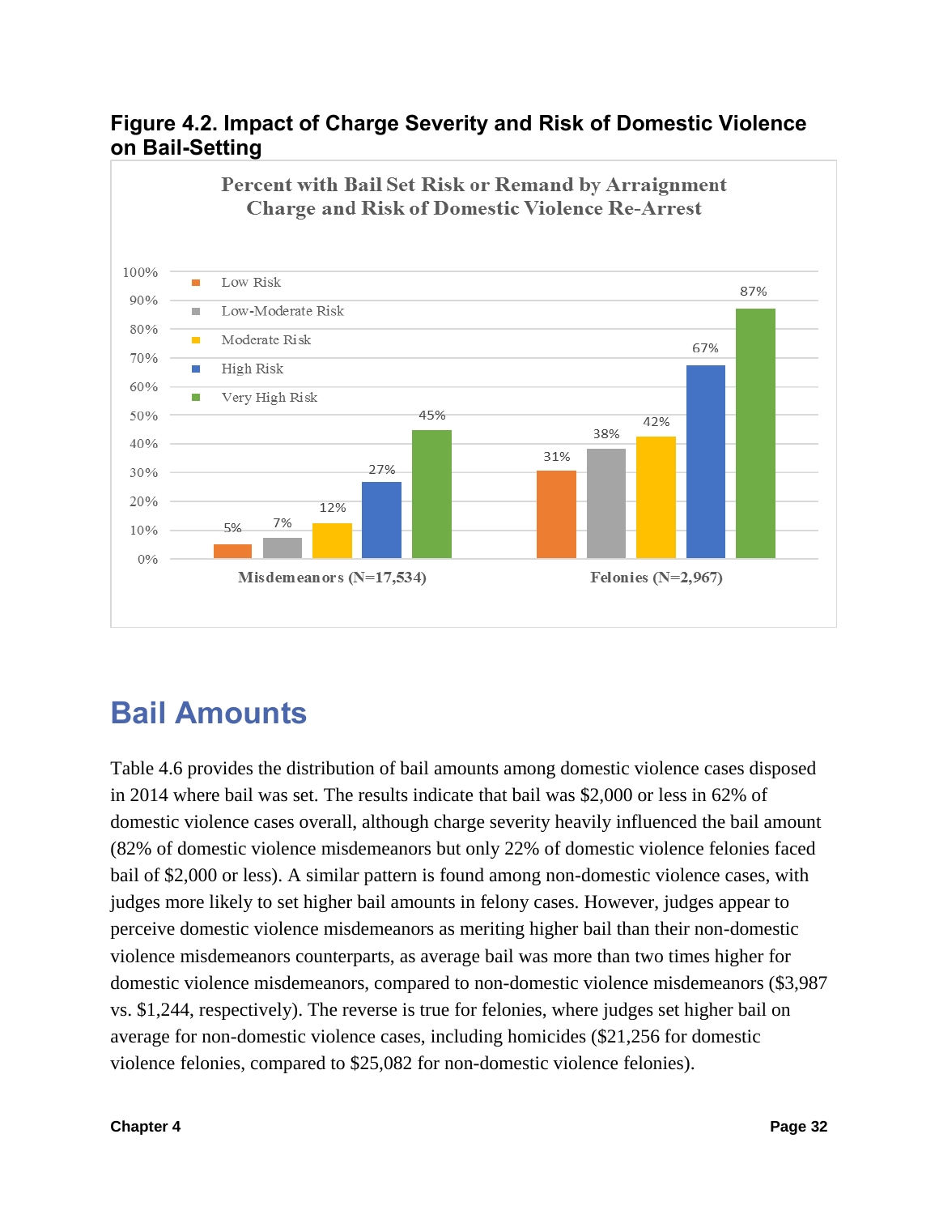**Figure 4.2. Impact of Charge Severity and Risk of Domestic Violence on Bail-Setting**

Percent with Bail Set Risk or Remand by Arraignment Charge and Risk of Domestic Violence Re-Arrest

| | Low Risk | Low-Moderate Risk | Moderate Risk | High Risk | Very High Risk |
|---|---|---|---|---|---|
| Misdemeanors (N=17,534) | 5% | 7% | 12% | 27% | 45% |
| Felonies (N=2,967) | 31% | 38% | 42% | 67% | 87% |

## Bail Amounts

Table 4.6 provides the distribution of bail amounts among domestic violence cases disposed in 2014 where bail was set. The results indicate that bail was $2,000 or less in 62% of domestic violence cases overall, although charge severity heavily influenced the bail amount (82% of domestic violence misdemeanors but only 22% of domestic violence felonies faced bail of $2,000 or less). A similar pattern is found among non-domestic violence cases, with judges more likely to set higher bail amounts in felony cases. However, judges appear to perceive domestic violence misdemeanors as meriting higher bail than their non-domestic violence misdemeanors counterparts, as average bail was more than two times higher for domestic violence misdemeanors, compared to non-domestic violence misdemeanors ($3,987 vs. $1,244, respectively). The reverse is true for felonies, where judges set higher bail on average for non-domestic violence cases, including homicides ($21,256 for domestic violence felonies, compared to $25,082 for non-domestic violence felonies).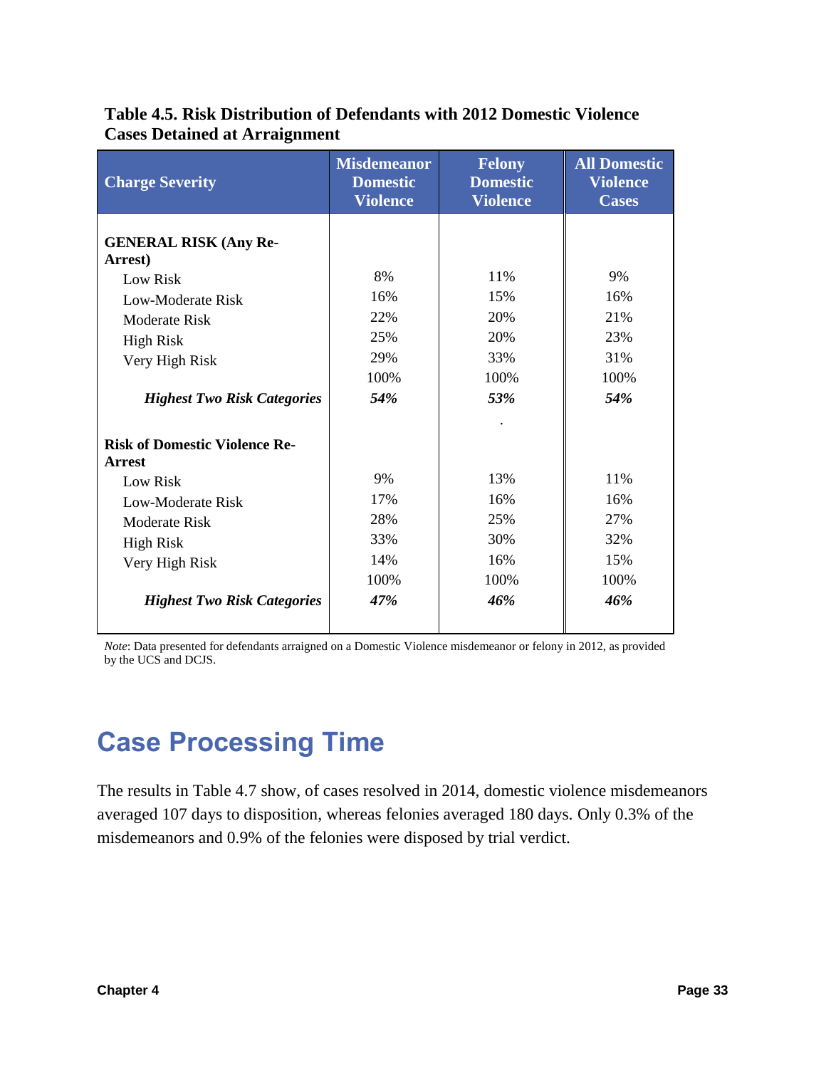**Table 4.5. Risk Distribution of Defendants with 2012 Domestic Violence Cases Detained at Arraignment**

| Charge Severity | Misdemeanor Domestic Violence | Felony Domestic Violence | All Domestic Violence Cases |
|---|---|---|---|
| **GENERAL RISK (Any Re-Arrest)** | | | |
| Low Risk | 8% | 11% | 9% |
| Low-Moderate Risk | 16% | 15% | 16% |
| Moderate Risk | 22% | 20% | 21% |
| High Risk | 25% | 20% | 23% |
| Very High Risk | 29% | 33% | 31% |
| | 100% | 100% | 100% |
| ***Highest Two Risk Categories*** | ***54%*** | ***53%*** | ***54%*** |
| **Risk of Domestic Violence Re-Arrest** | | | |
| Low Risk | 9% | 13% | 11% |
| Low-Moderate Risk | 17% | 16% | 16% |
| Moderate Risk | 28% | 25% | 27% |
| High Risk | 33% | 30% | 32% |
| Very High Risk | 14% | 16% | 15% |
| | 100% | 100% | 100% |
| ***Highest Two Risk Categories*** | ***47%*** | ***46%*** | ***46%*** |

*Note*: Data presented for defendants arraigned on a Domestic Violence misdemeanor or felony in 2012, as provided by the UCS and DCJS.

## Case Processing Time

The results in Table 4.7 show, of cases resolved in 2014, domestic violence misdemeanors averaged 107 days to disposition, whereas felonies averaged 180 days. Only 0.3% of the misdemeanors and 0.9% of the felonies were disposed by trial verdict.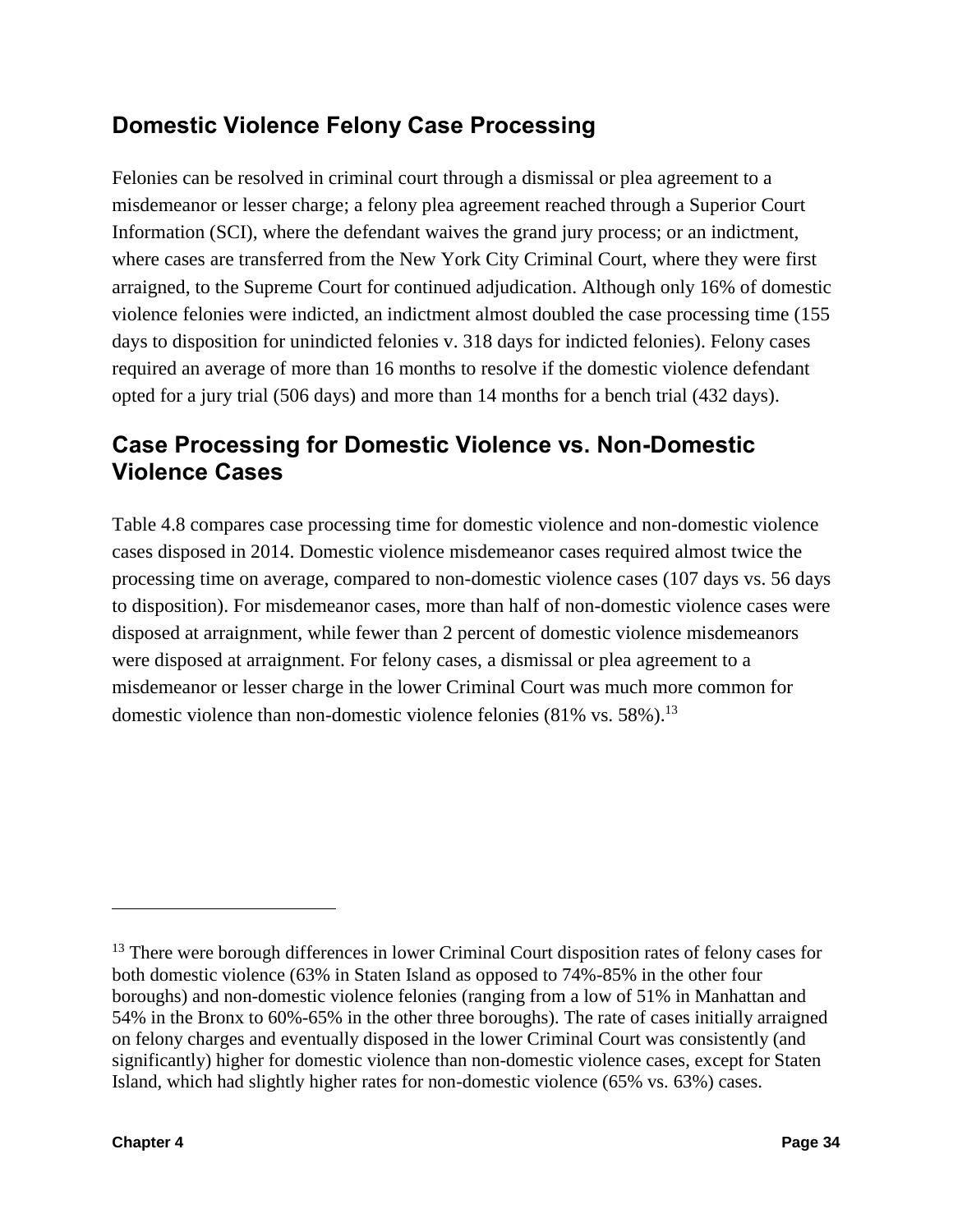## Domestic Violence Felony Case Processing

Felonies can be resolved in criminal court through a dismissal or plea agreement to a misdemeanor or lesser charge; a felony plea agreement reached through a Superior Court Information (SCI), where the defendant waives the grand jury process; or an indictment, where cases are transferred from the New York City Criminal Court, where they were first arraigned, to the Supreme Court for continued adjudication. Although only 16% of domestic violence felonies were indicted, an indictment almost doubled the case processing time (155 days to disposition for unindicted felonies v. 318 days for indicted felonies). Felony cases required an average of more than 16 months to resolve if the domestic violence defendant opted for a jury trial (506 days) and more than 14 months for a bench trial (432 days).

## Case Processing for Domestic Violence vs. Non-Domestic Violence Cases

Table 4.8 compares case processing time for domestic violence and non-domestic violence cases disposed in 2014. Domestic violence misdemeanor cases required almost twice the processing time on average, compared to non-domestic violence cases (107 days vs. 56 days to disposition). For misdemeanor cases, more than half of non-domestic violence cases were disposed at arraignment, while fewer than 2 percent of domestic violence misdemeanors were disposed at arraignment. For felony cases, a dismissal or plea agreement to a misdemeanor or lesser charge in the lower Criminal Court was much more common for domestic violence than non-domestic violence felonies (81% vs. 58%).[13]

---

[13] There were borough differences in lower Criminal Court disposition rates of felony cases for both domestic violence (63% in Staten Island as opposed to 74%-85% in the other four boroughs) and non-domestic violence felonies (ranging from a low of 51% in Manhattan and 54% in the Bronx to 60%-65% in the other three boroughs). The rate of cases initially arraigned on felony charges and eventually disposed in the lower Criminal Court was consistently (and significantly) higher for domestic violence than non-domestic violence cases, except for Staten Island, which had slightly higher rates for non-domestic violence (65% vs. 63%) cases.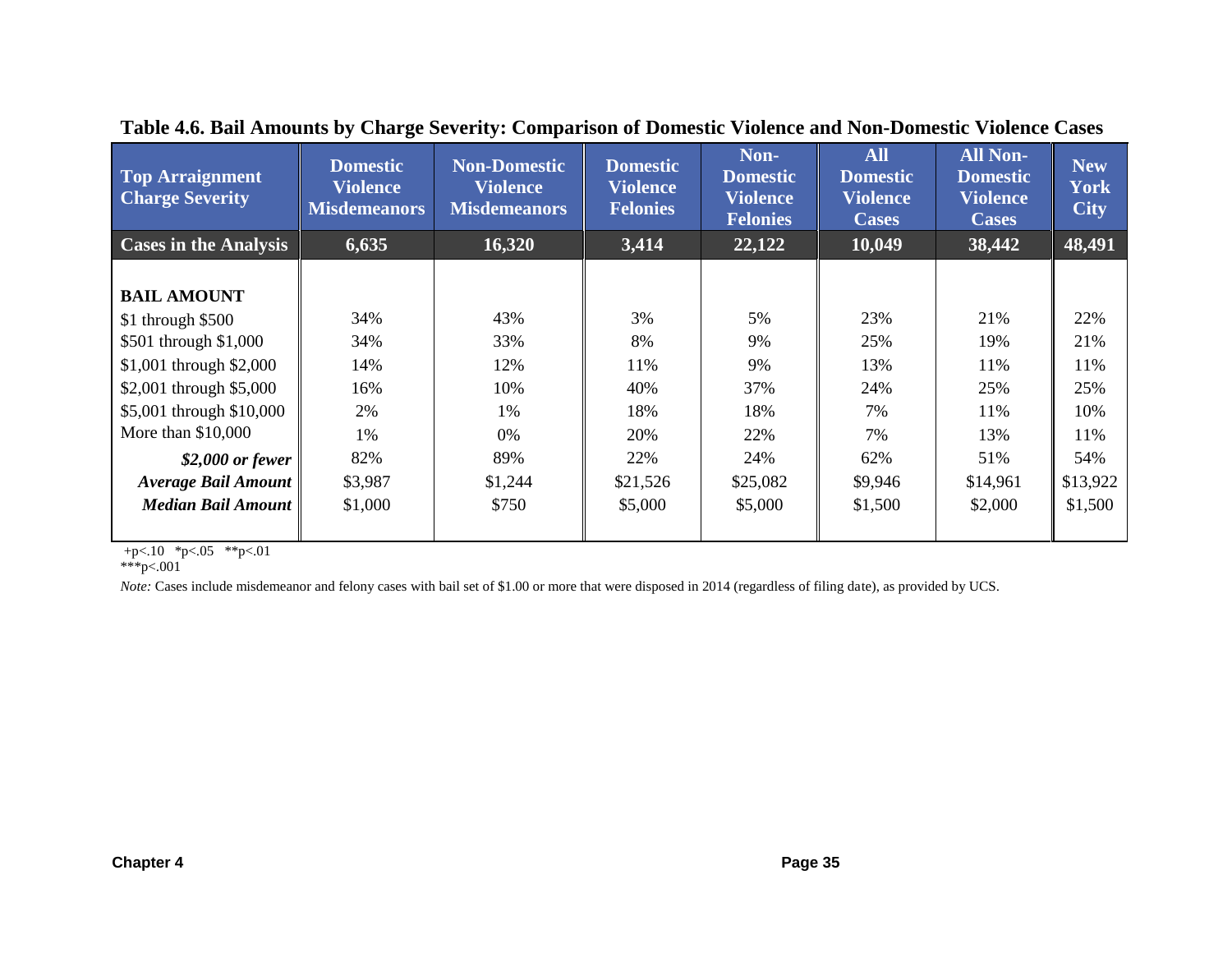## Table 4.6. Bail Amounts by Charge Severity: Comparison of Domestic Violence and Non-Domestic Violence Cases

| Top Arraignment Charge Severity | Domestic Violence Misdemeanors | Non-Domestic Violence Misdemeanors | Domestic Violence Felonies | Non-Domestic Violence Felonies | All Domestic Violence Cases | All Non-Domestic Violence Cases | New York City |
|---|---|---|---|---|---|---|---|
| **Cases in the Analysis** | **6,635** | **16,320** | **3,414** | **22,122** | **10,049** | **38,442** | **48,491** |
| **BAIL AMOUNT** | | | | | | | |
| $1 through $500 | 34% | 43% | 3% | 5% | 23% | 21% | 22% |
| $501 through $1,000 | 34% | 33% | 8% | 9% | 25% | 19% | 21% |
| $1,001 through $2,000 | 14% | 12% | 11% | 9% | 13% | 11% | 11% |
| $2,001 through $5,000 | 16% | 10% | 40% | 37% | 24% | 25% | 25% |
| $5,001 through $10,000 | 2% | 1% | 18% | 18% | 7% | 11% | 10% |
| More than $10,000 | 1% | 0% | 20% | 22% | 7% | 13% | 11% |
| ***$2,000 or fewer*** | 82% | 89% | 22% | 24% | 62% | 51% | 54% |
| ***Average Bail Amount*** | $3,987 | $1,244 | $21,526 | $25,082 | $9,946 | $14,961 | $13,922 |
| ***Median Bail Amount*** | $1,000 | $750 | $5,000 | $5,000 | $1,500 | $2,000 | $1,500 |

+p<.10 *p<.05 **p<.01
***p<.001

*Note:* Cases include misdemeanor and felony cases with bail set of $1.00 or more that were disposed in 2014 (regardless of filing date), as provided by UCS.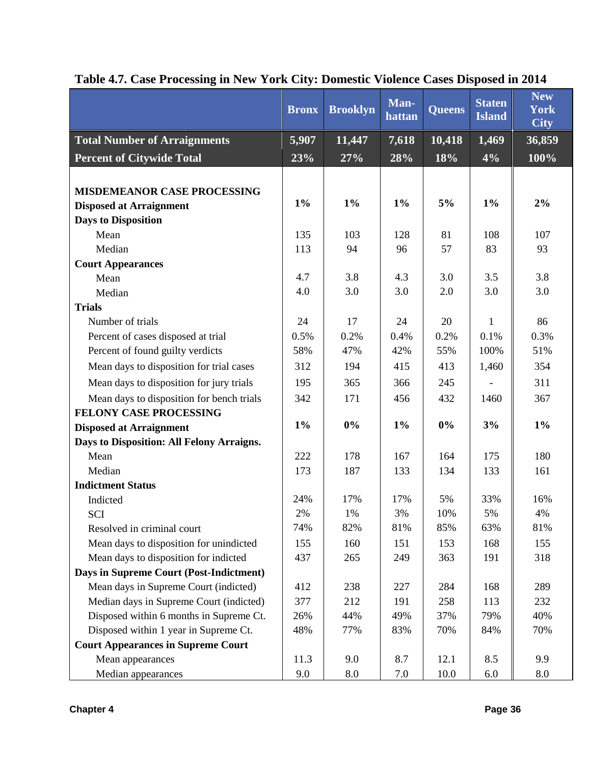## Table 4.7. Case Processing in New York City: Domestic Violence Cases Disposed in 2014

| | Bronx | Brooklyn | Man-hattan | Queens | Staten Island | New York City |
|---|---|---|---|---|---|---|
| **Total Number of Arraignments** | **5,907** | **11,447** | **7,618** | **10,418** | **1,469** | **36,859** |
| **Percent of Citywide Total** | **23%** | **27%** | **28%** | **18%** | **4%** | **100%** |
| **MISDEMEANOR CASE PROCESSING** | | | | | | |
| **Disposed at Arraignment** | **1%** | **1%** | **1%** | **5%** | **1%** | **2%** |
| **Days to Disposition** | | | | | | |
| Mean | 135 | 103 | 128 | 81 | 108 | 107 |
| Median | 113 | 94 | 96 | 57 | 83 | 93 |
| **Court Appearances** | | | | | | |
| Mean | 4.7 | 3.8 | 4.3 | 3.0 | 3.5 | 3.8 |
| Median | 4.0 | 3.0 | 3.0 | 2.0 | 3.0 | 3.0 |
| **Trials** | | | | | | |
| Number of trials | 24 | 17 | 24 | 20 | 1 | 86 |
| Percent of cases disposed at trial | 0.5% | 0.2% | 0.4% | 0.2% | 0.1% | 0.3% |
| Percent of found guilty verdicts | 58% | 47% | 42% | 55% | 100% | 51% |
| Mean days to disposition for trial cases | 312 | 194 | 415 | 413 | 1,460 | 354 |
| Mean days to disposition for jury trials | 195 | 365 | 366 | 245 | - | 311 |
| Mean days to disposition for bench trials | 342 | 171 | 456 | 432 | 1460 | 367 |
| **FELONY CASE PROCESSING** | | | | | | |
| **Disposed at Arraignment** | **1%** | **0%** | **1%** | **0%** | **3%** | **1%** |
| **Days to Disposition: All Felony Arraigns.** | | | | | | |
| Mean | 222 | 178 | 167 | 164 | 175 | 180 |
| Median | 173 | 187 | 133 | 134 | 133 | 161 |
| **Indictment Status** | | | | | | |
| Indicted | 24% | 17% | 17% | 5% | 33% | 16% |
| SCI | 2% | 1% | 3% | 10% | 5% | 4% |
| Resolved in criminal court | 74% | 82% | 81% | 85% | 63% | 81% |
| Mean days to disposition for unindicted | 155 | 160 | 151 | 153 | 168 | 155 |
| Mean days to disposition for indicted | 437 | 265 | 249 | 363 | 191 | 318 |
| **Days in Supreme Court (Post-Indictment)** | | | | | | |
| Mean days in Supreme Court (indicted) | 412 | 238 | 227 | 284 | 168 | 289 |
| Median days in Supreme Court (indicted) | 377 | 212 | 191 | 258 | 113 | 232 |
| Disposed within 6 months in Supreme Ct. | 26% | 44% | 49% | 37% | 79% | 40% |
| Disposed within 1 year in Supreme Ct. | 48% | 77% | 83% | 70% | 84% | 70% |
| **Court Appearances in Supreme Court** | | | | | | |
| Mean appearances | 11.3 | 9.0 | 8.7 | 12.1 | 8.5 | 9.9 |
| Median appearances | 9.0 | 8.0 | 7.0 | 10.0 | 6.0 | 8.0 |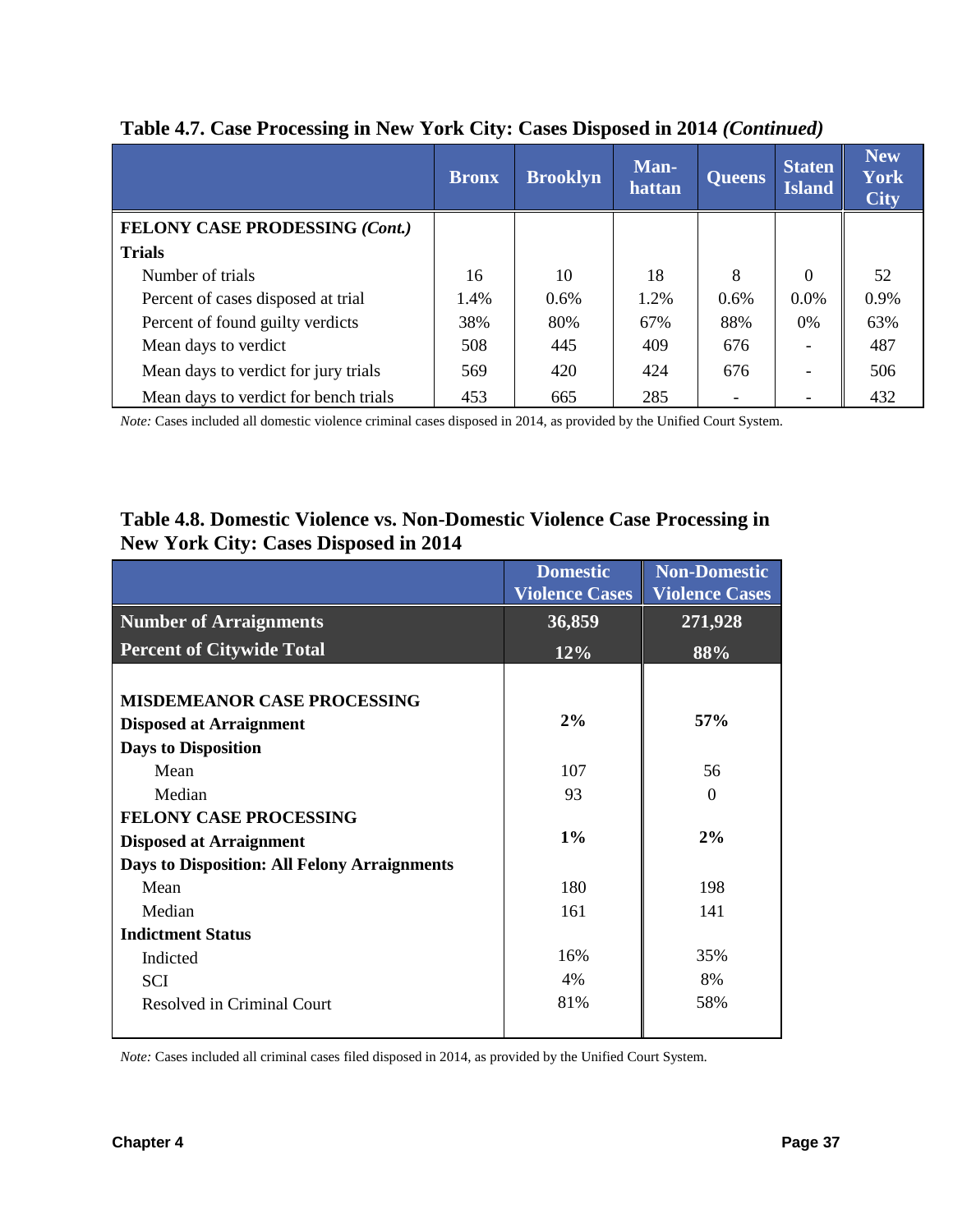**Table 4.7. Case Processing in New York City: Cases Disposed in 2014 *(Continued)***

| | Bronx | Brooklyn | Man-hattan | Queens | Staten Island | New York City |
|---|---|---|---|---|---|---|
| **FELONY CASE PRODESSING *(Cont.)*** | | | | | | |
| **Trials** | | | | | | |
| Number of trials | 16 | 10 | 18 | 8 | 0 | 52 |
| Percent of cases disposed at trial | 1.4% | 0.6% | 1.2% | 0.6% | 0.0% | 0.9% |
| Percent of found guilty verdicts | 38% | 80% | 67% | 88% | 0% | 63% |
| Mean days to verdict | 508 | 445 | 409 | 676 | - | 487 |
| Mean days to verdict for jury trials | 569 | 420 | 424 | 676 | - | 506 |
| Mean days to verdict for bench trials | 453 | 665 | 285 | - | - | 432 |

*Note:* Cases included all domestic violence criminal cases disposed in 2014, as provided by the Unified Court System.

**Table 4.8. Domestic Violence vs. Non-Domestic Violence Case Processing in New York City: Cases Disposed in 2014**

| | Domestic Violence Cases | Non-Domestic Violence Cases |
|---|---|---|
| **Number of Arraignments** | **36,859** | **271,928** |
| **Percent of Citywide Total** | **12%** | **88%** |
| **MISDEMEANOR CASE PROCESSING** | | |
| **Disposed at Arraignment** | **2%** | **57%** |
| **Days to Disposition** | | |
| Mean | 107 | 56 |
| Median | 93 | 0 |
| **FELONY CASE PROCESSING** | | |
| **Disposed at Arraignment** | **1%** | **2%** |
| **Days to Disposition: All Felony Arraignments** | | |
| Mean | 180 | 198 |
| Median | 161 | 141 |
| **Indictment Status** | | |
| Indicted | 16% | 35% |
| SCI | 4% | 8% |
| Resolved in Criminal Court | 81% | 58% |

*Note:* Cases included all criminal cases filed disposed in 2014, as provided by the Unified Court System.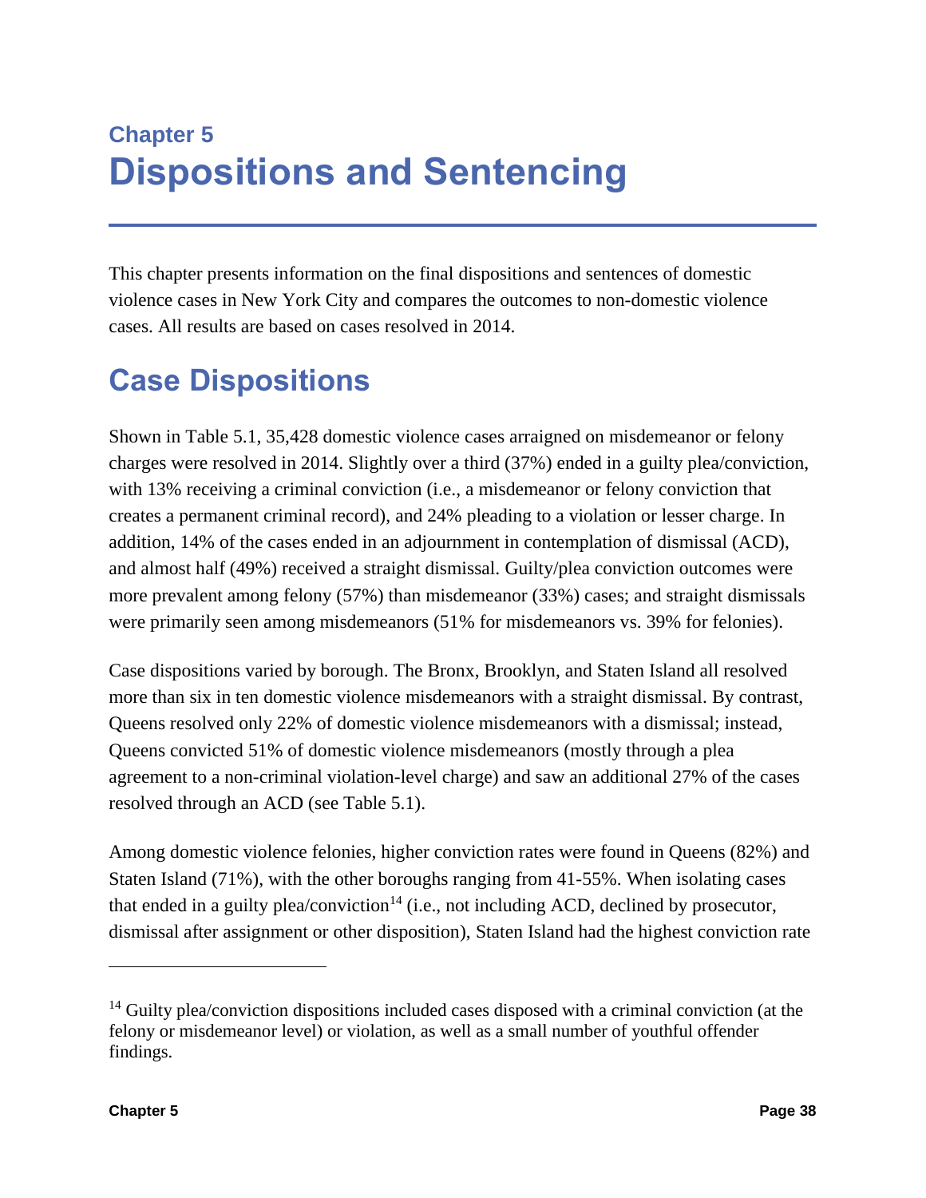# Chapter 5
# Dispositions and Sentencing

This chapter presents information on the final dispositions and sentences of domestic violence cases in New York City and compares the outcomes to non-domestic violence cases. All results are based on cases resolved in 2014.

## Case Dispositions

Shown in Table 5.1, 35,428 domestic violence cases arraigned on misdemeanor or felony charges were resolved in 2014. Slightly over a third (37%) ended in a guilty plea/conviction, with 13% receiving a criminal conviction (i.e., a misdemeanor or felony conviction that creates a permanent criminal record), and 24% pleading to a violation or lesser charge. In addition, 14% of the cases ended in an adjournment in contemplation of dismissal (ACD), and almost half (49%) received a straight dismissal. Guilty/plea conviction outcomes were more prevalent among felony (57%) than misdemeanor (33%) cases; and straight dismissals were primarily seen among misdemeanors (51% for misdemeanors vs. 39% for felonies).

Case dispositions varied by borough. The Bronx, Brooklyn, and Staten Island all resolved more than six in ten domestic violence misdemeanors with a straight dismissal. By contrast, Queens resolved only 22% of domestic violence misdemeanors with a dismissal; instead, Queens convicted 51% of domestic violence misdemeanors (mostly through a plea agreement to a non-criminal violation-level charge) and saw an additional 27% of the cases resolved through an ACD (see Table 5.1).

Among domestic violence felonies, higher conviction rates were found in Queens (82%) and Staten Island (71%), with the other boroughs ranging from 41-55%. When isolating cases that ended in a guilty plea/conviction[14] (i.e., not including ACD, declined by prosecutor, dismissal after assignment or other disposition), Staten Island had the highest conviction rate

[14] Guilty plea/conviction dispositions included cases disposed with a criminal conviction (at the felony or misdemeanor level) or violation, as well as a small number of youthful offender findings.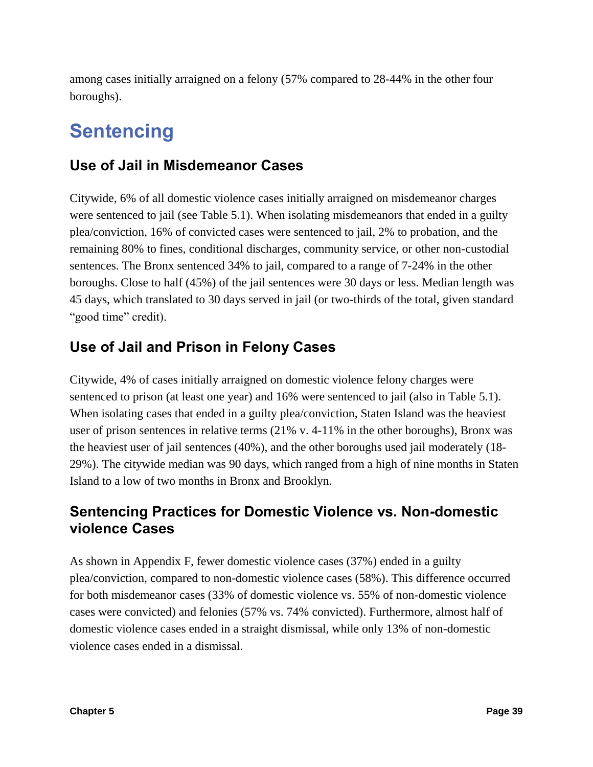among cases initially arraigned on a felony (57% compared to 28-44% in the other four boroughs).

# Sentencing

## Use of Jail in Misdemeanor Cases

Citywide, 6% of all domestic violence cases initially arraigned on misdemeanor charges were sentenced to jail (see Table 5.1). When isolating misdemeanors that ended in a guilty plea/conviction, 16% of convicted cases were sentenced to jail, 2% to probation, and the remaining 80% to fines, conditional discharges, community service, or other non-custodial sentences. The Bronx sentenced 34% to jail, compared to a range of 7-24% in the other boroughs. Close to half (45%) of the jail sentences were 30 days or less. Median length was 45 days, which translated to 30 days served in jail (or two-thirds of the total, given standard "good time" credit).

## Use of Jail and Prison in Felony Cases

Citywide, 4% of cases initially arraigned on domestic violence felony charges were sentenced to prison (at least one year) and 16% were sentenced to jail (also in Table 5.1). When isolating cases that ended in a guilty plea/conviction, Staten Island was the heaviest user of prison sentences in relative terms (21% v. 4-11% in the other boroughs), Bronx was the heaviest user of jail sentences (40%), and the other boroughs used jail moderately (18-29%). The citywide median was 90 days, which ranged from a high of nine months in Staten Island to a low of two months in Bronx and Brooklyn.

## Sentencing Practices for Domestic Violence vs. Non-domestic violence Cases

As shown in Appendix F, fewer domestic violence cases (37%) ended in a guilty plea/conviction, compared to non-domestic violence cases (58%). This difference occurred for both misdemeanor cases (33% of domestic violence vs. 55% of non-domestic violence cases were convicted) and felonies (57% vs. 74% convicted). Furthermore, almost half of domestic violence cases ended in a straight dismissal, while only 13% of non-domestic violence cases ended in a dismissal.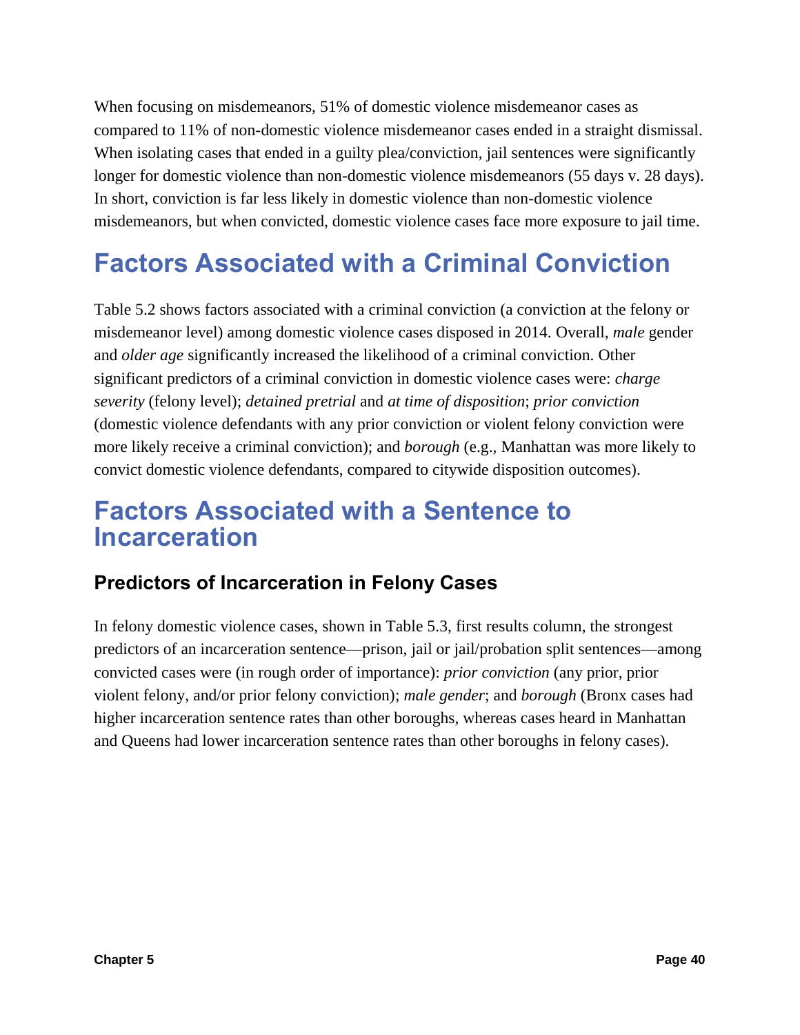When focusing on misdemeanors, 51% of domestic violence misdemeanor cases as compared to 11% of non-domestic violence misdemeanor cases ended in a straight dismissal. When isolating cases that ended in a guilty plea/conviction, jail sentences were significantly longer for domestic violence than non-domestic violence misdemeanors (55 days v. 28 days). In short, conviction is far less likely in domestic violence than non-domestic violence misdemeanors, but when convicted, domestic violence cases face more exposure to jail time.

# Factors Associated with a Criminal Conviction

Table 5.2 shows factors associated with a criminal conviction (a conviction at the felony or misdemeanor level) among domestic violence cases disposed in 2014. Overall, *male* gender and *older age* significantly increased the likelihood of a criminal conviction. Other significant predictors of a criminal conviction in domestic violence cases were: *charge severity* (felony level); *detained pretrial* and *at time of disposition*; *prior conviction* (domestic violence defendants with any prior conviction or violent felony conviction were more likely receive a criminal conviction); and *borough* (e.g., Manhattan was more likely to convict domestic violence defendants, compared to citywide disposition outcomes).

# Factors Associated with a Sentence to Incarceration

## Predictors of Incarceration in Felony Cases

In felony domestic violence cases, shown in Table 5.3, first results column, the strongest predictors of an incarceration sentence—prison, jail or jail/probation split sentences—among convicted cases were (in rough order of importance): *prior conviction* (any prior, prior violent felony, and/or prior felony conviction); *male gender*; and *borough* (Bronx cases had higher incarceration sentence rates than other boroughs, whereas cases heard in Manhattan and Queens had lower incarceration sentence rates than other boroughs in felony cases).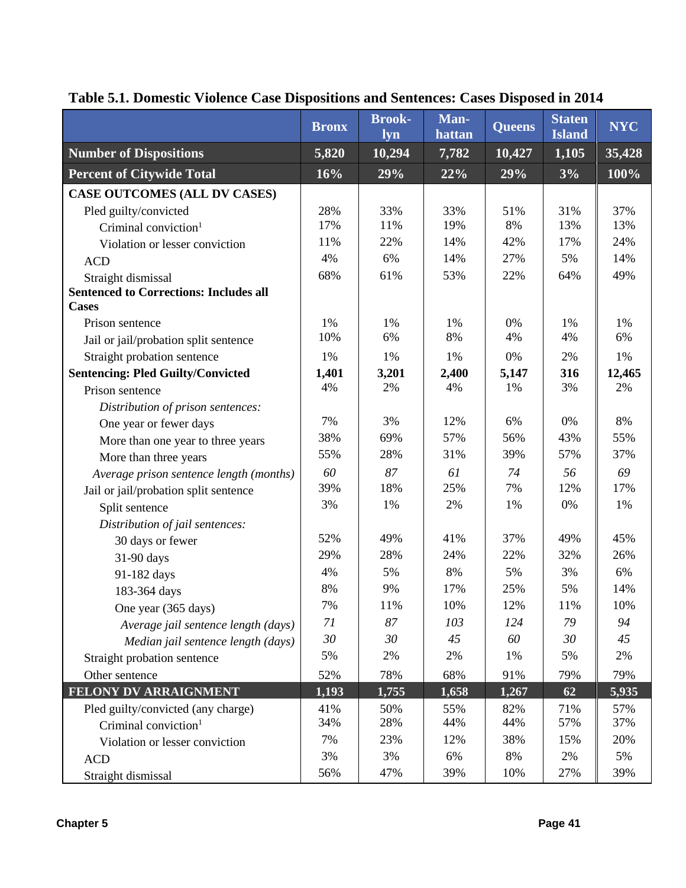**Table 5.1. Domestic Violence Case Dispositions and Sentences: Cases Disposed in 2014**

| | Bronx | Brook-lyn | Man-hattan | Queens | Staten Island | NYC |
|---|---|---|---|---|---|---|
| **Number of Dispositions** | **5,820** | **10,294** | **7,782** | **10,427** | **1,105** | **35,428** |
| **Percent of Citywide Total** | **16%** | **29%** | **22%** | **29%** | **3%** | **100%** |
| **CASE OUTCOMES (ALL DV CASES)** | | | | | | |
| Pled guilty/convicted | 28% | 33% | 33% | 51% | 31% | 37% |
| Criminal conviction[1] | 17% | 11% | 19% | 8% | 13% | 13% |
| Violation or lesser conviction | 11% | 22% | 14% | 42% | 17% | 24% |
| ACD | 4% | 6% | 14% | 27% | 5% | 14% |
| Straight dismissal | 68% | 61% | 53% | 22% | 64% | 49% |
| **Sentenced to Corrections: Includes all Cases** | | | | | | |
| Prison sentence | 1% | 1% | 1% | 0% | 1% | 1% |
| Jail or jail/probation split sentence | 10% | 6% | 8% | 4% | 4% | 6% |
| Straight probation sentence | 1% | 1% | 1% | 0% | 2% | 1% |
| **Sentencing: Pled Guilty/Convicted** | **1,401** | **3,201** | **2,400** | **5,147** | **316** | **12,465** |
| Prison sentence | 4% | 2% | 4% | 1% | 3% | 2% |
| *Distribution of prison sentences:* | | | | | | |
| One year or fewer days | 7% | 3% | 12% | 6% | 0% | 8% |
| More than one year to three years | 38% | 69% | 57% | 56% | 43% | 55% |
| More than three years | 55% | 28% | 31% | 39% | 57% | 37% |
| *Average prison sentence length (months)* | *60* | *87* | *61* | *74* | *56* | *69* |
| Jail or jail/probation split sentence | 39% | 18% | 25% | 7% | 12% | 17% |
| Split sentence | 3% | 1% | 2% | 1% | 0% | 1% |
| *Distribution of jail sentences:* | | | | | | |
| 30 days or fewer | 52% | 49% | 41% | 37% | 49% | 45% |
| 31-90 days | 29% | 28% | 24% | 22% | 32% | 26% |
| 91-182 days | 4% | 5% | 8% | 5% | 3% | 6% |
| 183-364 days | 8% | 9% | 17% | 25% | 5% | 14% |
| One year (365 days) | 7% | 11% | 10% | 12% | 11% | 10% |
| *Average jail sentence length (days)* | *71* | *87* | *103* | *124* | *79* | *94* |
| *Median jail sentence length (days)* | *30* | *30* | *45* | *60* | *30* | *45* |
| Straight probation sentence | 5% | 2% | 2% | 1% | 5% | 2% |
| Other sentence | 52% | 78% | 68% | 91% | 79% | 79% |
| **FELONY DV ARRAIGNMENT** | **1,193** | **1,755** | **1,658** | **1,267** | **62** | **5,935** |
| Pled guilty/convicted (any charge) | 41% | 50% | 55% | 82% | 71% | 57% |
| Criminal conviction[1] | 34% | 28% | 44% | 44% | 57% | 37% |
| Violation or lesser conviction | 7% | 23% | 12% | 38% | 15% | 20% |
| ACD | 3% | 3% | 6% | 8% | 2% | 5% |
| Straight dismissal | 56% | 47% | 39% | 10% | 27% | 39% |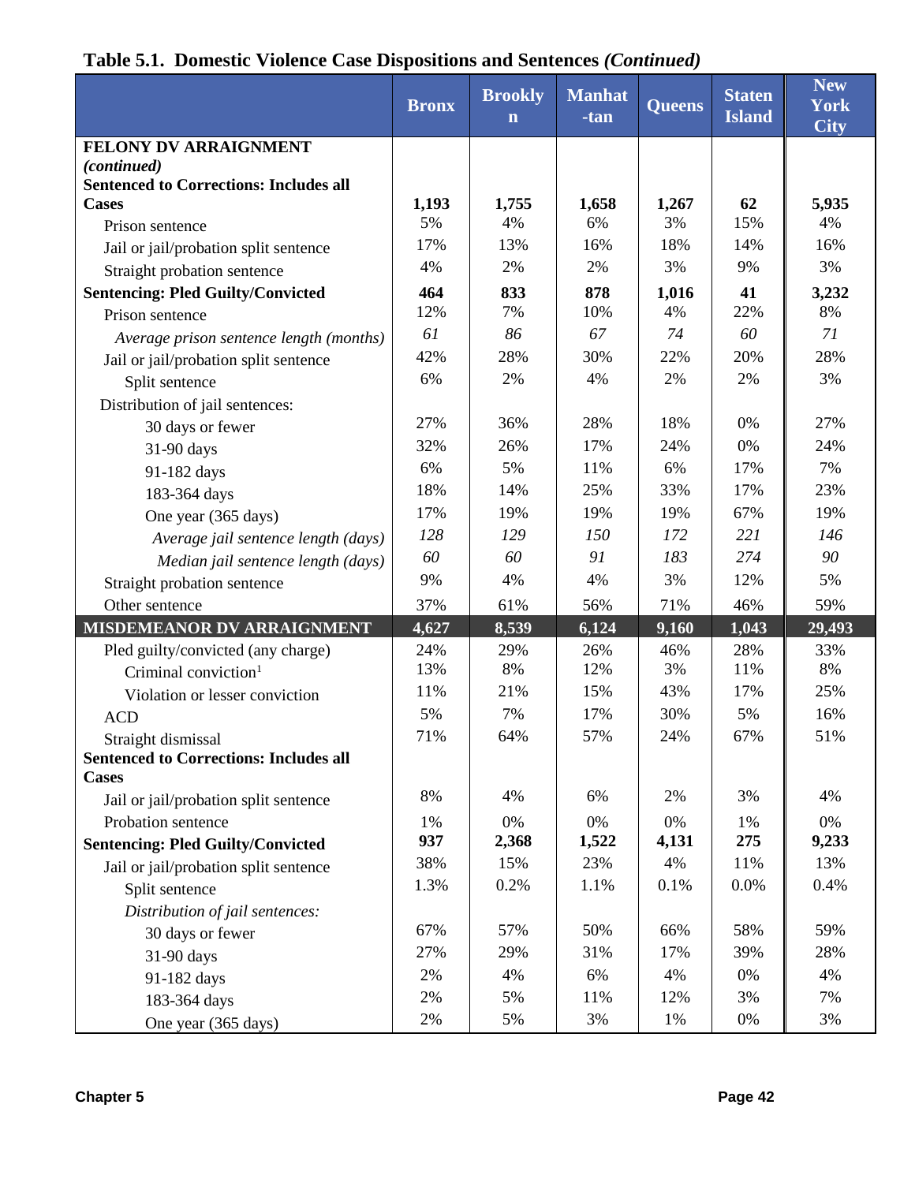## Table 5.1. Domestic Violence Case Dispositions and Sentences *(Continued)*

| | Bronx | Brooklyn | Manhattan | Queens | Staten Island | New York City |
|---|---|---|---|---|---|---|
| **FELONY DV ARRAIGNMENT *(continued)*** | | | | | | |
| **Sentenced to Corrections: Includes all Cases** | **1,193** | **1,755** | **1,658** | **1,267** | **62** | **5,935** |
| Prison sentence | 5% | 4% | 6% | 3% | 15% | 4% |
| Jail or jail/probation split sentence | 17% | 13% | 16% | 18% | 14% | 16% |
| Straight probation sentence | 4% | 2% | 2% | 3% | 9% | 3% |
| **Sentencing: Pled Guilty/Convicted** | **464** | **833** | **878** | **1,016** | **41** | **3,232** |
| Prison sentence | 12% | 7% | 10% | 4% | 22% | 8% |
| *Average prison sentence length (months)* | *61* | *86* | *67* | *74* | *60* | *71* |
| Jail or jail/probation split sentence | 42% | 28% | 30% | 22% | 20% | 28% |
| Split sentence | 6% | 2% | 4% | 2% | 2% | 3% |
| Distribution of jail sentences: | | | | | | |
| 30 days or fewer | 27% | 36% | 28% | 18% | 0% | 27% |
| 31-90 days | 32% | 26% | 17% | 24% | 0% | 24% |
| 91-182 days | 6% | 5% | 11% | 6% | 17% | 7% |
| 183-364 days | 18% | 14% | 25% | 33% | 17% | 23% |
| One year (365 days) | 17% | 19% | 19% | 19% | 67% | 19% |
| *Average jail sentence length (days)* | *128* | *129* | *150* | *172* | *221* | *146* |
| *Median jail sentence length (days)* | *60* | *60* | *91* | *183* | *274* | *90* |
| Straight probation sentence | 9% | 4% | 4% | 3% | 12% | 5% |
| Other sentence | 37% | 61% | 56% | 71% | 46% | 59% |
| **MISDEMEANOR DV ARRAIGNMENT** | **4,627** | **8,539** | **6,124** | **9,160** | **1,043** | **29,493** |
| Pled guilty/convicted (any charge) | 24% | 29% | 26% | 46% | 28% | 33% |
| Criminal conviction[1] | 13% | 8% | 12% | 3% | 11% | 8% |
| Violation or lesser conviction | 11% | 21% | 15% | 43% | 17% | 25% |
| ACD | 5% | 7% | 17% | 30% | 5% | 16% |
| Straight dismissal | 71% | 64% | 57% | 24% | 67% | 51% |
| **Sentenced to Corrections: Includes all Cases** | | | | | | |
| Jail or jail/probation split sentence | 8% | 4% | 6% | 2% | 3% | 4% |
| Probation sentence | 1% | 0% | 0% | 0% | 1% | 0% |
| **Sentencing: Pled Guilty/Convicted** | **937** | **2,368** | **1,522** | **4,131** | **275** | **9,233** |
| Jail or jail/probation split sentence | 38% | 15% | 23% | 4% | 11% | 13% |
| Split sentence | 1.3% | 0.2% | 1.1% | 0.1% | 0.0% | 0.4% |
| *Distribution of jail sentences:* | | | | | | |
| 30 days or fewer | 67% | 57% | 50% | 66% | 58% | 59% |
| 31-90 days | 27% | 29% | 31% | 17% | 39% | 28% |
| 91-182 days | 2% | 4% | 6% | 4% | 0% | 4% |
| 183-364 days | 2% | 5% | 11% | 12% | 3% | 7% |
| One year (365 days) | 2% | 5% | 3% | 1% | 0% | 3% |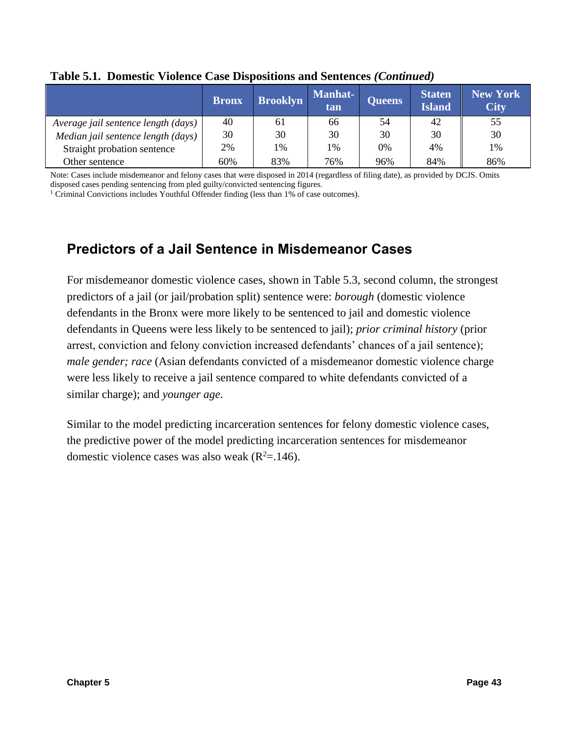**Table 5.1. Domestic Violence Case Dispositions and Sentences *(Continued)***

| | Bronx | Brooklyn | Manhattan | Queens | Staten Island | New York City |
|---|---|---|---|---|---|---|
| *Average jail sentence length (days)* | 40 | 61 | 66 | 54 | 42 | 55 |
| *Median jail sentence length (days)* | 30 | 30 | 30 | 30 | 30 | 30 |
| Straight probation sentence | 2% | 1% | 1% | 0% | 4% | 1% |
| Other sentence | 60% | 83% | 76% | 96% | 84% | 86% |

Note: Cases include misdemeanor and felony cases that were disposed in 2014 (regardless of filing date), as provided by DCJS. Omits disposed cases pending sentencing from pled guilty/convicted sentencing figures.
[1] Criminal Convictions includes Youthful Offender finding (less than 1% of case outcomes).

## Predictors of a Jail Sentence in Misdemeanor Cases

For misdemeanor domestic violence cases, shown in Table 5.3, second column, the strongest predictors of a jail (or jail/probation split) sentence were: *borough* (domestic violence defendants in the Bronx were more likely to be sentenced to jail and domestic violence defendants in Queens were less likely to be sentenced to jail); *prior criminal history* (prior arrest, conviction and felony conviction increased defendants' chances of a jail sentence); *male gender; race* (Asian defendants convicted of a misdemeanor domestic violence charge were less likely to receive a jail sentence compared to white defendants convicted of a similar charge); and *younger age*.

Similar to the model predicting incarceration sentences for felony domestic violence cases, the predictive power of the model predicting incarceration sentences for misdemeanor domestic violence cases was also weak ($R^2$=.146).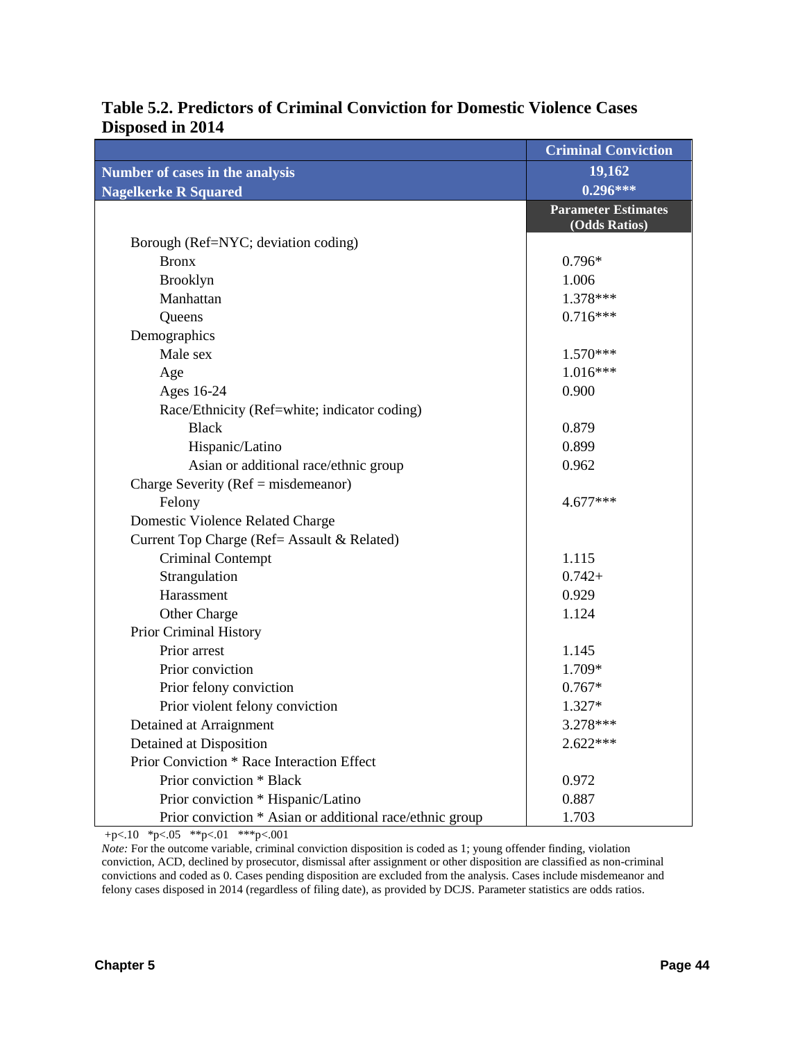**Table 5.2. Predictors of Criminal Conviction for Domestic Violence Cases Disposed in 2014**

| | Criminal Conviction |
|---|---|
| **Number of cases in the analysis** | **19,162** |
| **Nagelkerke R Squared** | **0.296*** ** |
| | **Parameter Estimates (Odds Ratios)** |
| Borough (Ref=NYC; deviation coding) | |
| Bronx | 0.796* |
| Brooklyn | 1.006 |
| Manhattan | 1.378*** |
| Queens | 0.716*** |
| Demographics | |
| Male sex | 1.570*** |
| Age | 1.016*** |
| Ages 16-24 | 0.900 |
| Race/Ethnicity (Ref=white; indicator coding) | |
| Black | 0.879 |
| Hispanic/Latino | 0.899 |
| Asian or additional race/ethnic group | 0.962 |
| Charge Severity (Ref = misdemeanor) | |
| Felony | 4.677*** |
| Domestic Violence Related Charge | |
| Current Top Charge (Ref= Assault & Related) | |
| Criminal Contempt | 1.115 |
| Strangulation | 0.742+ |
| Harassment | 0.929 |
| Other Charge | 1.124 |
| Prior Criminal History | |
| Prior arrest | 1.145 |
| Prior conviction | 1.709* |
| Prior felony conviction | 0.767* |
| Prior violent felony conviction | 1.327* |
| Detained at Arraignment | 3.278*** |
| Detained at Disposition | 2.622*** |
| Prior Conviction * Race Interaction Effect | |
| Prior conviction * Black | 0.972 |
| Prior conviction * Hispanic/Latino | 0.887 |
| Prior conviction * Asian or additional race/ethnic group | 1.703 |

+p<.10 *p<.05 **p<.01 ***p<.001

*Note:* For the outcome variable, criminal conviction disposition is coded as 1; young offender finding, violation conviction, ACD, declined by prosecutor, dismissal after assignment or other disposition are classified as non-criminal convictions and coded as 0. Cases pending disposition are excluded from the analysis. Cases include misdemeanor and felony cases disposed in 2014 (regardless of filing date), as provided by DCJS. Parameter statistics are odds ratios.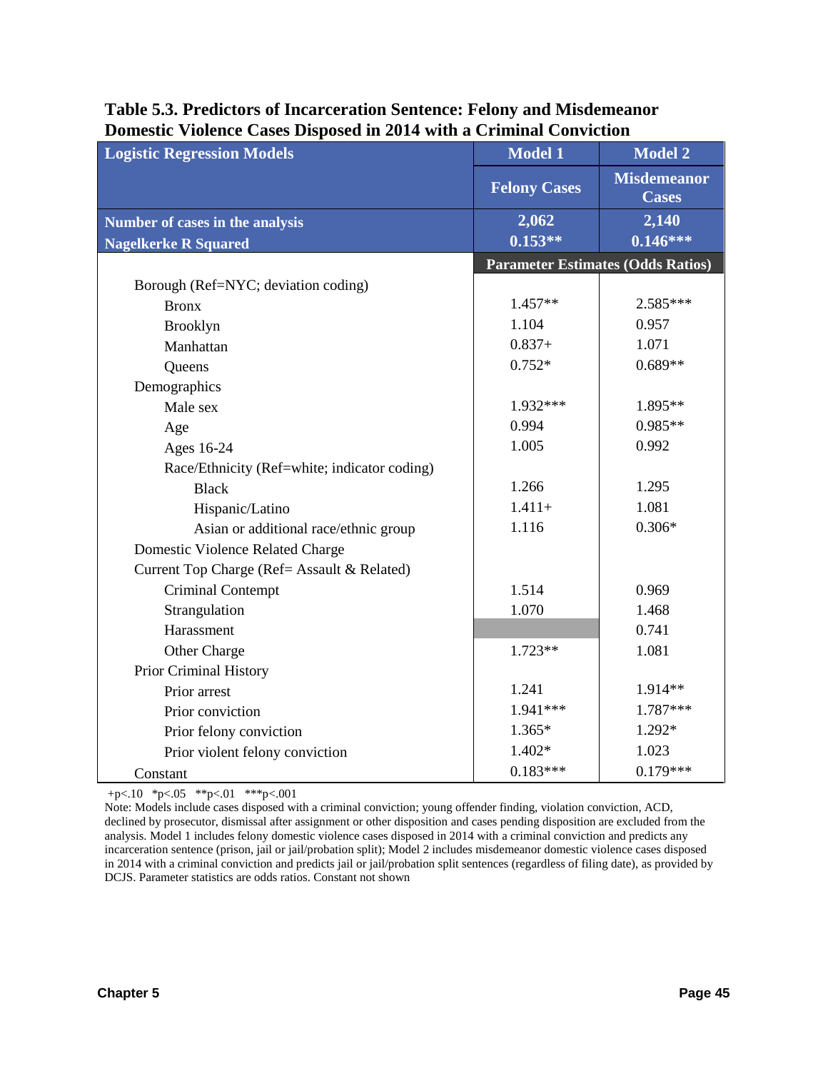**Table 5.3. Predictors of Incarceration Sentence: Felony and Misdemeanor Domestic Violence Cases Disposed in 2014 with a Criminal Conviction**

| Logistic Regression Models | Model 1 | Model 2 |
|---|---|---|
| | Felony Cases | Misdemeanor Cases |
| Number of cases in the analysis | 2,062 | 2,140 |
| Nagelkerke R Squared | 0.153** | 0.146*** |
| | Parameter Estimates (Odds Ratios) | |
| Borough (Ref=NYC; deviation coding) | | |
| Bronx | 1.457** | 2.585*** |
| Brooklyn | 1.104 | 0.957 |
| Manhattan | 0.837+ | 1.071 |
| Queens | 0.752* | 0.689** |
| Demographics | | |
| Male sex | 1.932*** | 1.895** |
| Age | 0.994 | 0.985** |
| Ages 16-24 | 1.005 | 0.992 |
| Race/Ethnicity (Ref=white; indicator coding) | | |
| Black | 1.266 | 1.295 |
| Hispanic/Latino | 1.411+ | 1.081 |
| Asian or additional race/ethnic group | 1.116 | 0.306* |
| Domestic Violence Related Charge | | |
| Current Top Charge (Ref= Assault & Related) | | |
| Criminal Contempt | 1.514 | 0.969 |
| Strangulation | 1.070 | 1.468 |
| Harassment | | 0.741 |
| Other Charge | 1.723** | 1.081 |
| Prior Criminal History | | |
| Prior arrest | 1.241 | 1.914** |
| Prior conviction | 1.941*** | 1.787*** |
| Prior felony conviction | 1.365* | 1.292* |
| Prior violent felony conviction | 1.402* | 1.023 |
| Constant | 0.183*** | 0.179*** |

+p<.10 *p<.05 **p<.01 ***p<.001

Note: Models include cases disposed with a criminal conviction; young offender finding, violation conviction, ACD, declined by prosecutor, dismissal after assignment or other disposition and cases pending disposition are excluded from the analysis. Model 1 includes felony domestic violence cases disposed in 2014 with a criminal conviction and predicts any incarceration sentence (prison, jail or jail/probation split); Model 2 includes misdemeanor domestic violence cases disposed in 2014 with a criminal conviction and predicts jail or jail/probation split sentences (regardless of filing date), as provided by DCJS. Parameter statistics are odds ratios. Constant not shown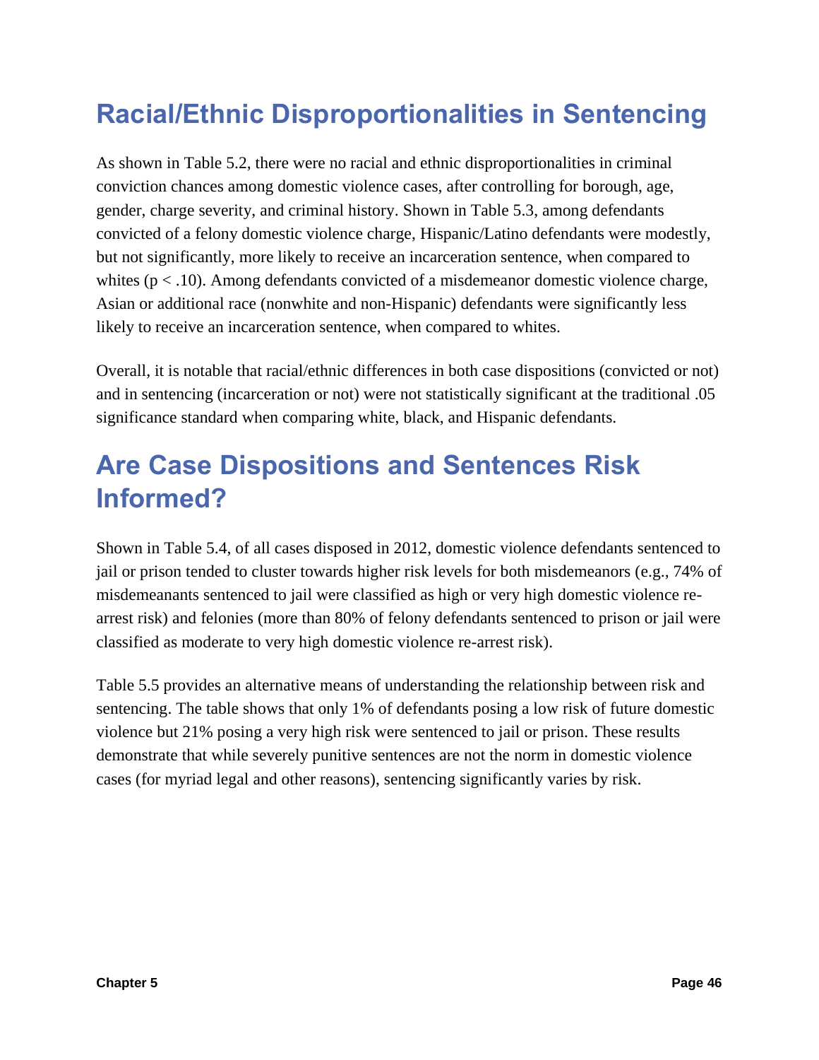## Racial/Ethnic Disproportionalities in Sentencing

As shown in Table 5.2, there were no racial and ethnic disproportionalities in criminal conviction chances among domestic violence cases, after controlling for borough, age, gender, charge severity, and criminal history. Shown in Table 5.3, among defendants convicted of a felony domestic violence charge, Hispanic/Latino defendants were modestly, but not significantly, more likely to receive an incarceration sentence, when compared to whites ($p < .10$). Among defendants convicted of a misdemeanor domestic violence charge, Asian or additional race (nonwhite and non-Hispanic) defendants were significantly less likely to receive an incarceration sentence, when compared to whites.

Overall, it is notable that racial/ethnic differences in both case dispositions (convicted or not) and in sentencing (incarceration or not) were not statistically significant at the traditional .05 significance standard when comparing white, black, and Hispanic defendants.

## Are Case Dispositions and Sentences Risk Informed?

Shown in Table 5.4, of all cases disposed in 2012, domestic violence defendants sentenced to jail or prison tended to cluster towards higher risk levels for both misdemeanors (e.g., 74% of misdemeanants sentenced to jail were classified as high or very high domestic violence re-arrest risk) and felonies (more than 80% of felony defendants sentenced to prison or jail were classified as moderate to very high domestic violence re-arrest risk).

Table 5.5 provides an alternative means of understanding the relationship between risk and sentencing. The table shows that only 1% of defendants posing a low risk of future domestic violence but 21% posing a very high risk were sentenced to jail or prison. These results demonstrate that while severely punitive sentences are not the norm in domestic violence cases (for myriad legal and other reasons), sentencing significantly varies by risk.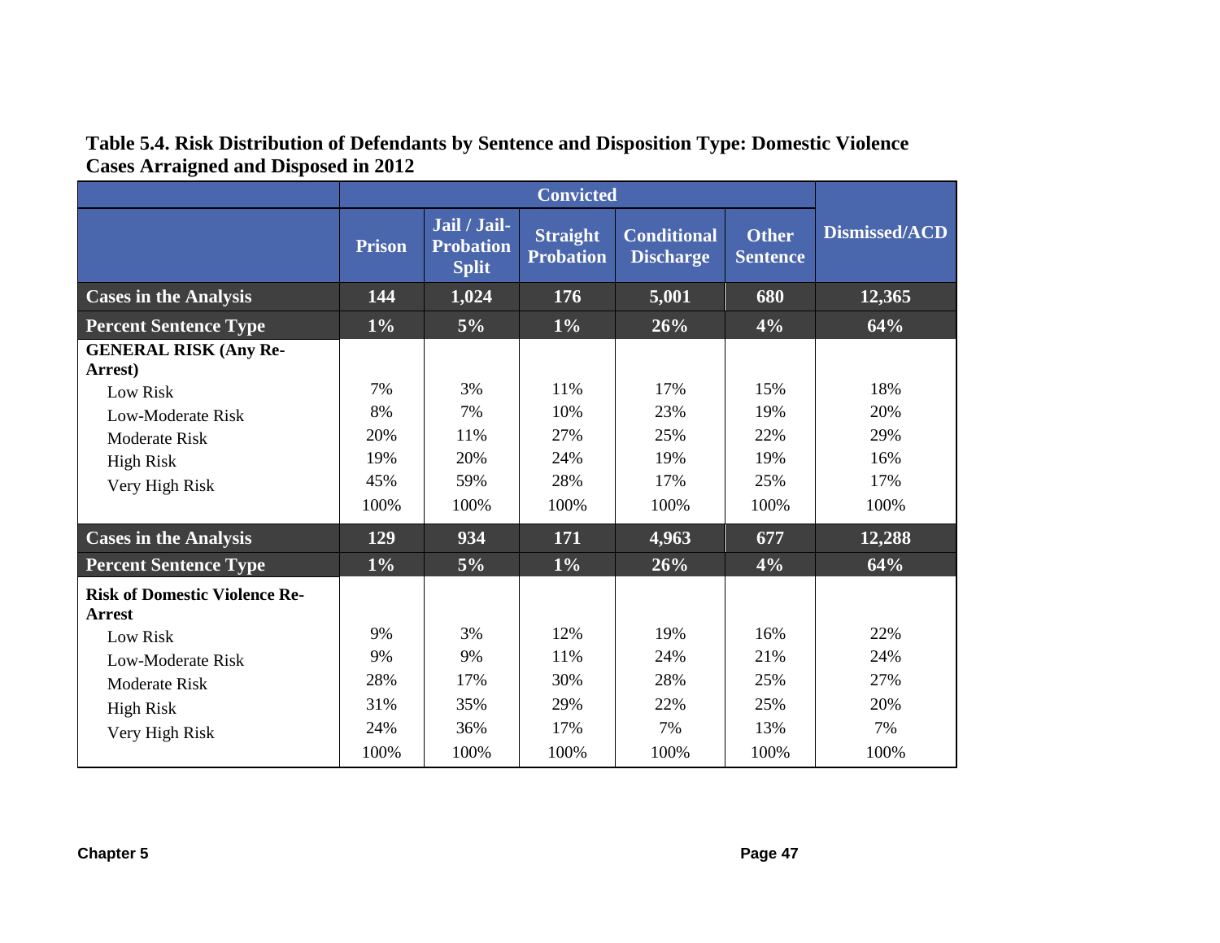**Table 5.4. Risk Distribution of Defendants by Sentence and Disposition Type: Domestic Violence Cases Arraigned and Disposed in 2012**

| | Convicted | | | | | Dismissed/ACD |
|---|---|---|---|---|---|---|
| | Prison | Jail / Jail-Probation Split | Straight Probation | Conditional Discharge | Other Sentence | |
| **Cases in the Analysis** | **144** | **1,024** | **176** | **5,001** | **680** | **12,365** |
| **Percent Sentence Type** | **1%** | **5%** | **1%** | **26%** | **4%** | **64%** |
| **GENERAL RISK (Any Re-Arrest)** | | | | | | |
| Low Risk | 7% | 3% | 11% | 17% | 15% | 18% |
| Low-Moderate Risk | 8% | 7% | 10% | 23% | 19% | 20% |
| Moderate Risk | 20% | 11% | 27% | 25% | 22% | 29% |
| High Risk | 19% | 20% | 24% | 19% | 19% | 16% |
| Very High Risk | 45% | 59% | 28% | 17% | 25% | 17% |
| | 100% | 100% | 100% | 100% | 100% | 100% |
| **Cases in the Analysis** | **129** | **934** | **171** | **4,963** | **677** | **12,288** |
| **Percent Sentence Type** | **1%** | **5%** | **1%** | **26%** | **4%** | **64%** |
| **Risk of Domestic Violence Re-Arrest** | | | | | | |
| Low Risk | 9% | 3% | 12% | 19% | 16% | 22% |
| Low-Moderate Risk | 9% | 9% | 11% | 24% | 21% | 24% |
| Moderate Risk | 28% | 17% | 30% | 28% | 25% | 27% |
| High Risk | 31% | 35% | 29% | 22% | 25% | 20% |
| Very High Risk | 24% | 36% | 17% | 7% | 13% | 7% |
| | 100% | 100% | 100% | 100% | 100% | 100% |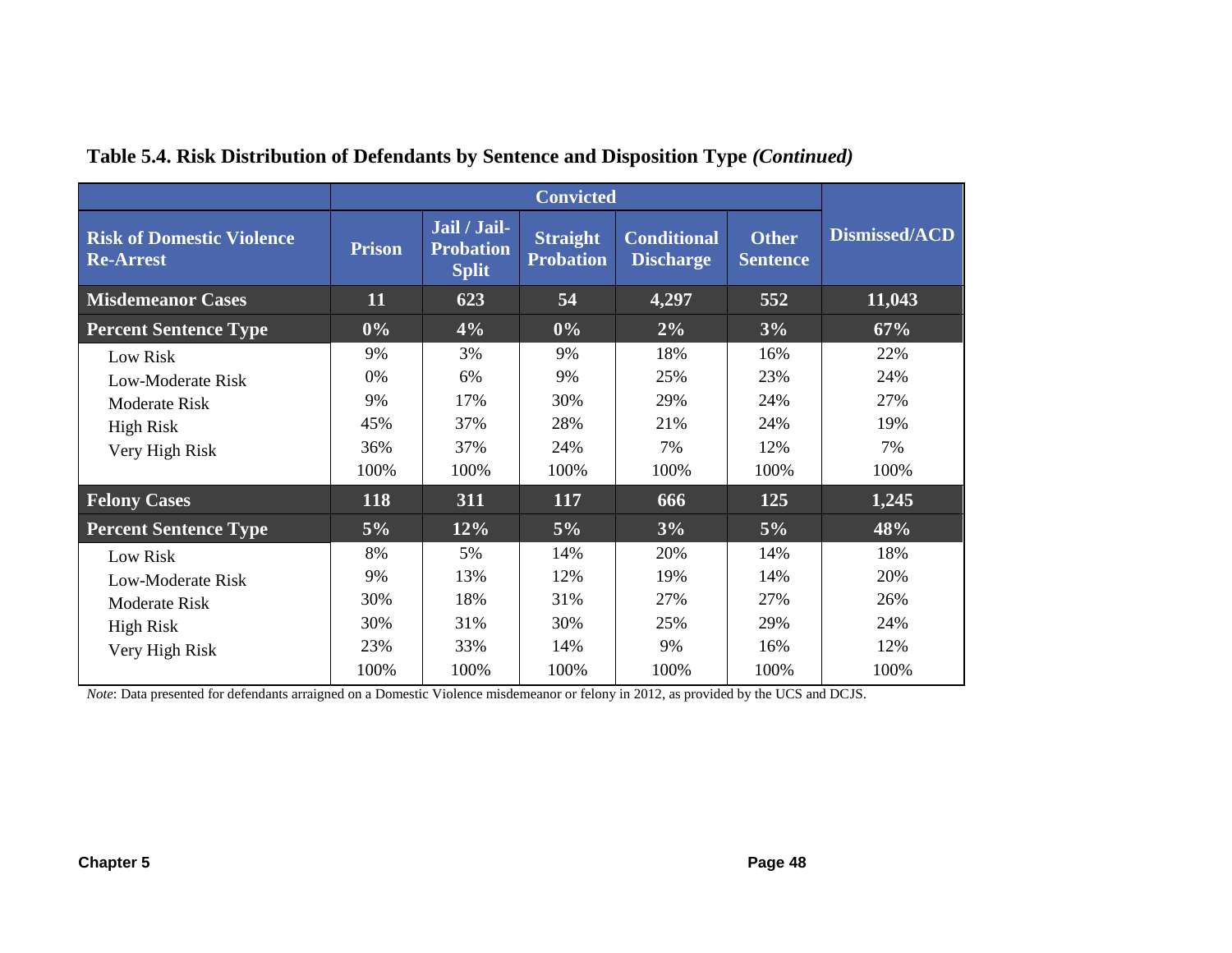**Table 5.4. Risk Distribution of Defendants by Sentence and Disposition Type *(Continued)***

| | Convicted | | | | | |
|---|---|---|---|---|---|---|
| **Risk of Domestic Violence Re-Arrest** | **Prison** | **Jail / Jail-Probation Split** | **Straight Probation** | **Conditional Discharge** | **Other Sentence** | **Dismissed/ACD** |
| **Misdemeanor Cases** | **11** | **623** | **54** | **4,297** | **552** | **11,043** |
| **Percent Sentence Type** | **0%** | **4%** | **0%** | **2%** | **3%** | **67%** |
| Low Risk | 9% | 3% | 9% | 18% | 16% | 22% |
| Low-Moderate Risk | 0% | 6% | 9% | 25% | 23% | 24% |
| Moderate Risk | 9% | 17% | 30% | 29% | 24% | 27% |
| High Risk | 45% | 37% | 28% | 21% | 24% | 19% |
| Very High Risk | 36% | 37% | 24% | 7% | 12% | 7% |
| | 100% | 100% | 100% | 100% | 100% | 100% |
| **Felony Cases** | **118** | **311** | **117** | **666** | **125** | **1,245** |
| **Percent Sentence Type** | **5%** | **12%** | **5%** | **3%** | **5%** | **48%** |
| Low Risk | 8% | 5% | 14% | 20% | 14% | 18% |
| Low-Moderate Risk | 9% | 13% | 12% | 19% | 14% | 20% |
| Moderate Risk | 30% | 18% | 31% | 27% | 27% | 26% |
| High Risk | 30% | 31% | 30% | 25% | 29% | 24% |
| Very High Risk | 23% | 33% | 14% | 9% | 16% | 12% |
| | 100% | 100% | 100% | 100% | 100% | 100% |

*Note*: Data presented for defendants arraigned on a Domestic Violence misdemeanor or felony in 2012, as provided by the UCS and DCJS.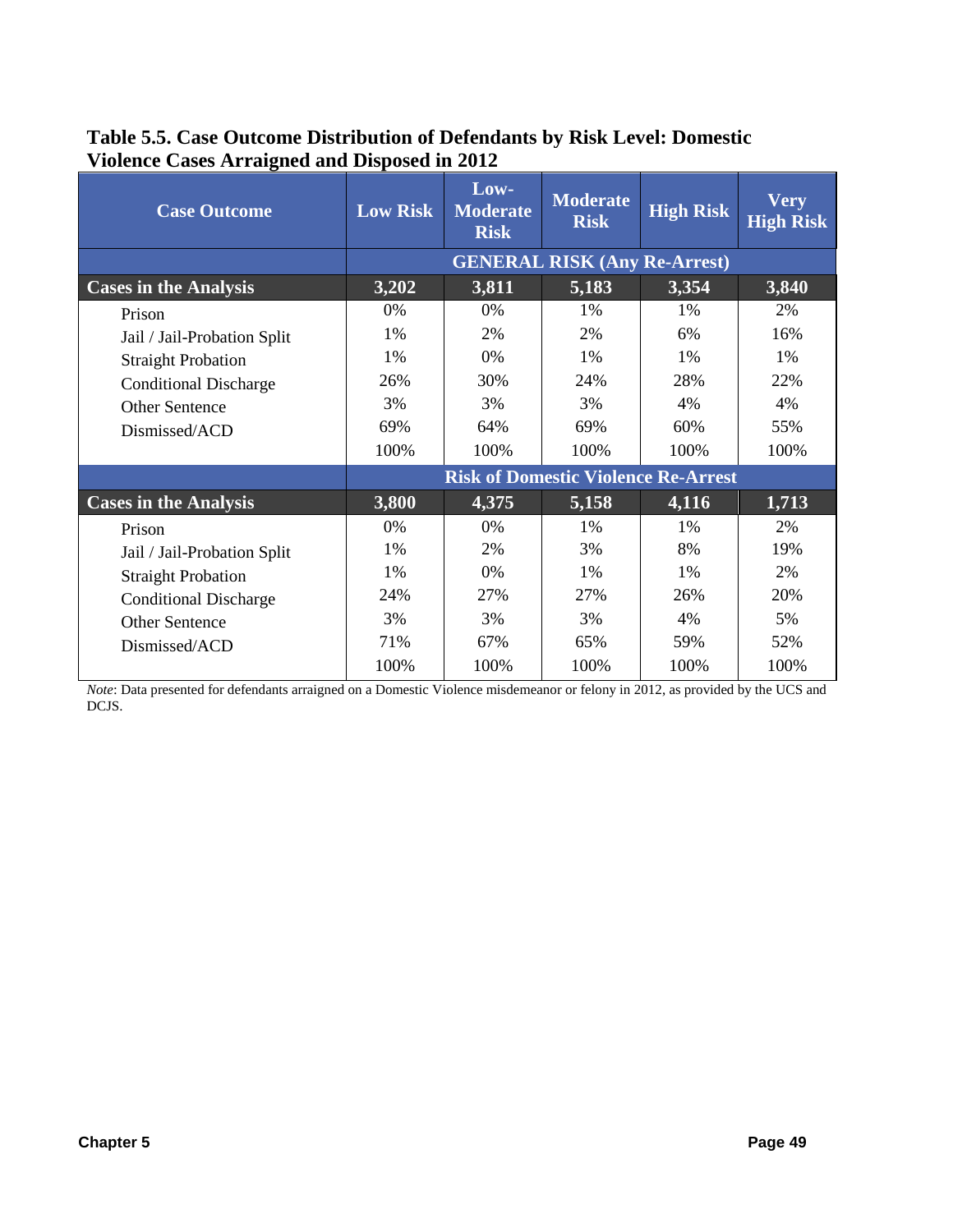**Table 5.5. Case Outcome Distribution of Defendants by Risk Level: Domestic Violence Cases Arraigned and Disposed in 2012**

| Case Outcome | Low Risk | Low-Moderate Risk | Moderate Risk | High Risk | Very High Risk |
|---|---|---|---|---|---|
| | **GENERAL RISK (Any Re-Arrest)** | | | | |
| **Cases in the Analysis** | **3,202** | **3,811** | **5,183** | **3,354** | **3,840** |
| Prison | 0% | 0% | 1% | 1% | 2% |
| Jail / Jail-Probation Split | 1% | 2% | 2% | 6% | 16% |
| Straight Probation | 1% | 0% | 1% | 1% | 1% |
| Conditional Discharge | 26% | 30% | 24% | 28% | 22% |
| Other Sentence | 3% | 3% | 3% | 4% | 4% |
| Dismissed/ACD | 69% | 64% | 69% | 60% | 55% |
| | 100% | 100% | 100% | 100% | 100% |
| | **Risk of Domestic Violence Re-Arrest** | | | | |
| **Cases in the Analysis** | **3,800** | **4,375** | **5,158** | **4,116** | **1,713** |
| Prison | 0% | 0% | 1% | 1% | 2% |
| Jail / Jail-Probation Split | 1% | 2% | 3% | 8% | 19% |
| Straight Probation | 1% | 0% | 1% | 1% | 2% |
| Conditional Discharge | 24% | 27% | 27% | 26% | 20% |
| Other Sentence | 3% | 3% | 3% | 4% | 5% |
| Dismissed/ACD | 71% | 67% | 65% | 59% | 52% |
| | 100% | 100% | 100% | 100% | 100% |

*Note*: Data presented for defendants arraigned on a Domestic Violence misdemeanor or felony in 2012, as provided by the UCS and DCJS.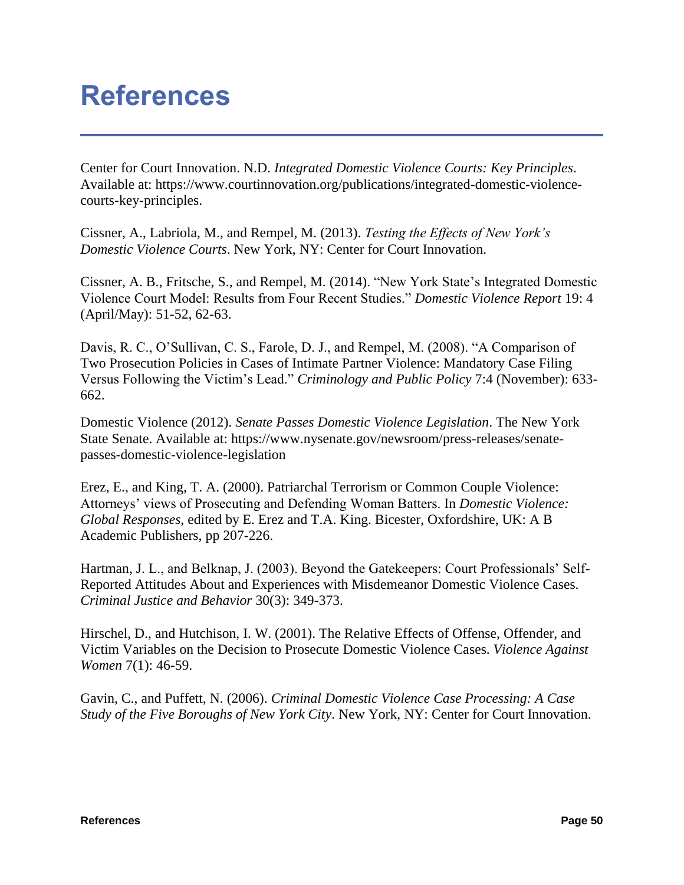# References

Center for Court Innovation. N.D. *Integrated Domestic Violence Courts: Key Principles*. Available at: https://www.courtinnovation.org/publications/integrated-domestic-violence-courts-key-principles.

Cissner, A., Labriola, M., and Rempel, M. (2013). *Testing the Effects of New York's Domestic Violence Courts*. New York, NY: Center for Court Innovation.

Cissner, A. B., Fritsche, S., and Rempel, M. (2014). "New York State's Integrated Domestic Violence Court Model: Results from Four Recent Studies." *Domestic Violence Report* 19: 4 (April/May): 51-52, 62-63.

Davis, R. C., O'Sullivan, C. S., Farole, D. J., and Rempel, M. (2008). "A Comparison of Two Prosecution Policies in Cases of Intimate Partner Violence: Mandatory Case Filing Versus Following the Victim's Lead." *Criminology and Public Policy* 7:4 (November): 633-662.

Domestic Violence (2012). *Senate Passes Domestic Violence Legislation*. The New York State Senate. Available at: https://www.nysenate.gov/newsroom/press-releases/senate-passes-domestic-violence-legislation

Erez, E., and King, T. A. (2000). Patriarchal Terrorism or Common Couple Violence: Attorneys' views of Prosecuting and Defending Woman Batters. In *Domestic Violence: Global Responses*, edited by E. Erez and T.A. King. Bicester, Oxfordshire, UK: A B Academic Publishers, pp 207-226.

Hartman, J. L., and Belknap, J. (2003). Beyond the Gatekeepers: Court Professionals' Self-Reported Attitudes About and Experiences with Misdemeanor Domestic Violence Cases. *Criminal Justice and Behavior* 30(3): 349-373.

Hirschel, D., and Hutchison, I. W. (2001). The Relative Effects of Offense, Offender, and Victim Variables on the Decision to Prosecute Domestic Violence Cases. *Violence Against Women* 7(1): 46-59.

Gavin, C., and Puffett, N. (2006). *Criminal Domestic Violence Case Processing: A Case Study of the Five Boroughs of New York City*. New York, NY: Center for Court Innovation.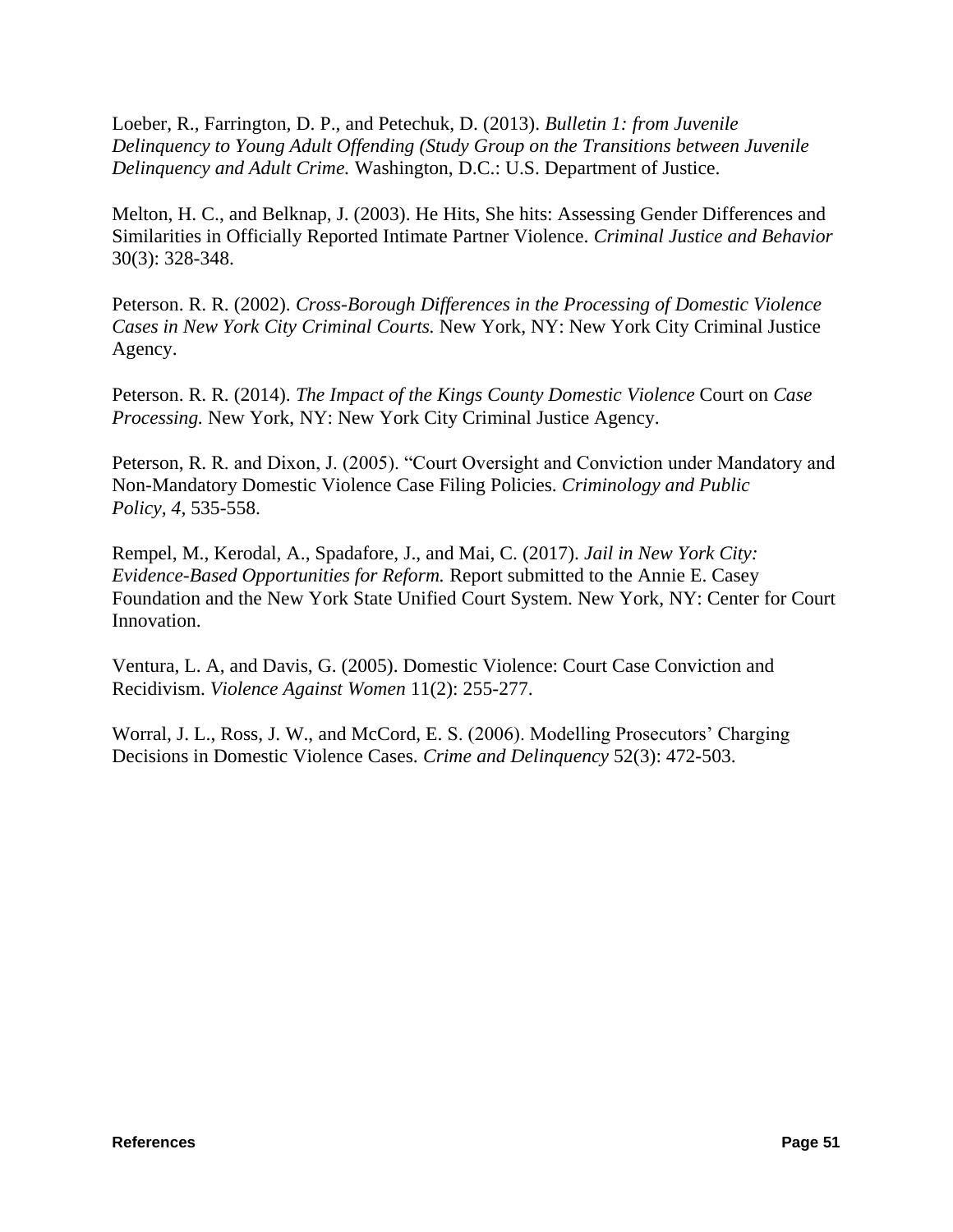Loeber, R., Farrington, D. P., and Petechuk, D. (2013). *Bulletin 1: from Juvenile Delinquency to Young Adult Offending (Study Group on the Transitions between Juvenile Delinquency and Adult Crime.* Washington, D.C.: U.S. Department of Justice.

Melton, H. C., and Belknap, J. (2003). He Hits, She hits: Assessing Gender Differences and Similarities in Officially Reported Intimate Partner Violence. *Criminal Justice and Behavior* 30(3): 328-348.

Peterson. R. R. (2002). *Cross-Borough Differences in the Processing of Domestic Violence Cases in New York City Criminal Courts.* New York, NY: New York City Criminal Justice Agency.

Peterson. R. R. (2014). *The Impact of the Kings County Domestic Violence* Court on *Case Processing.* New York, NY: New York City Criminal Justice Agency.

Peterson, R. R. and Dixon, J. (2005). "Court Oversight and Conviction under Mandatory and Non-Mandatory Domestic Violence Case Filing Policies. *Criminology and Public Policy, 4,* 535-558.

Rempel, M., Kerodal, A., Spadafore, J., and Mai, C. (2017). *Jail in New York City: Evidence-Based Opportunities for Reform.* Report submitted to the Annie E. Casey Foundation and the New York State Unified Court System. New York, NY: Center for Court Innovation.

Ventura, L. A, and Davis, G. (2005). Domestic Violence: Court Case Conviction and Recidivism. *Violence Against Women* 11(2): 255-277.

Worral, J. L., Ross, J. W., and McCord, E. S. (2006). Modelling Prosecutors' Charging Decisions in Domestic Violence Cases. *Crime and Delinquency* 52(3): 472-503.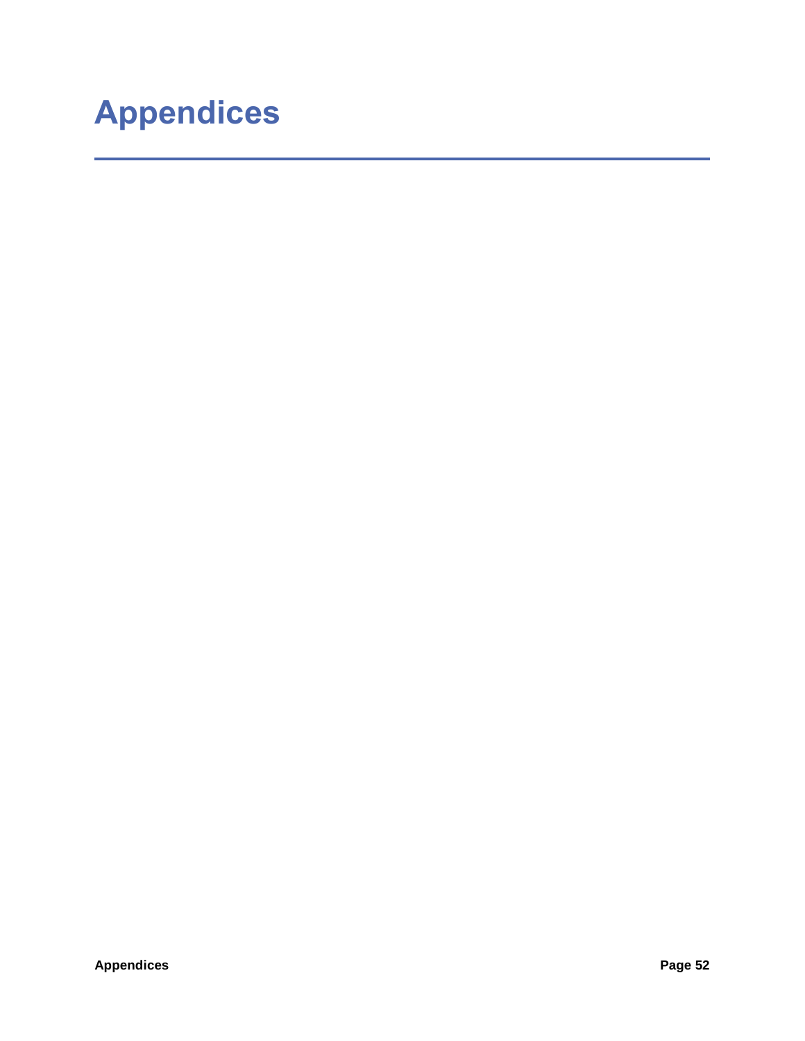# Appendices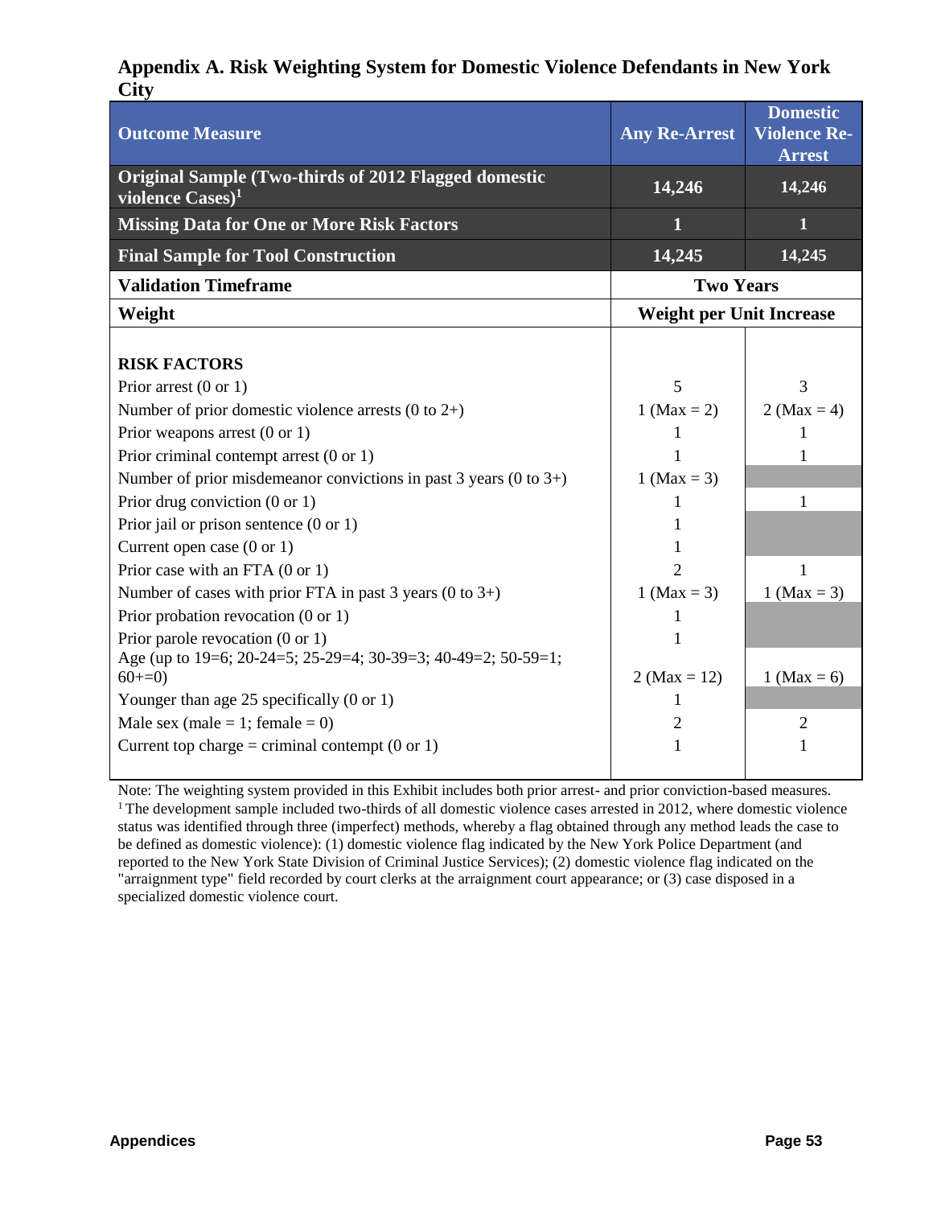## Appendix A. Risk Weighting System for Domestic Violence Defendants in New York City

| Outcome Measure | Any Re-Arrest | Domestic Violence Re-Arrest |
|---|---|---|
| **Original Sample (Two-thirds of 2012 Flagged domestic violence Cases)[1]** | **14,246** | **14,246** |
| **Missing Data for One or More Risk Factors** | **1** | **1** |
| **Final Sample for Tool Construction** | **14,245** | **14,245** |
| **Validation Timeframe** | **Two Years** | |
| **Weight** | **Weight per Unit Increase** | |
| **RISK FACTORS** | | |
| Prior arrest (0 or 1) | 5 | 3 |
| Number of prior domestic violence arrests (0 to 2+) | 1 (Max = 2) | 2 (Max = 4) |
| Prior weapons arrest (0 or 1) | 1 | 1 |
| Prior criminal contempt arrest (0 or 1) | 1 | 1 |
| Number of prior misdemeanor convictions in past 3 years (0 to 3+) | 1 (Max = 3) | |
| Prior drug conviction (0 or 1) | 1 | 1 |
| Prior jail or prison sentence (0 or 1) | 1 | |
| Current open case (0 or 1) | 1 | |
| Prior case with an FTA (0 or 1) | 2 | 1 |
| Number of cases with prior FTA in past 3 years (0 to 3+) | 1 (Max = 3) | 1 (Max = 3) |
| Prior probation revocation (0 or 1) | 1 | |
| Prior parole revocation (0 or 1) | 1 | |
| Age (up to 19=6; 20-24=5; 25-29=4; 30-39=3; 40-49=2; 50-59=1; 60+=0) | 2 (Max = 12) | 1 (Max = 6) |
| Younger than age 25 specifically (0 or 1) | 1 | |
| Male sex (male = 1; female = 0) | 2 | 2 |
| Current top charge = criminal contempt (0 or 1) | 1 | 1 |

Note: The weighting system provided in this Exhibit includes both prior arrest- and prior conviction-based measures.

[1] The development sample included two-thirds of all domestic violence cases arrested in 2012, where domestic violence status was identified through three (imperfect) methods, whereby a flag obtained through any method leads the case to be defined as domestic violence): (1) domestic violence flag indicated by the New York Police Department (and reported to the New York State Division of Criminal Justice Services); (2) domestic violence flag indicated on the "arraignment type" field recorded by court clerks at the arraignment court appearance; or (3) case disposed in a specialized domestic violence court.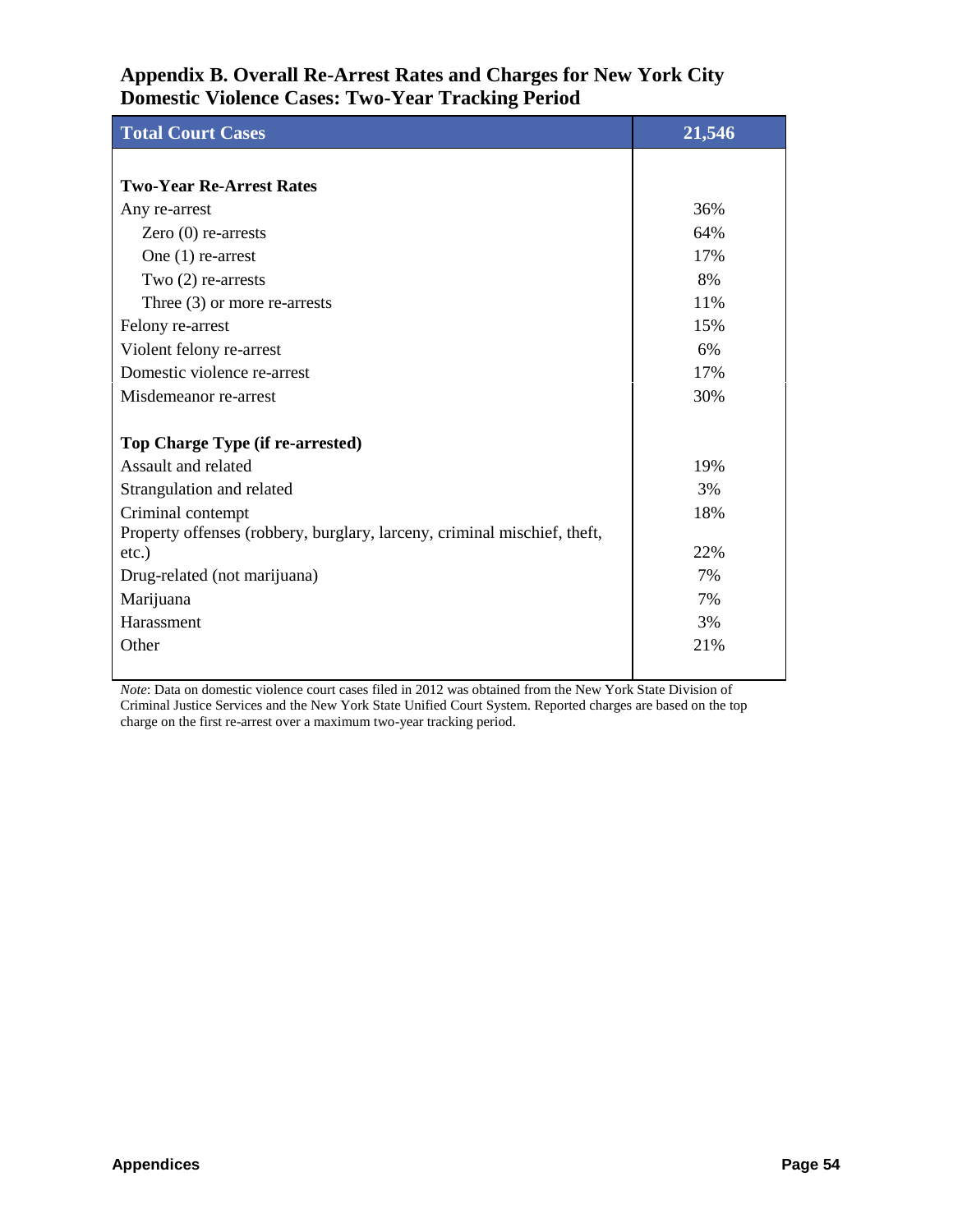## Appendix B. Overall Re-Arrest Rates and Charges for New York City Domestic Violence Cases: Two-Year Tracking Period

| Total Court Cases | 21,546 |
|---|---|
| **Two-Year Re-Arrest Rates** | |
| Any re-arrest | 36% |
| Zero (0) re-arrests | 64% |
| One (1) re-arrest | 17% |
| Two (2) re-arrests | 8% |
| Three (3) or more re-arrests | 11% |
| Felony re-arrest | 15% |
| Violent felony re-arrest | 6% |
| Domestic violence re-arrest | 17% |
| Misdemeanor re-arrest | 30% |
| **Top Charge Type (if re-arrested)** | |
| Assault and related | 19% |
| Strangulation and related | 3% |
| Criminal contempt | 18% |
| Property offenses (robbery, burglary, larceny, criminal mischief, theft, etc.) | 22% |
| Drug-related (not marijuana) | 7% |
| Marijuana | 7% |
| Harassment | 3% |
| Other | 21% |

*Note*: Data on domestic violence court cases filed in 2012 was obtained from the New York State Division of Criminal Justice Services and the New York State Unified Court System. Reported charges are based on the top charge on the first re-arrest over a maximum two-year tracking period.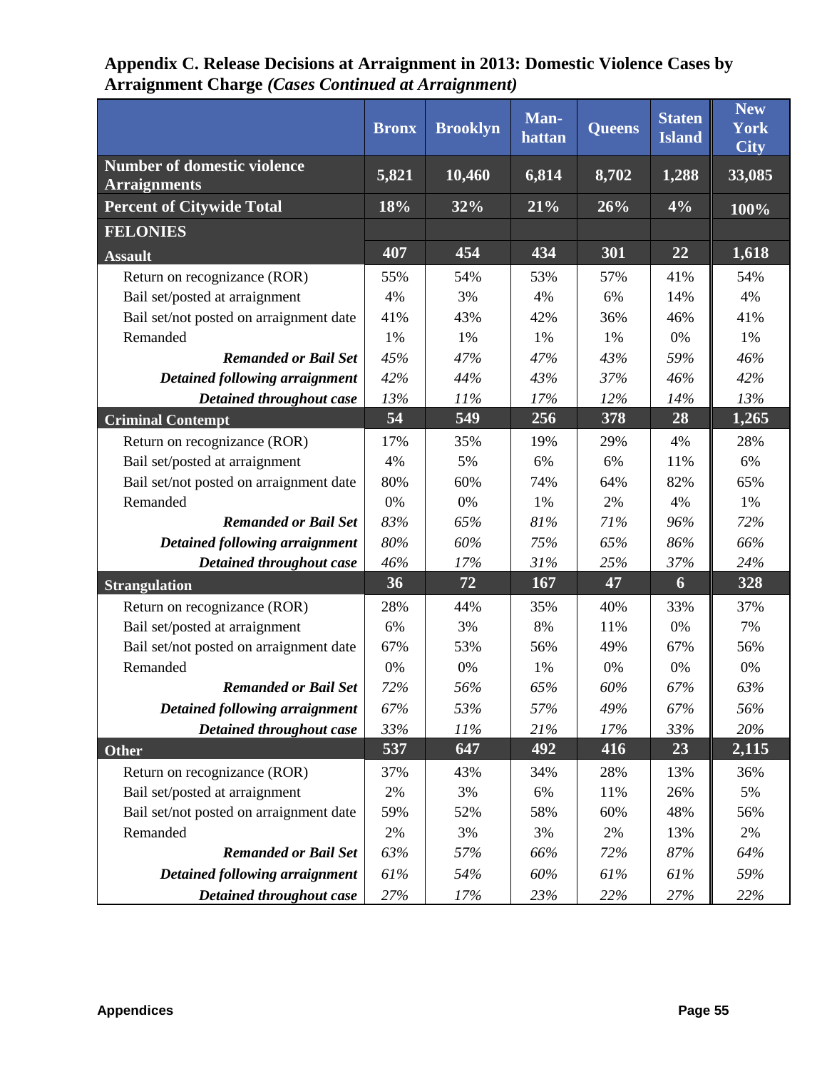## Appendix C. Release Decisions at Arraignment in 2013: Domestic Violence Cases by Arraignment Charge *(Cases Continued at Arraignment)*

| | Bronx | Brooklyn | Man-hattan | Queens | Staten Island | New York City |
|---|---|---|---|---|---|---|
| **Number of domestic violence Arraignments** | **5,821** | **10,460** | **6,814** | **8,702** | **1,288** | **33,085** |
| **Percent of Citywide Total** | **18%** | **32%** | **21%** | **26%** | **4%** | **100%** |
| **FELONIES** | | | | | | |
| **Assault** | **407** | **454** | **434** | **301** | **22** | **1,618** |
| Return on recognizance (ROR) | 55% | 54% | 53% | 57% | 41% | 54% |
| Bail set/posted at arraignment | 4% | 3% | 4% | 6% | 14% | 4% |
| Bail set/not posted on arraignment date | 41% | 43% | 42% | 36% | 46% | 41% |
| Remanded | 1% | 1% | 1% | 1% | 0% | 1% |
| ***Remanded or Bail Set*** | *45%* | *47%* | *47%* | *43%* | *59%* | *46%* |
| ***Detained following arraignment*** | *42%* | *44%* | *43%* | *37%* | *46%* | *42%* |
| ***Detained throughout case*** | *13%* | *11%* | *17%* | *12%* | *14%* | *13%* |
| **Criminal Contempt** | **54** | **549** | **256** | **378** | **28** | **1,265** |
| Return on recognizance (ROR) | 17% | 35% | 19% | 29% | 4% | 28% |
| Bail set/posted at arraignment | 4% | 5% | 6% | 6% | 11% | 6% |
| Bail set/not posted on arraignment date | 80% | 60% | 74% | 64% | 82% | 65% |
| Remanded | 0% | 0% | 1% | 2% | 4% | 1% |
| ***Remanded or Bail Set*** | *83%* | *65%* | *81%* | *71%* | *96%* | *72%* |
| ***Detained following arraignment*** | *80%* | *60%* | *75%* | *65%* | *86%* | *66%* |
| ***Detained throughout case*** | *46%* | *17%* | *31%* | *25%* | *37%* | *24%* |
| **Strangulation** | **36** | **72** | **167** | **47** | **6** | **328** |
| Return on recognizance (ROR) | 28% | 44% | 35% | 40% | 33% | 37% |
| Bail set/posted at arraignment | 6% | 3% | 8% | 11% | 0% | 7% |
| Bail set/not posted on arraignment date | 67% | 53% | 56% | 49% | 67% | 56% |
| Remanded | 0% | 0% | 1% | 0% | 0% | 0% |
| ***Remanded or Bail Set*** | *72%* | *56%* | *65%* | *60%* | *67%* | *63%* |
| ***Detained following arraignment*** | *67%* | *53%* | *57%* | *49%* | *67%* | *56%* |
| ***Detained throughout case*** | *33%* | *11%* | *21%* | *17%* | *33%* | *20%* |
| **Other** | **537** | **647** | **492** | **416** | **23** | **2,115** |
| Return on recognizance (ROR) | 37% | 43% | 34% | 28% | 13% | 36% |
| Bail set/posted at arraignment | 2% | 3% | 6% | 11% | 26% | 5% |
| Bail set/not posted on arraignment date | 59% | 52% | 58% | 60% | 48% | 56% |
| Remanded | 2% | 3% | 3% | 2% | 13% | 2% |
| ***Remanded or Bail Set*** | *63%* | *57%* | *66%* | *72%* | *87%* | *64%* |
| ***Detained following arraignment*** | *61%* | *54%* | *60%* | *61%* | *61%* | *59%* |
| ***Detained throughout case*** | *27%* | *17%* | *23%* | *22%* | *27%* | *22%* |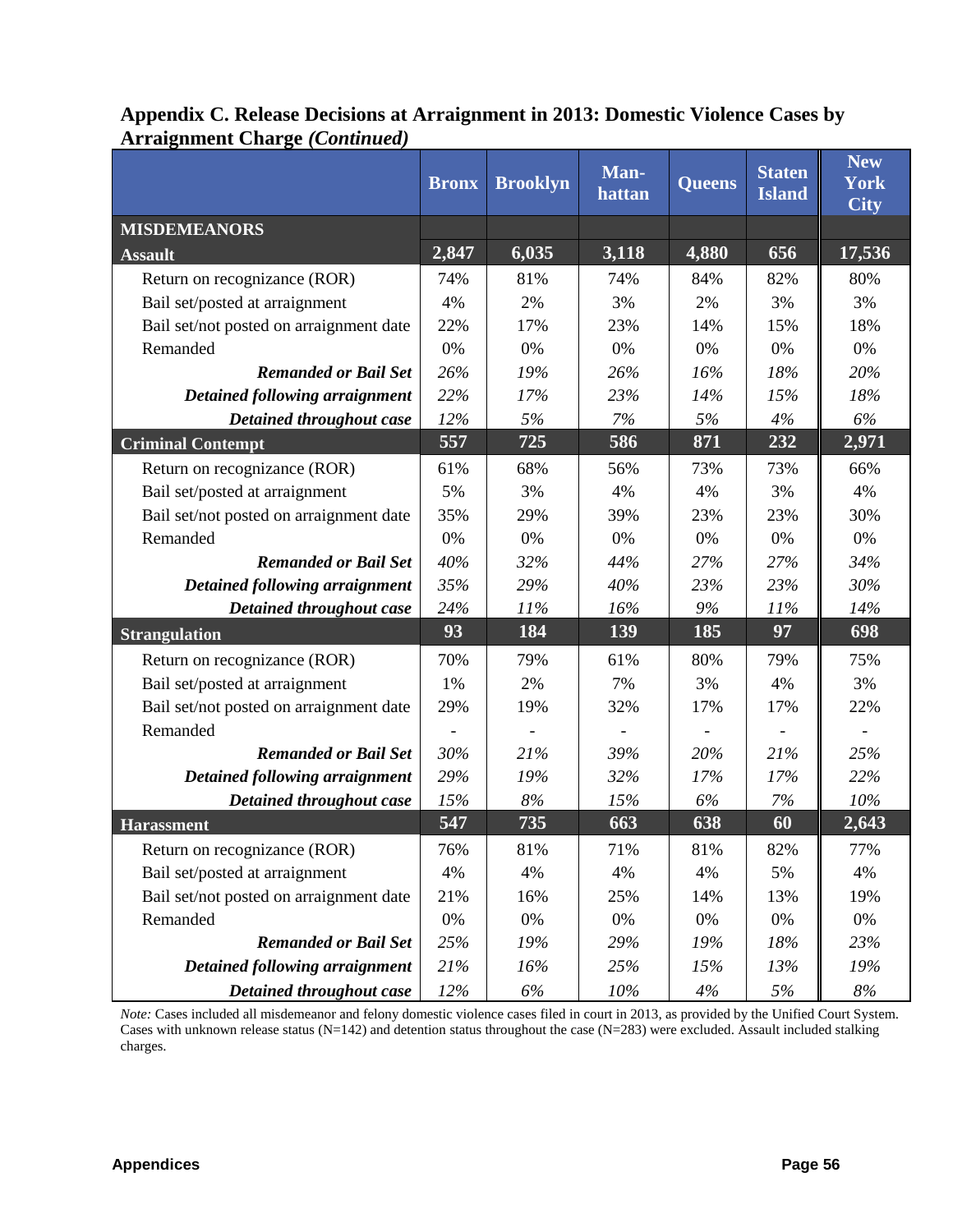## Appendix C. Release Decisions at Arraignment in 2013: Domestic Violence Cases by Arraignment Charge *(Continued)*

| | Bronx | Brooklyn | Man-hattan | Queens | Staten Island | New York City |
|---|---|---|---|---|---|---|
| **MISDEMEANORS** | | | | | | |
| **Assault** | **2,847** | **6,035** | **3,118** | **4,880** | **656** | **17,536** |
| Return on recognizance (ROR) | 74% | 81% | 74% | 84% | 82% | 80% |
| Bail set/posted at arraignment | 4% | 2% | 3% | 2% | 3% | 3% |
| Bail set/not posted on arraignment date | 22% | 17% | 23% | 14% | 15% | 18% |
| Remanded | 0% | 0% | 0% | 0% | 0% | 0% |
| ***Remanded or Bail Set*** | *26%* | *19%* | *26%* | *16%* | *18%* | *20%* |
| ***Detained following arraignment*** | *22%* | *17%* | *23%* | *14%* | *15%* | *18%* |
| ***Detained throughout case*** | *12%* | *5%* | *7%* | *5%* | *4%* | *6%* |
| **Criminal Contempt** | **557** | **725** | **586** | **871** | **232** | **2,971** |
| Return on recognizance (ROR) | 61% | 68% | 56% | 73% | 73% | 66% |
| Bail set/posted at arraignment | 5% | 3% | 4% | 4% | 3% | 4% |
| Bail set/not posted on arraignment date | 35% | 29% | 39% | 23% | 23% | 30% |
| Remanded | 0% | 0% | 0% | 0% | 0% | 0% |
| ***Remanded or Bail Set*** | *40%* | *32%* | *44%* | *27%* | *27%* | *34%* |
| ***Detained following arraignment*** | *35%* | *29%* | *40%* | *23%* | *23%* | *30%* |
| ***Detained throughout case*** | *24%* | *11%* | *16%* | *9%* | *11%* | *14%* |
| **Strangulation** | **93** | **184** | **139** | **185** | **97** | **698** |
| Return on recognizance (ROR) | 70% | 79% | 61% | 80% | 79% | 75% |
| Bail set/posted at arraignment | 1% | 2% | 7% | 3% | 4% | 3% |
| Bail set/not posted on arraignment date | 29% | 19% | 32% | 17% | 17% | 22% |
| Remanded | - | - | - | - | - | - |
| ***Remanded or Bail Set*** | *30%* | *21%* | *39%* | *20%* | *21%* | *25%* |
| ***Detained following arraignment*** | *29%* | *19%* | *32%* | *17%* | *17%* | *22%* |
| ***Detained throughout case*** | *15%* | *8%* | *15%* | *6%* | *7%* | *10%* |
| **Harassment** | **547** | **735** | **663** | **638** | **60** | **2,643** |
| Return on recognizance (ROR) | 76% | 81% | 71% | 81% | 82% | 77% |
| Bail set/posted at arraignment | 4% | 4% | 4% | 4% | 5% | 4% |
| Bail set/not posted on arraignment date | 21% | 16% | 25% | 14% | 13% | 19% |
| Remanded | 0% | 0% | 0% | 0% | 0% | 0% |
| ***Remanded or Bail Set*** | *25%* | *19%* | *29%* | *19%* | *18%* | *23%* |
| ***Detained following arraignment*** | *21%* | *16%* | *25%* | *15%* | *13%* | *19%* |
| ***Detained throughout case*** | *12%* | *6%* | *10%* | *4%* | *5%* | *8%* |

*Note:* Cases included all misdemeanor and felony domestic violence cases filed in court in 2013, as provided by the Unified Court System. Cases with unknown release status (N=142) and detention status throughout the case (N=283) were excluded. Assault included stalking charges.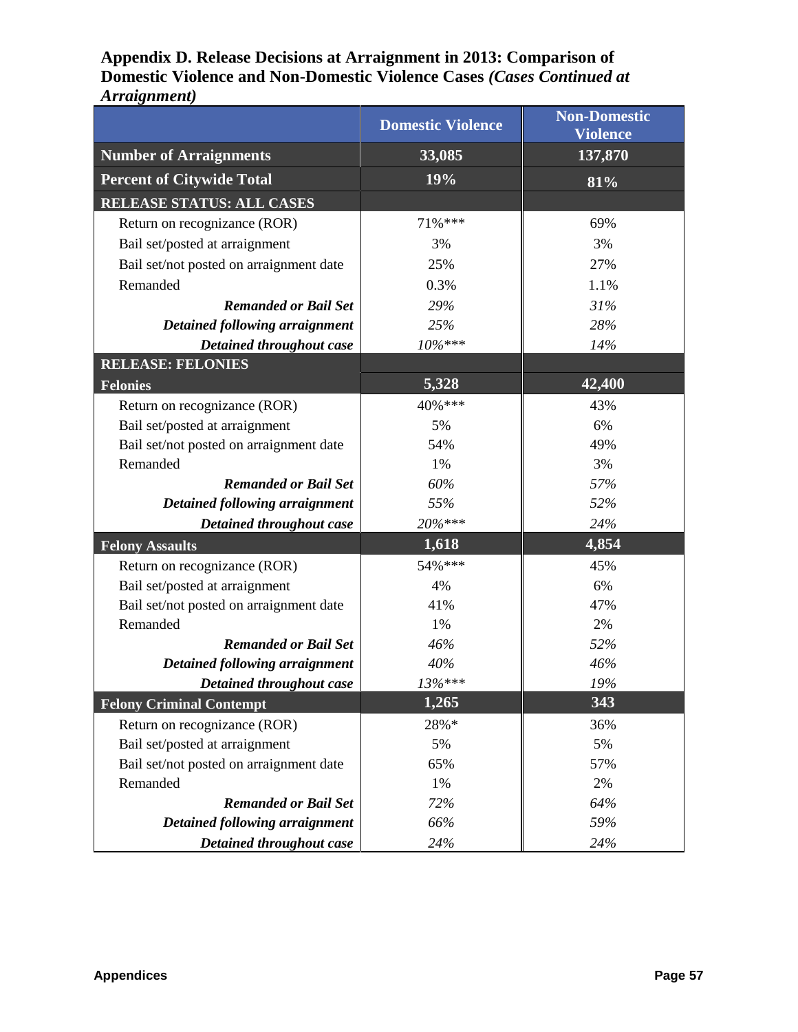## Appendix D. Release Decisions at Arraignment in 2013: Comparison of Domestic Violence and Non-Domestic Violence Cases *(Cases Continued at Arraignment)*

| | Domestic Violence | Non-Domestic Violence |
|---|---|---|
| **Number of Arraignments** | **33,085** | **137,870** |
| **Percent of Citywide Total** | **19%** | **81%** |
| **RELEASE STATUS: ALL CASES** | | |
| Return on recognizance (ROR) | 71%*** | 69% |
| Bail set/posted at arraignment | 3% | 3% |
| Bail set/not posted on arraignment date | 25% | 27% |
| Remanded | 0.3% | 1.1% |
| ***Remanded or Bail Set*** | *29%* | *31%* |
| ***Detained following arraignment*** | *25%* | *28%* |
| ***Detained throughout case*** | *10%**** | *14%* |
| **RELEASE: FELONIES** | | |
| **Felonies** | **5,328** | **42,400** |
| Return on recognizance (ROR) | 40%*** | 43% |
| Bail set/posted at arraignment | 5% | 6% |
| Bail set/not posted on arraignment date | 54% | 49% |
| Remanded | 1% | 3% |
| ***Remanded or Bail Set*** | *60%* | *57%* |
| ***Detained following arraignment*** | *55%* | *52%* |
| ***Detained throughout case*** | *20%**** | *24%* |
| **Felony Assaults** | **1,618** | **4,854** |
| Return on recognizance (ROR) | 54%*** | 45% |
| Bail set/posted at arraignment | 4% | 6% |
| Bail set/not posted on arraignment date | 41% | 47% |
| Remanded | 1% | 2% |
| ***Remanded or Bail Set*** | *46%* | *52%* |
| ***Detained following arraignment*** | *40%* | *46%* |
| ***Detained throughout case*** | *13%**** | *19%* |
| **Felony Criminal Contempt** | **1,265** | **343** |
| Return on recognizance (ROR) | 28%* | 36% |
| Bail set/posted at arraignment | 5% | 5% |
| Bail set/not posted on arraignment date | 65% | 57% |
| Remanded | 1% | 2% |
| ***Remanded or Bail Set*** | *72%* | *64%* |
| ***Detained following arraignment*** | *66%* | *59%* |
| ***Detained throughout case*** | *24%* | *24%* |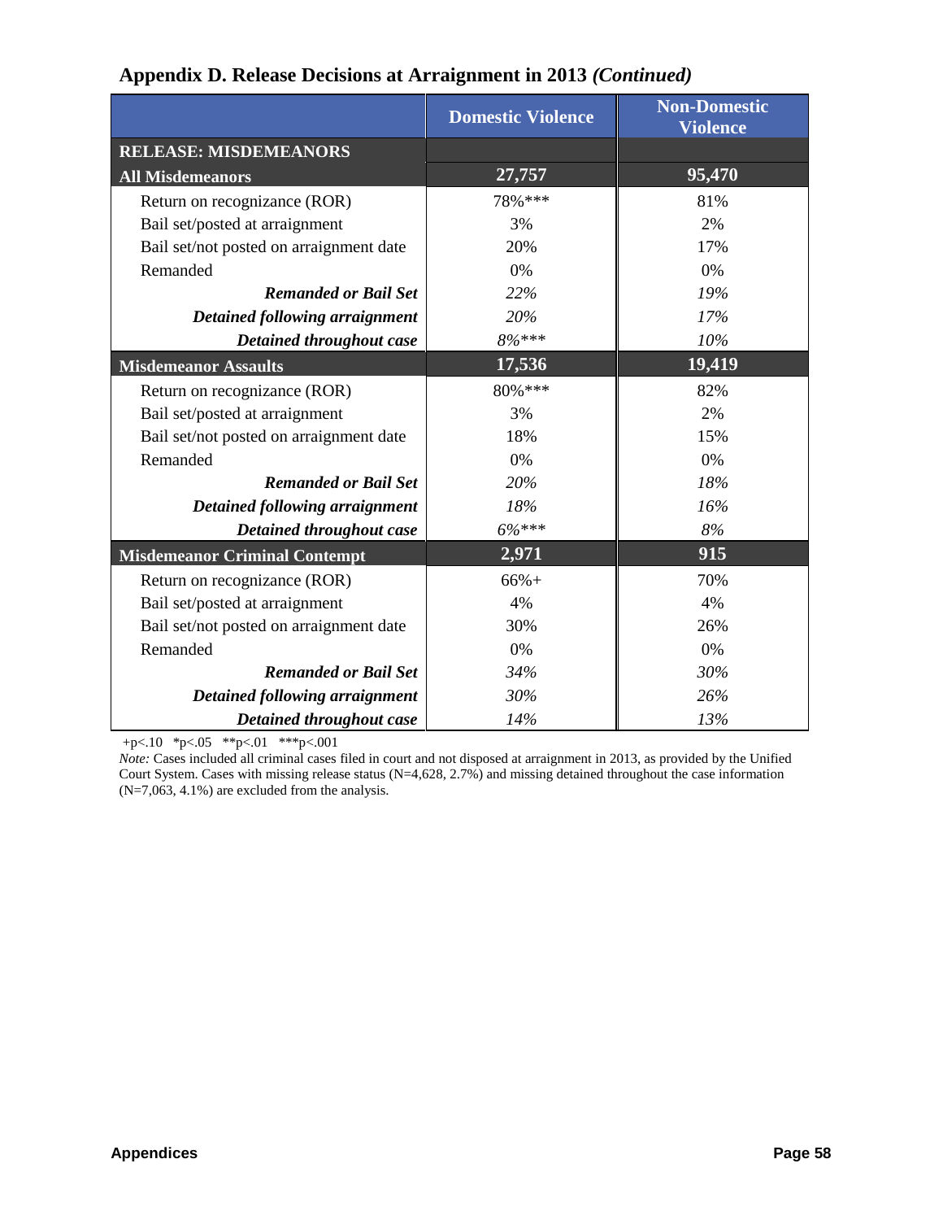## Appendix D. Release Decisions at Arraignment in 2013 *(Continued)*

| | Domestic Violence | Non-Domestic Violence |
|---|---|---|
| **RELEASE: MISDEMEANORS** | | |
| **All Misdemeanors** | **27,757** | **95,470** |
| Return on recognizance (ROR) | 78%*** | 81% |
| Bail set/posted at arraignment | 3% | 2% |
| Bail set/not posted on arraignment date | 20% | 17% |
| Remanded | 0% | 0% |
| ***Remanded or Bail Set*** | *22%* | *19%* |
| ***Detained following arraignment*** | *20%* | *17%* |
| ***Detained throughout case*** | *8%**** | *10%* |
| **Misdemeanor Assaults** | **17,536** | **19,419** |
| Return on recognizance (ROR) | 80%*** | 82% |
| Bail set/posted at arraignment | 3% | 2% |
| Bail set/not posted on arraignment date | 18% | 15% |
| Remanded | 0% | 0% |
| ***Remanded or Bail Set*** | *20%* | *18%* |
| ***Detained following arraignment*** | *18%* | *16%* |
| ***Detained throughout case*** | *6%**** | *8%* |
| **Misdemeanor Criminal Contempt** | **2,971** | **915** |
| Return on recognizance (ROR) | 66%+ | 70% |
| Bail set/posted at arraignment | 4% | 4% |
| Bail set/not posted on arraignment date | 30% | 26% |
| Remanded | 0% | 0% |
| ***Remanded or Bail Set*** | *34%* | *30%* |
| ***Detained following arraignment*** | *30%* | *26%* |
| ***Detained throughout case*** | *14%* | *13%* |

+p<.10 *p<.05 **p<.01 ***p<.001

*Note:* Cases included all criminal cases filed in court and not disposed at arraignment in 2013, as provided by the Unified Court System. Cases with missing release status (N=4,628, 2.7%) and missing detained throughout the case information (N=7,063, 4.1%) are excluded from the analysis.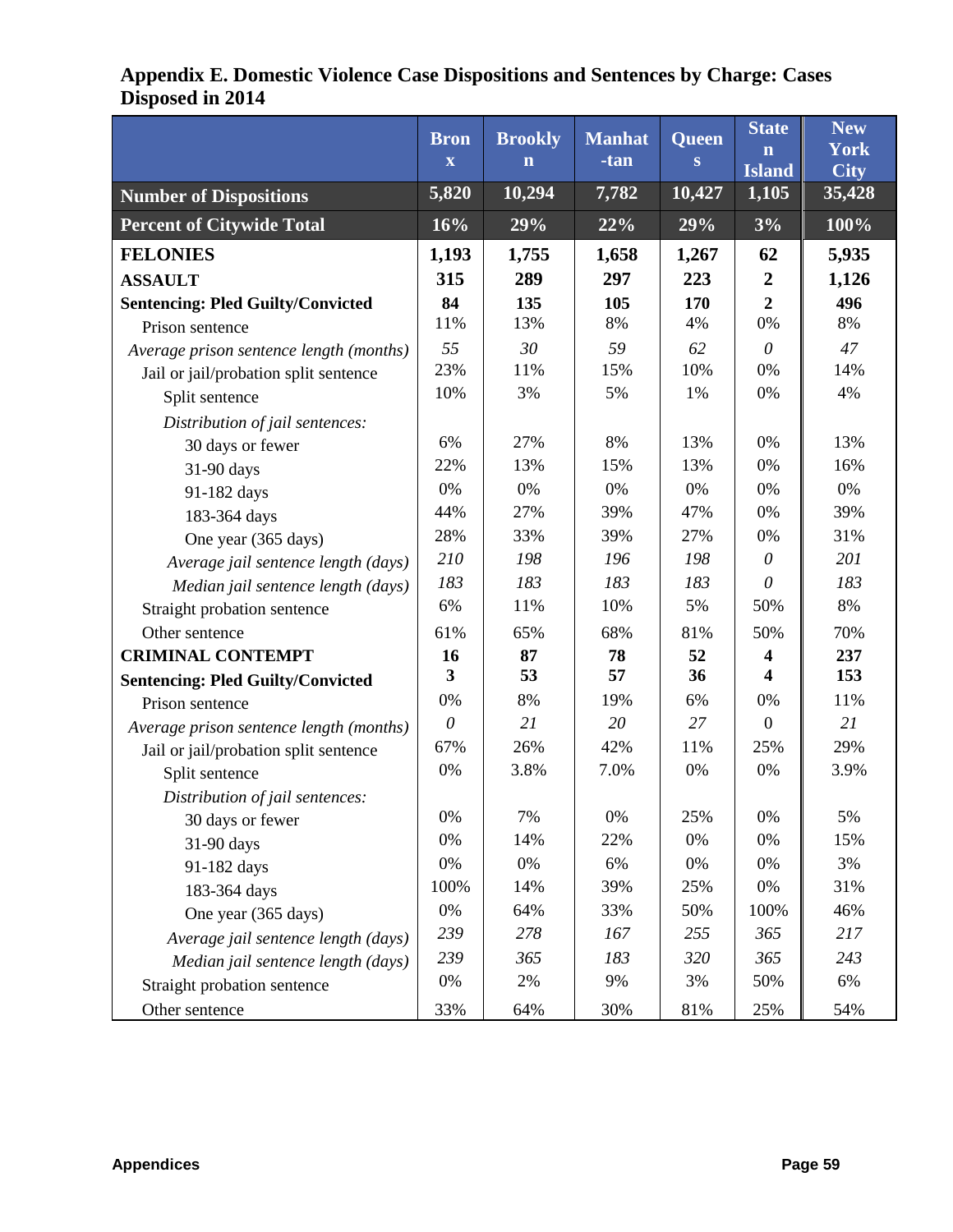## Appendix E. Domestic Violence Case Dispositions and Sentences by Charge: Cases Disposed in 2014

| | Bronx | Brooklyn | Manhat-tan | Queens | Staten Island | New York City |
|---|---|---|---|---|---|---|
| **Number of Dispositions** | 5,820 | 10,294 | 7,782 | 10,427 | 1,105 | 35,428 |
| **Percent of Citywide Total** | 16% | 29% | 22% | 29% | 3% | 100% |
| **FELONIES** | **1,193** | **1,755** | **1,658** | **1,267** | **62** | **5,935** |
| **ASSAULT** | **315** | **289** | **297** | **223** | **2** | **1,126** |
| **Sentencing: Pled Guilty/Convicted** | **84** | **135** | **105** | **170** | **2** | **496** |
| Prison sentence | 11% | 13% | 8% | 4% | 0% | 8% |
| *Average prison sentence length (months)* | *55* | *30* | *59* | *62* | *0* | *47* |
| Jail or jail/probation split sentence | 23% | 11% | 15% | 10% | 0% | 14% |
| Split sentence | 10% | 3% | 5% | 1% | 0% | 4% |
| *Distribution of jail sentences:* | | | | | | |
| 30 days or fewer | 6% | 27% | 8% | 13% | 0% | 13% |
| 31-90 days | 22% | 13% | 15% | 13% | 0% | 16% |
| 91-182 days | 0% | 0% | 0% | 0% | 0% | 0% |
| 183-364 days | 44% | 27% | 39% | 47% | 0% | 39% |
| One year (365 days) | 28% | 33% | 39% | 27% | 0% | 31% |
| *Average jail sentence length (days)* | *210* | *198* | *196* | *198* | *0* | *201* |
| *Median jail sentence length (days)* | *183* | *183* | *183* | *183* | *0* | *183* |
| Straight probation sentence | 6% | 11% | 10% | 5% | 50% | 8% |
| Other sentence | 61% | 65% | 68% | 81% | 50% | 70% |
| **CRIMINAL CONTEMPT** | **16** | **87** | **78** | **52** | **4** | **237** |
| **Sentencing: Pled Guilty/Convicted** | **3** | **53** | **57** | **36** | **4** | **153** |
| Prison sentence | 0% | 8% | 19% | 6% | 0% | 11% |
| *Average prison sentence length (months)* | *0* | *21* | *20* | *27* | 0 | *21* |
| Jail or jail/probation split sentence | 67% | 26% | 42% | 11% | 25% | 29% |
| Split sentence | 0% | 3.8% | 7.0% | 0% | 0% | 3.9% |
| *Distribution of jail sentences:* | | | | | | |
| 30 days or fewer | 0% | 7% | 0% | 25% | 0% | 5% |
| 31-90 days | 0% | 14% | 22% | 0% | 0% | 15% |
| 91-182 days | 0% | 0% | 6% | 0% | 0% | 3% |
| 183-364 days | 100% | 14% | 39% | 25% | 0% | 31% |
| One year (365 days) | 0% | 64% | 33% | 50% | 100% | 46% |
| *Average jail sentence length (days)* | *239* | *278* | *167* | *255* | *365* | *217* |
| *Median jail sentence length (days)* | *239* | *365* | *183* | *320* | *365* | *243* |
| Straight probation sentence | 0% | 2% | 9% | 3% | 50% | 6% |
| Other sentence | 33% | 64% | 30% | 81% | 25% | 54% |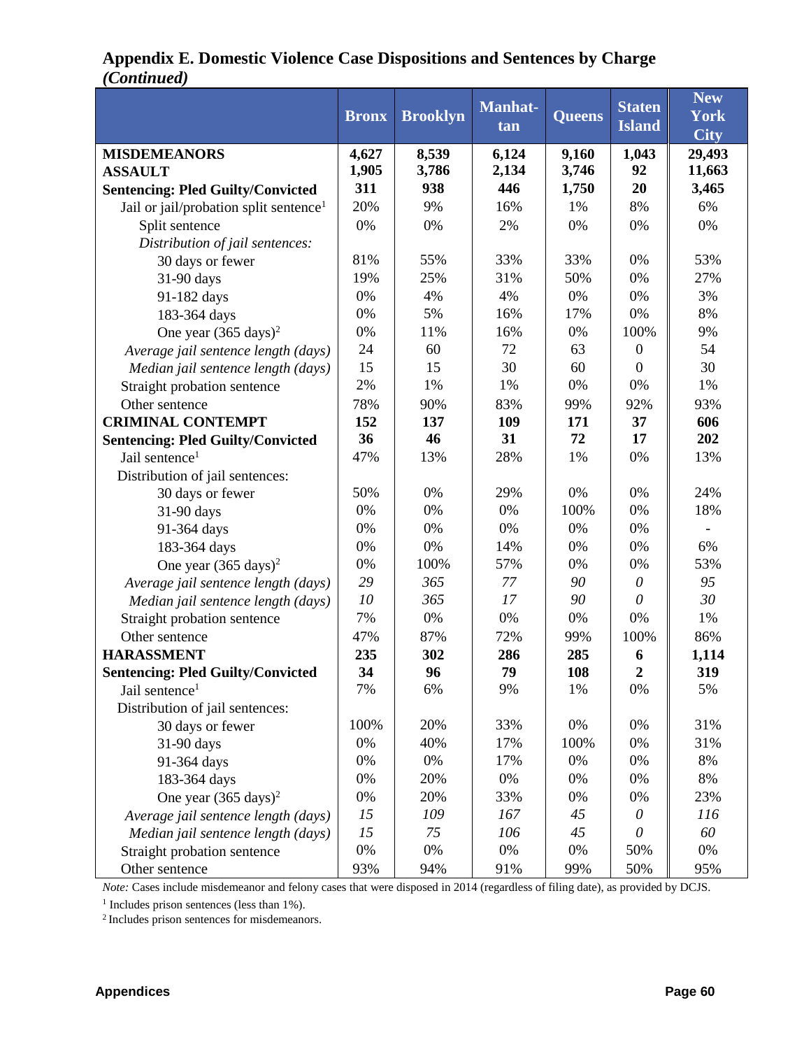## Appendix E. Domestic Violence Case Dispositions and Sentences by Charge *(Continued)*

| | Bronx | Brooklyn | Manhattan | Queens | Staten Island | New York City |
|---|---|---|---|---|---|---|
| **MISDEMEANORS** | **4,627** | **8,539** | **6,124** | **9,160** | **1,043** | **29,493** |
| **ASSAULT** | **1,905** | **3,786** | **2,134** | **3,746** | **92** | **11,663** |
| **Sentencing: Pled Guilty/Convicted** | **311** | **938** | **446** | **1,750** | **20** | **3,465** |
| Jail or jail/probation split sentence[1] | 20% | 9% | 16% | 1% | 8% | 6% |
| Split sentence | 0% | 0% | 2% | 0% | 0% | 0% |
| *Distribution of jail sentences:* | | | | | | |
| 30 days or fewer | 81% | 55% | 33% | 33% | 0% | 53% |
| 31-90 days | 19% | 25% | 31% | 50% | 0% | 27% |
| 91-182 days | 0% | 4% | 4% | 0% | 0% | 3% |
| 183-364 days | 0% | 5% | 16% | 17% | 0% | 8% |
| One year (365 days)[2] | 0% | 11% | 16% | 0% | 100% | 9% |
| *Average jail sentence length (days)* | 24 | 60 | 72 | 63 | 0 | 54 |
| *Median jail sentence length (days)* | 15 | 15 | 30 | 60 | 0 | 30 |
| Straight probation sentence | 2% | 1% | 1% | 0% | 0% | 1% |
| Other sentence | 78% | 90% | 83% | 99% | 92% | 93% |
| **CRIMINAL CONTEMPT** | **152** | **137** | **109** | **171** | **37** | **606** |
| **Sentencing: Pled Guilty/Convicted** | **36** | **46** | **31** | **72** | **17** | **202** |
| Jail sentence[1] | 47% | 13% | 28% | 1% | 0% | 13% |
| Distribution of jail sentences: | | | | | | |
| 30 days or fewer | 50% | 0% | 29% | 0% | 0% | 24% |
| 31-90 days | 0% | 0% | 0% | 100% | 0% | 18% |
| 91-364 days | 0% | 0% | 0% | 0% | 0% | - |
| 183-364 days | 0% | 0% | 14% | 0% | 0% | 6% |
| One year (365 days)[2] | 0% | 100% | 57% | 0% | 0% | 53% |
| *Average jail sentence length (days)* | *29* | *365* | *77* | *90* | *0* | *95* |
| *Median jail sentence length (days)* | *10* | *365* | *17* | *90* | *0* | *30* |
| Straight probation sentence | 7% | 0% | 0% | 0% | 0% | 1% |
| Other sentence | 47% | 87% | 72% | 99% | 100% | 86% |
| **HARASSMENT** | **235** | **302** | **286** | **285** | **6** | **1,114** |
| **Sentencing: Pled Guilty/Convicted** | **34** | **96** | **79** | **108** | **2** | **319** |
| Jail sentence[1] | 7% | 6% | 9% | 1% | 0% | 5% |
| Distribution of jail sentences: | | | | | | |
| 30 days or fewer | 100% | 20% | 33% | 0% | 0% | 31% |
| 31-90 days | 0% | 40% | 17% | 100% | 0% | 31% |
| 91-364 days | 0% | 0% | 17% | 0% | 0% | 8% |
| 183-364 days | 0% | 20% | 0% | 0% | 0% | 8% |
| One year (365 days)[2] | 0% | 20% | 33% | 0% | 0% | 23% |
| *Average jail sentence length (days)* | *15* | *109* | *167* | *45* | *0* | *116* |
| *Median jail sentence length (days)* | *15* | *75* | *106* | *45* | *0* | *60* |
| Straight probation sentence | 0% | 0% | 0% | 0% | 50% | 0% |
| Other sentence | 93% | 94% | 91% | 99% | 50% | 95% |

*Note:* Cases include misdemeanor and felony cases that were disposed in 2014 (regardless of filing date), as provided by DCJS.

[1] Includes prison sentences (less than 1%).

[2] Includes prison sentences for misdemeanors.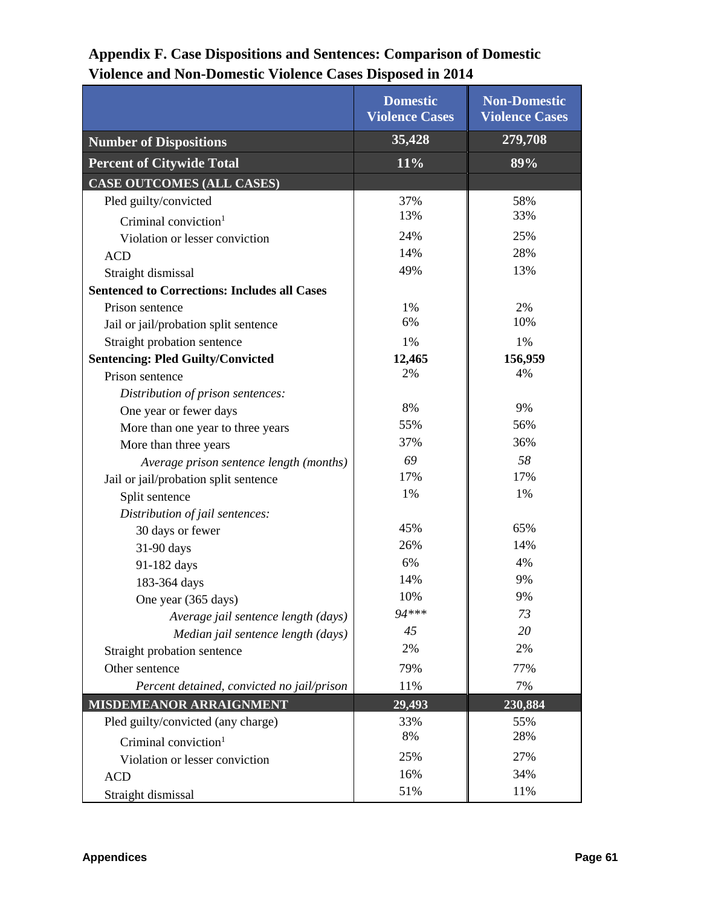## Appendix F. Case Dispositions and Sentences: Comparison of Domestic Violence and Non-Domestic Violence Cases Disposed in 2014

| | Domestic Violence Cases | Non-Domestic Violence Cases |
|---|---|---|
| **Number of Dispositions** | **35,428** | **279,708** |
| **Percent of Citywide Total** | **11%** | **89%** |
| **CASE OUTCOMES (ALL CASES)** | | |
| Pled guilty/convicted | 37% | 58% |
| Criminal conviction[1] | 13% | 33% |
| Violation or lesser conviction | 24% | 25% |
| ACD | 14% | 28% |
| Straight dismissal | 49% | 13% |
| **Sentenced to Corrections: Includes all Cases** | | |
| Prison sentence | 1% | 2% |
| Jail or jail/probation split sentence | 6% | 10% |
| Straight probation sentence | 1% | 1% |
| **Sentencing: Pled Guilty/Convicted** | **12,465** | **156,959** |
| Prison sentence | 2% | 4% |
| *Distribution of prison sentences:* | | |
| One year or fewer days | 8% | 9% |
| More than one year to three years | 55% | 56% |
| More than three years | 37% | 36% |
| *Average prison sentence length (months)* | *69* | *58* |
| Jail or jail/probation split sentence | 17% | 17% |
| Split sentence | 1% | 1% |
| *Distribution of jail sentences:* | | |
| 30 days or fewer | 45% | 65% |
| 31-90 days | 26% | 14% |
| 91-182 days | 6% | 4% |
| 183-364 days | 14% | 9% |
| One year (365 days) | 10% | 9% |
| *Average jail sentence length (days)* | *94****** | *73* |
| *Median jail sentence length (days)* | *45* | *20* |
| Straight probation sentence | 2% | 2% |
| Other sentence | 79% | 77% |
| *Percent detained, convicted no jail/prison* | 11% | 7% |
| **MISDEMEANOR ARRAIGNMENT** | **29,493** | **230,884** |
| Pled guilty/convicted (any charge) | 33% | 55% |
| Criminal conviction[1] | 8% | 28% |
| Violation or lesser conviction | 25% | 27% |
| ACD | 16% | 34% |
| Straight dismissal | 51% | 11% |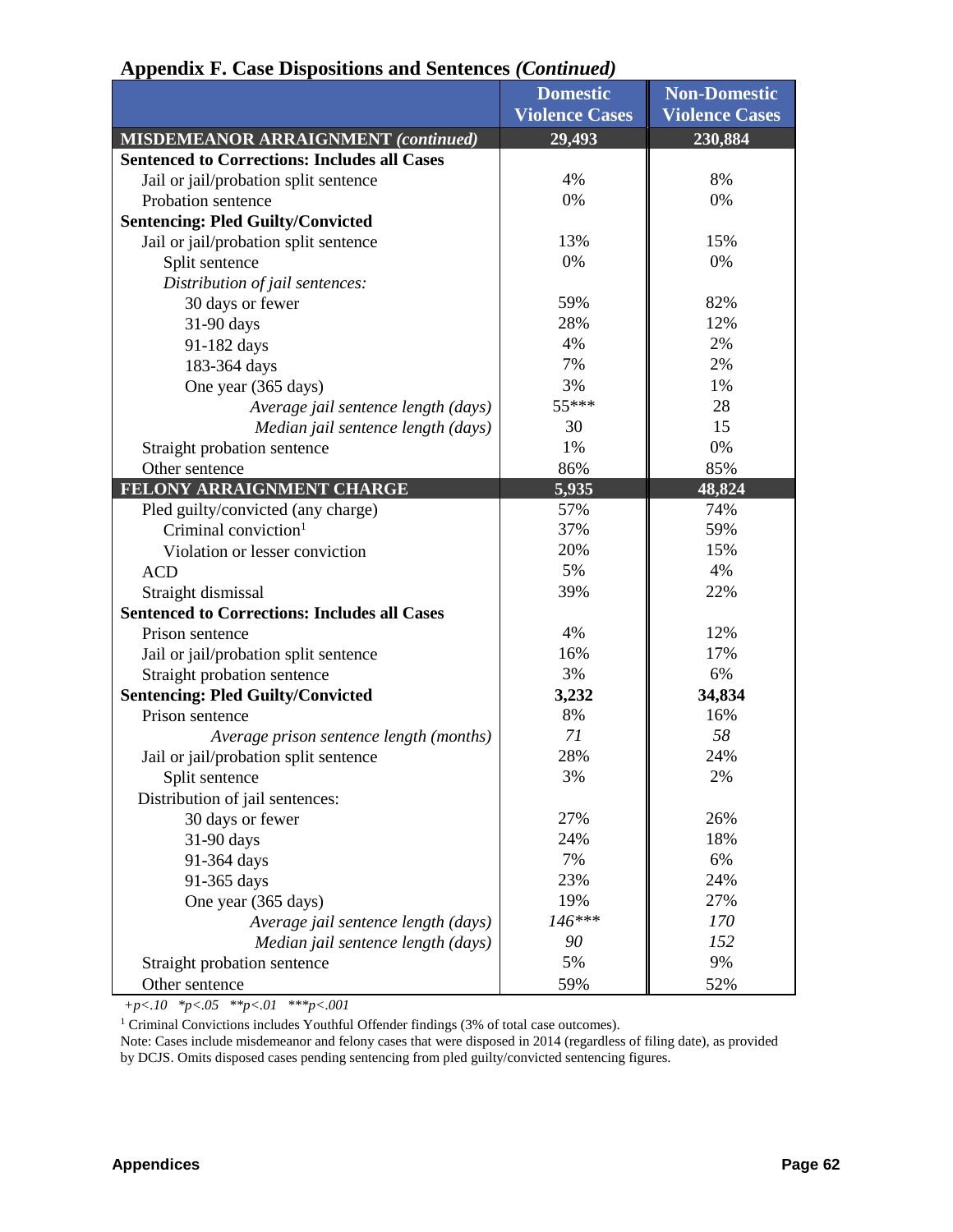## Appendix F. Case Dispositions and Sentences *(Continued)*

| | Domestic Violence Cases | Non-Domestic Violence Cases |
|---|---|---|
| **MISDEMEANOR ARRAIGNMENT *(continued)*** | **29,493** | **230,884** |
| **Sentenced to Corrections: Includes all Cases** | | |
| Jail or jail/probation split sentence | 4% | 8% |
| Probation sentence | 0% | 0% |
| **Sentencing: Pled Guilty/Convicted** | | |
| Jail or jail/probation split sentence | 13% | 15% |
| Split sentence | 0% | 0% |
| *Distribution of jail sentences:* | | |
| 30 days or fewer | 59% | 82% |
| 31-90 days | 28% | 12% |
| 91-182 days | 4% | 2% |
| 183-364 days | 7% | 2% |
| One year (365 days) | 3% | 1% |
| *Average jail sentence length (days)* | 55*** | 28 |
| *Median jail sentence length (days)* | 30 | 15 |
| Straight probation sentence | 1% | 0% |
| Other sentence | 86% | 85% |
| **FELONY ARRAIGNMENT CHARGE** | **5,935** | **48,824** |
| Pled guilty/convicted (any charge) | 57% | 74% |
| Criminal conviction[1] | 37% | 59% |
| Violation or lesser conviction | 20% | 15% |
| ACD | 5% | 4% |
| Straight dismissal | 39% | 22% |
| **Sentenced to Corrections: Includes all Cases** | | |
| Prison sentence | 4% | 12% |
| Jail or jail/probation split sentence | 16% | 17% |
| Straight probation sentence | 3% | 6% |
| **Sentencing: Pled Guilty/Convicted** | **3,232** | **34,834** |
| Prison sentence | 8% | 16% |
| *Average prison sentence length (months)* | *71* | *58* |
| Jail or jail/probation split sentence | 28% | 24% |
| Split sentence | 3% | 2% |
| Distribution of jail sentences: | | |
| 30 days or fewer | 27% | 26% |
| 31-90 days | 24% | 18% |
| 91-364 days | 7% | 6% |
| 91-365 days | 23% | 24% |
| One year (365 days) | 19% | 27% |
| *Average jail sentence length (days)* | *146**** | *170* |
| *Median jail sentence length (days)* | *90* | *152* |
| Straight probation sentence | 5% | 9% |
| Other sentence | 59% | 52% |

*+p<.10 \*p<.05 \*\*p<.01 \*\*\*p<.001*

[1] Criminal Convictions includes Youthful Offender findings (3% of total case outcomes).

Note: Cases include misdemeanor and felony cases that were disposed in 2014 (regardless of filing date), as provided by DCJS. Omits disposed cases pending sentencing from pled guilty/convicted sentencing figures.